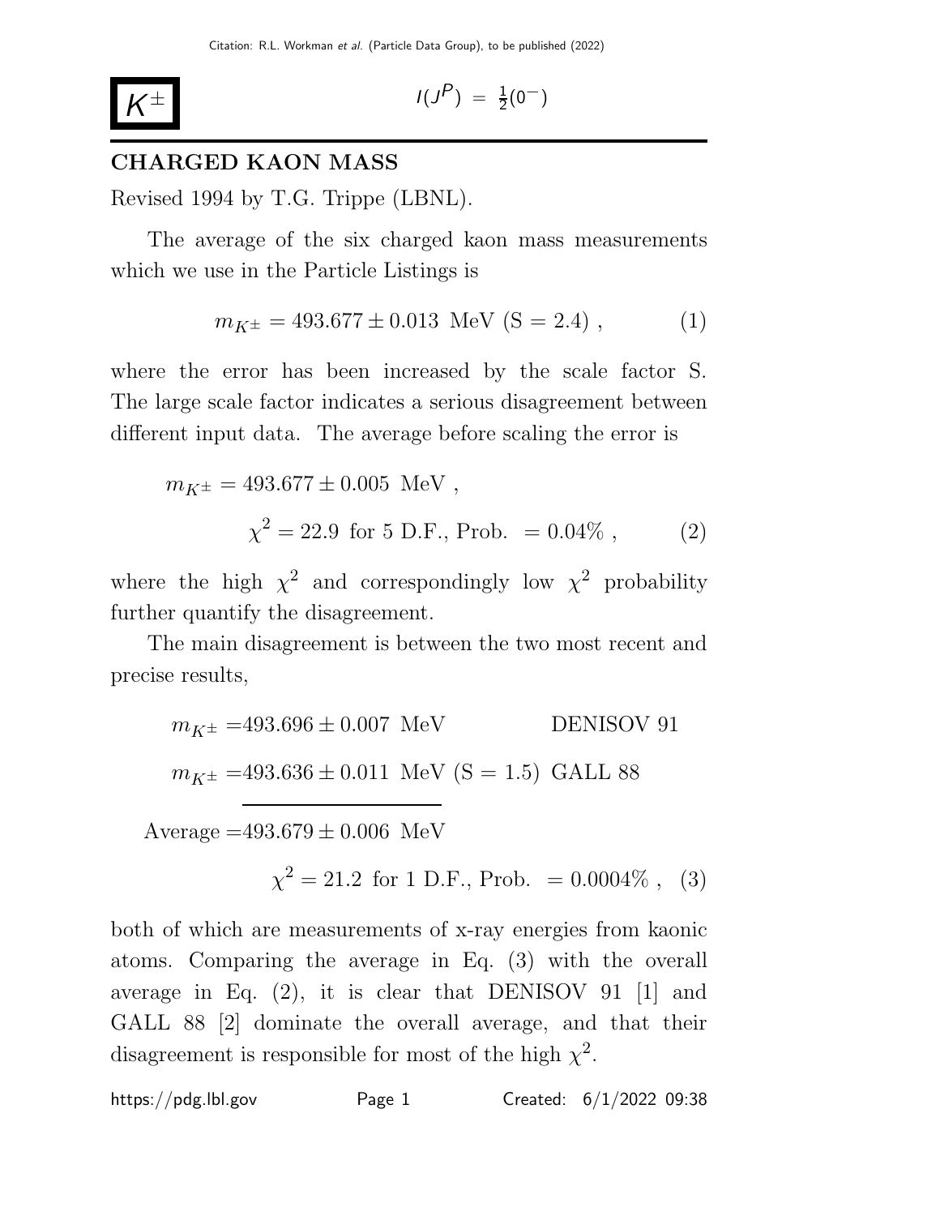# $K^{\pm}$

$I(J^P) = \frac{1}{2}(0^-)$

## CHARGED KAON MASS

Revised 1994 by T.G. Trippe (LBNL).

The average of the six charged kaon mass measurements which we use in the Particle Listings is

$$m_{K^{\pm}} = 493.677 \pm 0.013 \text{ MeV (S} = 2.4) , \tag{1}$$

where the error has been increased by the scale factor S. The large scale factor indicates a serious disagreement between different input data. The average before scaling the error is

$$m_{K^{\pm}} = 493.677 \pm 0.005 \text{ MeV} ,$$
$$\chi^2 = 22.9 \text{ for 5 D.F., Prob. } = 0.04\% , \tag{2}$$

where the high $\chi^2$ and correspondingly low $\chi^2$ probability further quantify the disagreement.

The main disagreement is between the two most recent and precise results,

$$m_{K^{\pm}} = 493.696 \pm 0.007 \text{ MeV} \qquad \text{DENISOV 91}$$
$$m_{K^{\pm}} = 493.636 \pm 0.011 \text{ MeV (S} = 1.5) \quad \text{GALL 88}$$

$$\text{Average} = 493.679 \pm 0.006 \text{ MeV}$$
$$\chi^2 = 21.2 \text{ for 1 D.F., Prob. } = 0.0004\% , \tag{3}$$

both of which are measurements of x-ray energies from kaonic atoms. Comparing the average in Eq. (3) with the overall average in Eq. (2), it is clear that DENISOV 91 [1] and GALL 88 [2] dominate the overall average, and that their disagreement is responsible for most of the high $\chi^2$.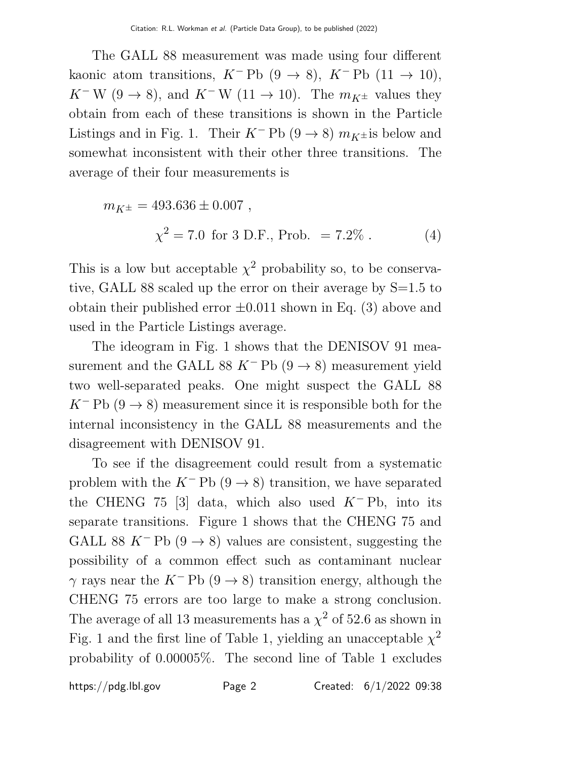The GALL 88 measurement was made using four different kaonic atom transitions, $K^-$ Pb ($9 \to 8$), $K^-$ Pb ($11 \to 10$), $K^-$ W ($9 \to 8$), and $K^-$ W ($11 \to 10$). The $m_{K^\pm}$ values they obtain from each of these transitions is shown in the Particle Listings and in Fig. 1. Their $K^-$ Pb ($9 \to 8$) $m_{K^\pm}$is below and somewhat inconsistent with their other three transitions. The average of their four measurements is

$$m_{K^\pm} = 493.636 \pm 0.007 \; ,$$
$$\chi^2 = 7.0 \text{ for 3 D.F., Prob. } = 7.2\% \; . \tag{4}$$

This is a low but acceptable $\chi^2$ probability so, to be conservative, GALL 88 scaled up the error on their average by S=1.5 to obtain their published error $\pm 0.011$ shown in Eq. (3) above and used in the Particle Listings average.

The ideogram in Fig. 1 shows that the DENISOV 91 measurement and the GALL 88 $K^-$ Pb ($9 \to 8$) measurement yield two well-separated peaks. One might suspect the GALL 88 $K^-$ Pb ($9 \to 8$) measurement since it is responsible both for the internal inconsistency in the GALL 88 measurements and the disagreement with DENISOV 91.

To see if the disagreement could result from a systematic problem with the $K^-$ Pb ($9 \to 8$) transition, we have separated the CHENG 75 [3] data, which also used $K^-$ Pb, into its separate transitions. Figure 1 shows that the CHENG 75 and GALL 88 $K^-$ Pb ($9 \to 8$) values are consistent, suggesting the possibility of a common effect such as contaminant nuclear $\gamma$ rays near the $K^-$ Pb ($9 \to 8$) transition energy, although the CHENG 75 errors are too large to make a strong conclusion. The average of all 13 measurements has a $\chi^2$ of 52.6 as shown in Fig. 1 and the first line of Table 1, yielding an unacceptable $\chi^2$ probability of 0.00005%. The second line of Table 1 excludes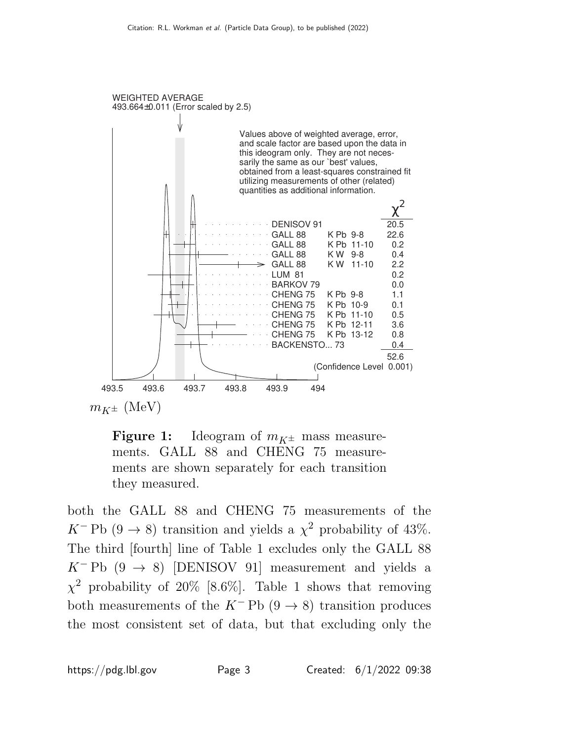WEIGHTED AVERAGE
493.664±0.011 (Error scaled by 2.5)

Values above of weighted average, error, and scale factor are based upon the data in this ideogram only. They are not necessarily the same as our 'best' values, obtained from a least-squares constrained fit utilizing measurements of other (related) quantities as additional information.

| | | $\chi^2$ |
|---|---|---|
| DENISOV 91 | | 20.5 |
| GALL 88 | K Pb 9-8 | 22.6 |
| GALL 88 | K Pb 11-10 | 0.2 |
| GALL 88 | K W 9-8 | 0.4 |
| GALL 88 | K W 11-10 | 2.2 |
| LUM 81 | | 0.2 |
| BARKOV 79 | | 0.0 |
| CHENG 75 | K Pb 9-8 | 1.1 |
| CHENG 75 | K Pb 10-9 | 0.1 |
| CHENG 75 | K Pb 11-10 | 0.5 |
| CHENG 75 | K Pb 12-11 | 3.6 |
| CHENG 75 | K Pb 13-12 | 0.8 |
| BACKENSTO... 73 | | 0.4 |
| | | 52.6 |

(Confidence Level 0.001)

493.5 493.6 493.7 493.8 493.9 494

$m_{K^\pm}$ (MeV)

**Figure 1:** Ideogram of $m_{K^\pm}$ mass measurements. GALL 88 and CHENG 75 measurements are shown separately for each transition they measured.

both the GALL 88 and CHENG 75 measurements of the $K^-$ Pb ($9 \rightarrow 8$) transition and yields a $\chi^2$ probability of 43%. The third [fourth] line of Table 1 excludes only the GALL 88 $K^-$ Pb ($9 \rightarrow 8$) [DENISOV 91] measurement and yields a $\chi^2$ probability of 20% [8.6%]. Table 1 shows that removing both measurements of the $K^-$ Pb ($9 \rightarrow 8$) transition produces the most consistent set of data, but that excluding only the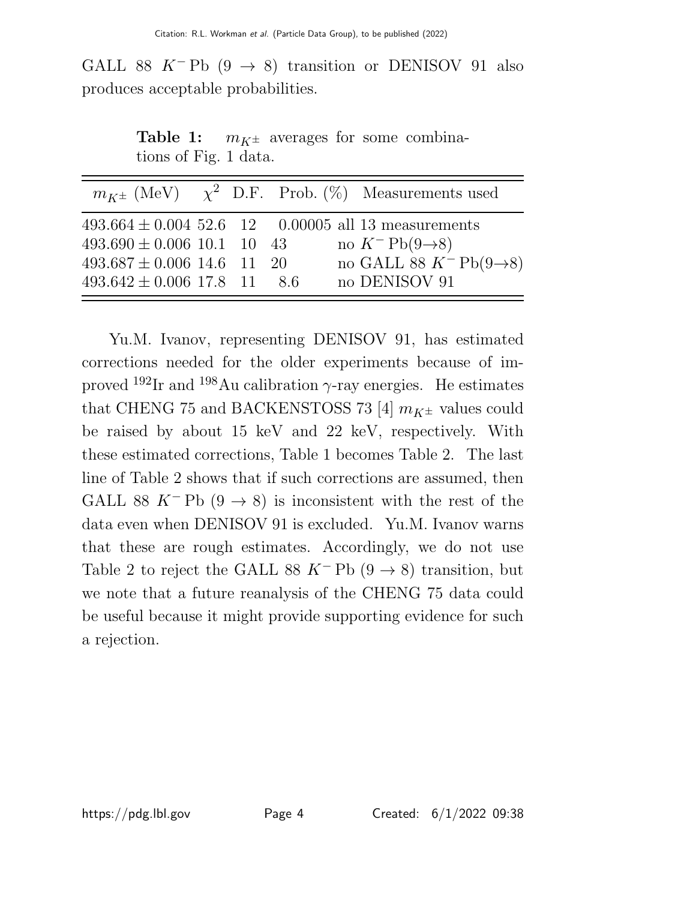GALL 88 $K^-$ Pb ($9 \to 8$) transition or DENISOV 91 also produces acceptable probabilities.

**Table 1:** $m_{K^\pm}$ averages for some combinations of Fig. 1 data.

| $m_{K^\pm}$ (MeV) | $\chi^2$ | D.F. | Prob. (%) | Measurements used |
|---|---|---|---|---|
| $493.664 \pm 0.004$ | 52.6 | 12 | 0.00005 | all 13 measurements |
| $493.690 \pm 0.006$ | 10.1 | 10 | 43 | no $K^-$ Pb($9\to8$) |
| $493.687 \pm 0.006$ | 14.6 | 11 | 20 | no GALL 88 $K^-$ Pb($9\to8$) |
| $493.642 \pm 0.006$ | 17.8 | 11 | 8.6 | no DENISOV 91 |

Yu.M. Ivanov, representing DENISOV 91, has estimated corrections needed for the older experiments because of improved $^{192}$Ir and $^{198}$Au calibration $\gamma$-ray energies. He estimates that CHENG 75 and BACKENSTOSS 73 [4] $m_{K^\pm}$ values could be raised by about 15 keV and 22 keV, respectively. With these estimated corrections, Table 1 becomes Table 2. The last line of Table 2 shows that if such corrections are assumed, then GALL 88 $K^-$ Pb ($9 \to 8$) is inconsistent with the rest of the data even when DENISOV 91 is excluded. Yu.M. Ivanov warns that these are rough estimates. Accordingly, we do not use Table 2 to reject the GALL 88 $K^-$ Pb ($9 \to 8$) transition, but we note that a future reanalysis of the CHENG 75 data could be useful because it might provide supporting evidence for such a rejection.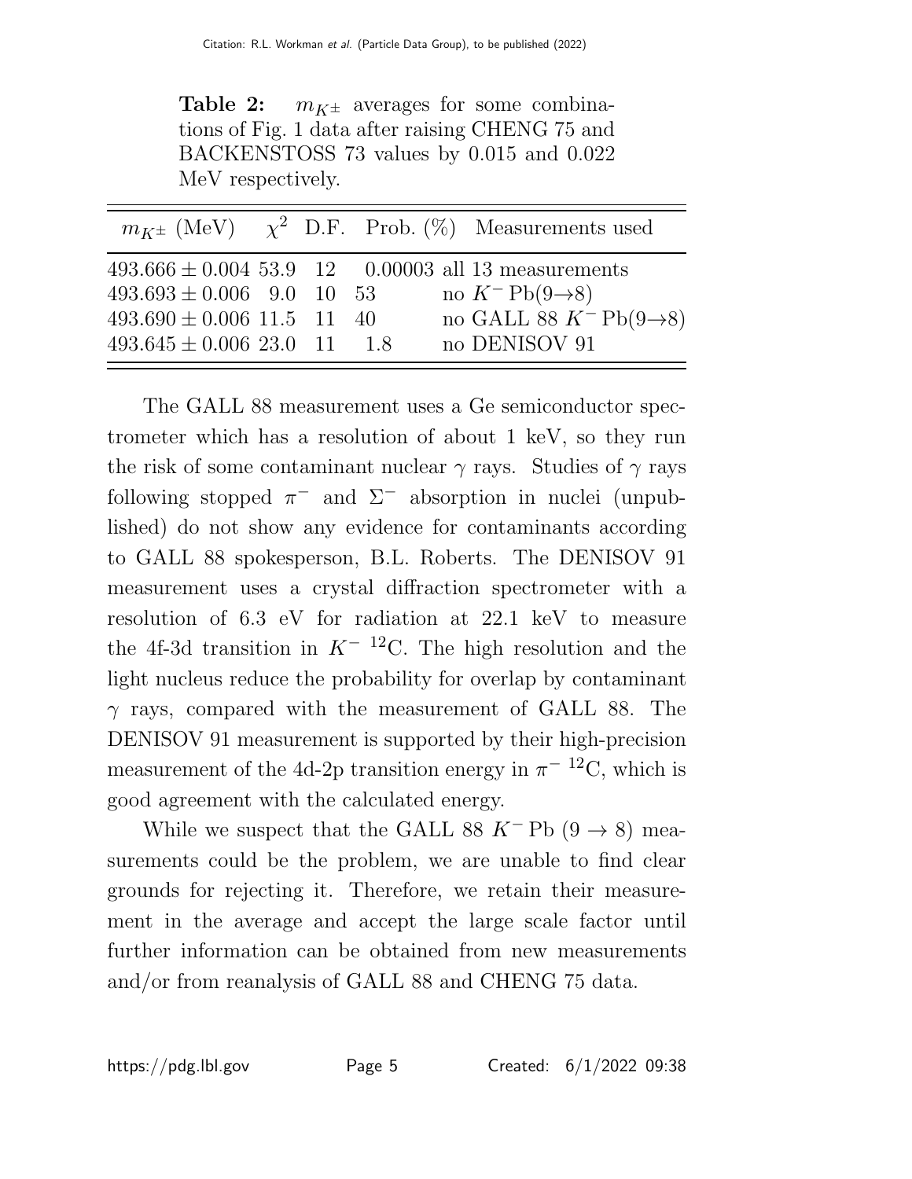**Table 2:** $m_{K^\pm}$ averages for some combinations of Fig. 1 data after raising CHENG 75 and BACKENSTOSS 73 values by 0.015 and 0.022 MeV respectively.

| $m_{K^\pm}$ (MeV) | $\chi^2$ | D.F. | Prob. (%) | Measurements used |
|---|---|---|---|---|
| $493.666 \pm 0.004$ | 53.9 | 12 | 0.00003 | all 13 measurements |
| $493.693 \pm 0.006$ | 9.0 | 10 | 53 | no $K^-$ Pb($9 \to 8$) |
| $493.690 \pm 0.006$ | 11.5 | 11 | 40 | no GALL 88 $K^-$ Pb($9 \to 8$) |
| $493.645 \pm 0.006$ | 23.0 | 11 | 1.8 | no DENISOV 91 |

The GALL 88 measurement uses a Ge semiconductor spectrometer which has a resolution of about 1 keV, so they run the risk of some contaminant nuclear $\gamma$ rays. Studies of $\gamma$ rays following stopped $\pi^-$ and $\Sigma^-$ absorption in nuclei (unpublished) do not show any evidence for contaminants according to GALL 88 spokesperson, B.L. Roberts. The DENISOV 91 measurement uses a crystal diffraction spectrometer with a resolution of 6.3 eV for radiation at 22.1 keV to measure the 4f-3d transition in $K^-$ $^{12}$C. The high resolution and the light nucleus reduce the probability for overlap by contaminant $\gamma$ rays, compared with the measurement of GALL 88. The DENISOV 91 measurement is supported by their high-precision measurement of the 4d-2p transition energy in $\pi^-$ $^{12}$C, which is good agreement with the calculated energy.

While we suspect that the GALL 88 $K^-$ Pb ($9 \to 8$) measurements could be the problem, we are unable to find clear grounds for rejecting it. Therefore, we retain their measurement in the average and accept the large scale factor until further information can be obtained from new measurements and/or from reanalysis of GALL 88 and CHENG 75 data.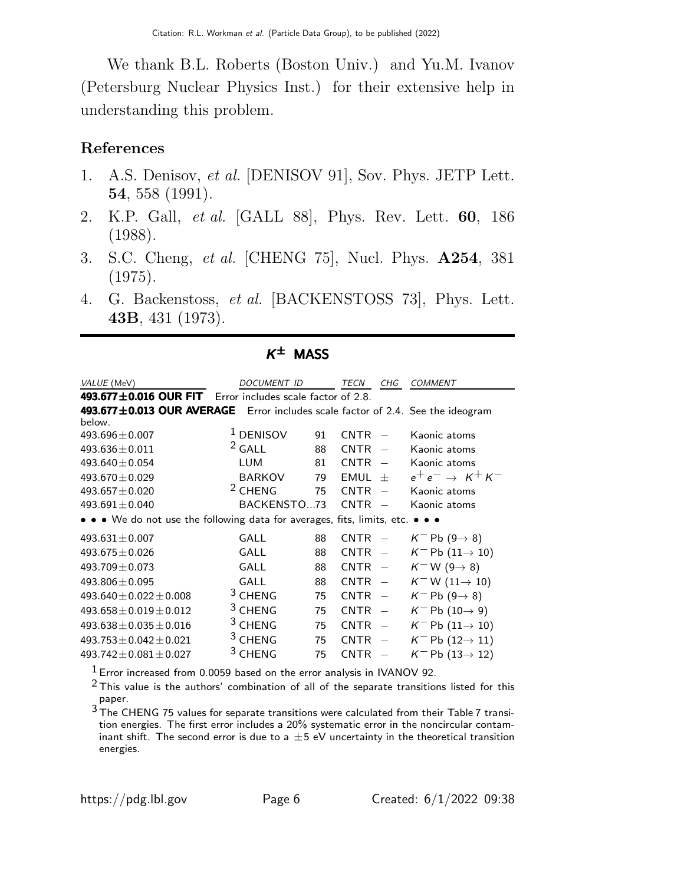We thank B.L. Roberts (Boston Univ.) and Yu.M. Ivanov (Petersburg Nuclear Physics Inst.) for their extensive help in understanding this problem.

## References

1. A.S. Denisov, *et al.* [DENISOV 91], Sov. Phys. JETP Lett. **54**, 558 (1991).
2. K.P. Gall, *et al.* [GALL 88], Phys. Rev. Lett. **60**, 186 (1988).
3. S.C. Cheng, *et al.* [CHENG 75], Nucl. Phys. **A254**, 381 (1975).
4. G. Backenstoss, *et al.* [BACKENSTOSS 73], Phys. Lett. **43B**, 431 (1973).

## $K^{\pm}$ MASS

| *VALUE* (MeV) | *DOCUMENT ID* | | *TECN* | *CHG* | *COMMENT* |
|---|---|---|---|---|---|
| **493.677±0.016 OUR FIT** Error includes scale factor of 2.8. | | | | | |
| **493.677±0.013 OUR AVERAGE** Error includes scale factor of 2.4. See the ideogram below. | | | | | |
| 493.696±0.007 | [1] DENISOV | 91 | CNTR | − | Kaonic atoms |
| 493.636±0.011 | [2] GALL | 88 | CNTR | − | Kaonic atoms |
| 493.640±0.054 | LUM | 81 | CNTR | − | Kaonic atoms |
| 493.670±0.029 | BARKOV | 79 | EMUL | ± | $e^+ e^- \rightarrow K^+ K^-$ |
| 493.657±0.020 | [2] CHENG | 75 | CNTR | − | Kaonic atoms |
| 493.691±0.040 | BACKENSTO...73 | | CNTR | − | Kaonic atoms |
| • • • We do not use the following data for averages, fits, limits, etc. • • • | | | | | |
| 493.631±0.007 | GALL | 88 | CNTR | − | $K^-$ Pb ($9 \rightarrow 8$) |
| 493.675±0.026 | GALL | 88 | CNTR | − | $K^-$ Pb ($11 \rightarrow 10$) |
| 493.709±0.073 | GALL | 88 | CNTR | − | $K^-$ W ($9 \rightarrow 8$) |
| 493.806±0.095 | GALL | 88 | CNTR | − | $K^-$ W ($11 \rightarrow 10$) |
| 493.640±0.022±0.008 | [3] CHENG | 75 | CNTR | − | $K^-$ Pb ($9 \rightarrow 8$) |
| 493.658±0.019±0.012 | [3] CHENG | 75 | CNTR | − | $K^-$ Pb ($10 \rightarrow 9$) |
| 493.638±0.035±0.016 | [3] CHENG | 75 | CNTR | − | $K^-$ Pb ($11 \rightarrow 10$) |
| 493.753±0.042±0.021 | [3] CHENG | 75 | CNTR | − | $K^-$ Pb ($12 \rightarrow 11$) |
| 493.742±0.081±0.027 | [3] CHENG | 75 | CNTR | − | $K^-$ Pb ($13 \rightarrow 12$) |

[1] Error increased from 0.0059 based on the error analysis in IVANOV 92.

[2] This value is the authors' combination of all of the separate transitions listed for this paper.

[3] The CHENG 75 values for separate transitions were calculated from their Table 7 transition energies. The first error includes a 20% systematic error in the noncircular contaminant shift. The second error is due to a ±5 eV uncertainty in the theoretical transition energies.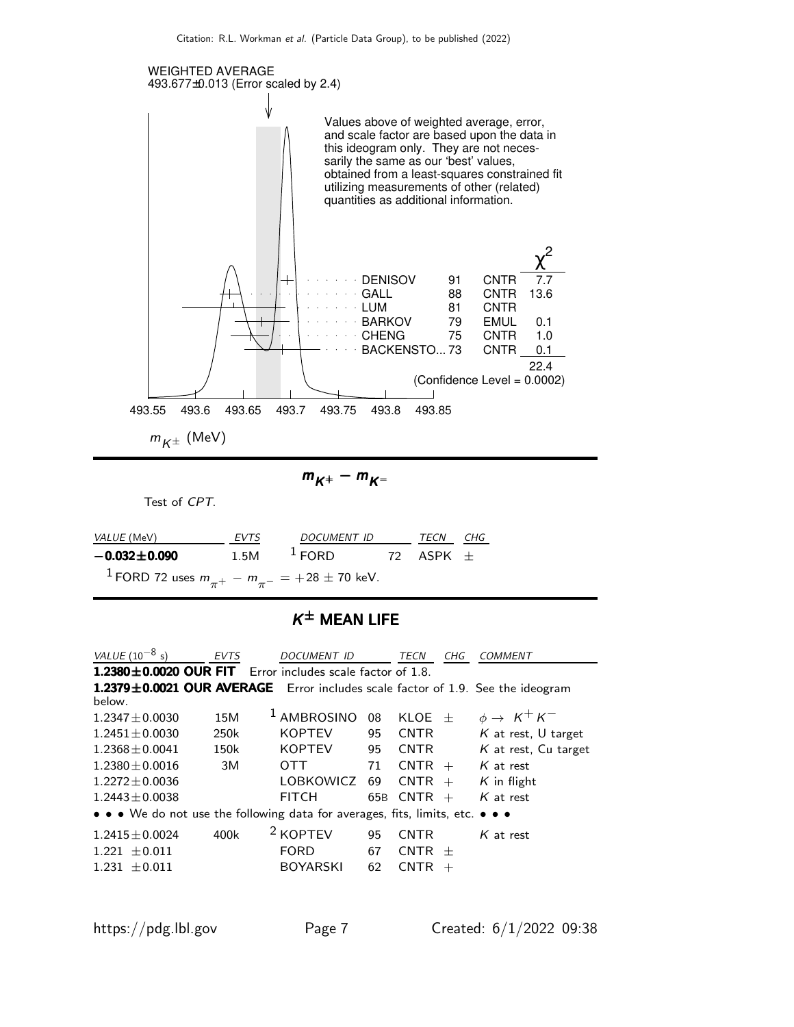WEIGHTED AVERAGE
493.677±0.013 (Error scaled by 2.4)

Values above of weighted average, error, and scale factor are based upon the data in this ideogram only. They are not necessarily the same as our 'best' values, obtained from a least-squares constrained fit utilizing measurements of other (related) quantities as additional information.

| | | | $\chi^2$ |
|---|---|---|---|
| DENISOV | 91 | CNTR | 7.7 |
| GALL | 88 | CNTR | 13.6 |
| LUM | 81 | CNTR | |
| BARKOV | 79 | EMUL | 0.1 |
| CHENG | 75 | CNTR | 1.0 |
| BACKENSTO... | 73 | CNTR | 0.1 |
| | | | 22.4 |

(Confidence Level = 0.0002)

493.55 493.6 493.65 493.7 493.75 493.8 493.85

$m_{K^\pm}$ (MeV)

## $m_{K^+} - m_{K^-}$

Test of *CPT*.

| VALUE (MeV) | EVTS | DOCUMENT ID | | TECN | CHG |
|---|---|---|---|---|---|
| **−0.032±0.090** | 1.5M | [1] FORD | 72 | ASPK | ± |

[1] FORD 72 uses $m_{\pi^+} - m_{\pi^-} = +28 \pm 70$ keV.

## $K^\pm$ MEAN LIFE

| VALUE ($10^{-8}$ s) | EVTS | DOCUMENT ID | | TECN | CHG | COMMENT |
|---|---|---|---|---|---|---|
| **1.2380±0.0020 OUR FIT** | Error includes scale factor of 1.8. | | | | | |
| **1.2379±0.0021 OUR AVERAGE** | Error includes scale factor of 1.9. See the ideogram below. | | | | | |
| 1.2347±0.0030 | 15M | [1] AMBROSINO | 08 | KLOE | ± | $\phi \to K^+ K^-$ |
| 1.2451±0.0030 | 250k | KOPTEV | 95 | CNTR | | $K$ at rest, U target |
| 1.2368±0.0041 | 150k | KOPTEV | 95 | CNTR | | $K$ at rest, Cu target |
| 1.2380±0.0016 | 3M | OTT | 71 | CNTR | + | $K$ at rest |
| 1.2272±0.0036 | | LOBKOWICZ | 69 | CNTR | + | $K$ in flight |
| 1.2443±0.0038 | | FITCH | 65B | CNTR | + | $K$ at rest |
| • • • We do not use the following data for averages, fits, limits, etc. • • • | | | | | | |
| 1.2415±0.0024 | 400k | [2] KOPTEV | 95 | CNTR | | $K$ at rest |
| 1.221 ±0.011 | | FORD | 67 | CNTR | ± | |
| 1.231 ±0.011 | | BOYARSKI | 62 | CNTR | + | |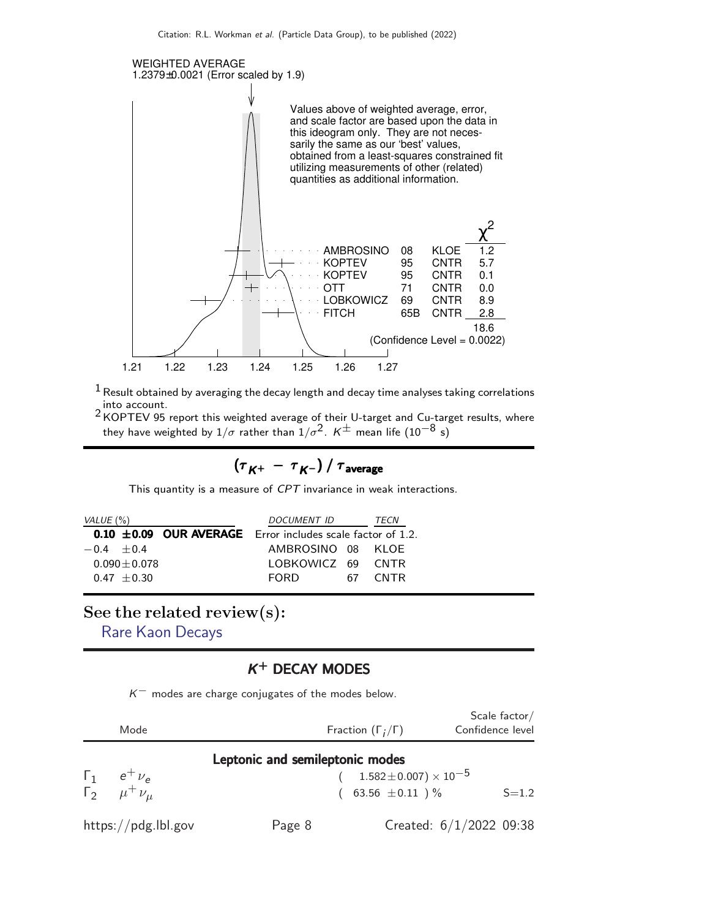WEIGHTED AVERAGE
1.2379±0.0021 (Error scaled by 1.9)

Values above of weighted average, error, and scale factor are based upon the data in this ideogram only. They are not necessarily the same as our 'best' values, obtained from a least-squares constrained fit utilizing measurements of other (related) quantities as additional information.

| | | | $\chi^2$ |
|---|---|---|---|
| AMBROSINO | 08 | KLOE | 1.2 |
| KOPTEV | 95 | CNTR | 5.7 |
| KOPTEV | 95 | CNTR | 0.1 |
| OTT | 71 | CNTR | 0.0 |
| LOBKOWICZ | 69 | CNTR | 8.9 |
| FITCH | 65B | CNTR | 2.8 |
| | | | 18.6 |

(Confidence Level = 0.0022)

1.21 1.22 1.23 1.24 1.25 1.26 1.27

$K^{\pm}$ mean life ($10^{-8}$ s)

[1] Result obtained by averaging the decay length and decay time analyses taking correlations into account.

[2] KOPTEV 95 report this weighted average of their U-target and Cu-target results, where they have weighted by $1/\sigma$ rather than $1/\sigma^2$.

## $(\tau_{K^+} - \tau_{K^-}) / \tau_{\text{average}}$

This quantity is a measure of *CPT* invariance in weak interactions.

| *VALUE* (%) | *DOCUMENT ID* | | *TECN* |
|---|---|---|---|
| **0.10 ±0.09 OUR AVERAGE** | Error includes scale factor of 1.2. | | |
| −0.4 ±0.4 | AMBROSINO | 08 | KLOE |
| 0.090±0.078 | LOBKOWICZ | 69 | CNTR |
| 0.47 ±0.30 | FORD | 67 | CNTR |

## See the related review(s):

Rare Kaon Decays

## $K^+$ DECAY MODES

$K^-$ modes are charge conjugates of the modes below.

| | Mode | Fraction $(\Gamma_i/\Gamma)$ | Scale factor/ Confidence level |
|---|---|---|---|
| | **Leptonic and semileptonic modes** | | |
| $\Gamma_1$ | $e^+ \nu_e$ | $(1.582\pm0.007) \times 10^{-5}$ | |
| $\Gamma_2$ | $\mu^+ \nu_\mu$ | $(63.56 \pm0.11)$ % | S=1.2 |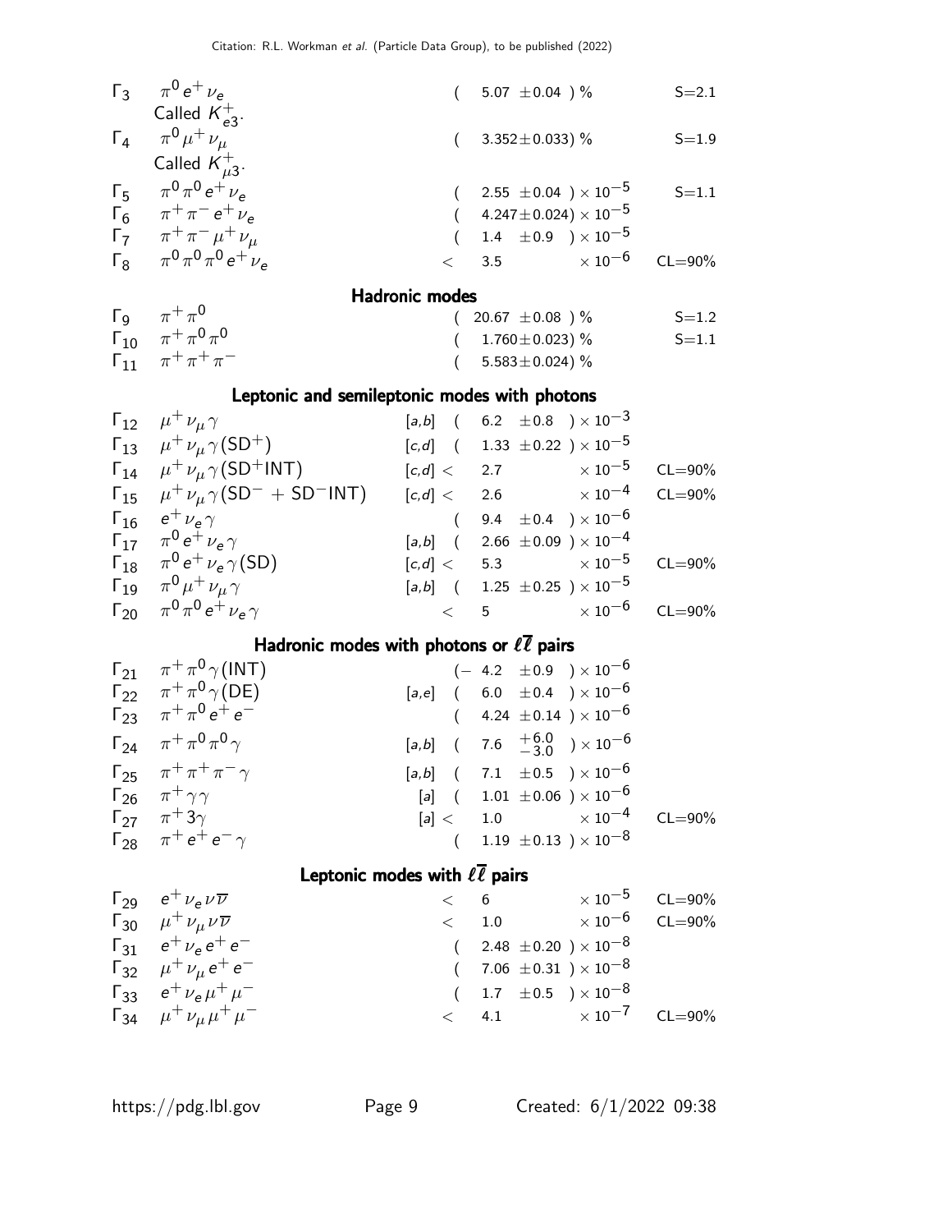| | Mode | | Fraction ($\Gamma_i/\Gamma$) | Scale factor/ Confidence level |
|---|---|---|---|---|
| $\Gamma_3$ | $\pi^0 e^+ \nu_e$ Called $K^+_{e3}$. | | $(5.07 \pm 0.04)$ % | S=2.1 |
| $\Gamma_4$ | $\pi^0 \mu^+ \nu_\mu$ Called $K^+_{\mu3}$. | | $(3.352 \pm 0.033)$ % | S=1.9 |
| $\Gamma_5$ | $\pi^0 \pi^0 e^+ \nu_e$ | | $(2.55 \pm 0.04) \times 10^{-5}$ | S=1.1 |
| $\Gamma_6$ | $\pi^+ \pi^- e^+ \nu_e$ | | $(4.247 \pm 0.024) \times 10^{-5}$ | |
| $\Gamma_7$ | $\pi^+ \pi^- \mu^+ \nu_\mu$ | | $(1.4 \pm 0.9) \times 10^{-5}$ | |
| $\Gamma_8$ | $\pi^0 \pi^0 \pi^0 e^+ \nu_e$ | | $< 3.5 \times 10^{-6}$ | CL=90% |

## Hadronic modes

| | Mode | | Fraction ($\Gamma_i/\Gamma$) | Scale factor/ Confidence level |
|---|---|---|---|---|
| $\Gamma_9$ | $\pi^+ \pi^0$ | | $(20.67 \pm 0.08)$ % | S=1.2 |
| $\Gamma_{10}$ | $\pi^+ \pi^0 \pi^0$ | | $(1.760 \pm 0.023)$ % | S=1.1 |
| $\Gamma_{11}$ | $\pi^+ \pi^+ \pi^-$ | | $(5.583 \pm 0.024)$ % | |

## Leptonic and semileptonic modes with photons

| | Mode | | Fraction ($\Gamma_i/\Gamma$) | Scale factor/ Confidence level |
|---|---|---|---|---|
| $\Gamma_{12}$ | $\mu^+ \nu_\mu \gamma$ | [a,b] | $(6.2 \pm 0.8) \times 10^{-3}$ | |
| $\Gamma_{13}$ | $\mu^+ \nu_\mu \gamma(\text{SD}^+)$ | [c,d] | $(1.33 \pm 0.22) \times 10^{-5}$ | |
| $\Gamma_{14}$ | $\mu^+ \nu_\mu \gamma(\text{SD}^+\text{INT})$ | [c,d] | $< 2.7 \times 10^{-5}$ | CL=90% |
| $\Gamma_{15}$ | $\mu^+ \nu_\mu \gamma(\text{SD}^- + \text{SD}^-\text{INT})$ | [c,d] | $< 2.6 \times 10^{-4}$ | CL=90% |
| $\Gamma_{16}$ | $e^+ \nu_e \gamma$ | | $(9.4 \pm 0.4) \times 10^{-6}$ | |
| $\Gamma_{17}$ | $\pi^0 e^+ \nu_e \gamma$ | [a,b] | $(2.66 \pm 0.09) \times 10^{-4}$ | |
| $\Gamma_{18}$ | $\pi^0 e^+ \nu_e \gamma(\text{SD})$ | [c,d] | $< 5.3 \times 10^{-5}$ | CL=90% |
| $\Gamma_{19}$ | $\pi^0 \mu^+ \nu_\mu \gamma$ | [a,b] | $(1.25 \pm 0.25) \times 10^{-5}$ | |
| $\Gamma_{20}$ | $\pi^0 \pi^0 e^+ \nu_e \gamma$ | | $< 5 \times 10^{-6}$ | CL=90% |

## Hadronic modes with photons or $\ell\overline{\ell}$ pairs

| | Mode | | Fraction ($\Gamma_i/\Gamma$) | Scale factor/ Confidence level |
|---|---|---|---|---|
| $\Gamma_{21}$ | $\pi^+ \pi^0 \gamma(\text{INT})$ | | $(-4.2 \pm 0.9) \times 10^{-6}$ | |
| $\Gamma_{22}$ | $\pi^+ \pi^0 \gamma(\text{DE})$ | [a,e] | $(6.0 \pm 0.4) \times 10^{-6}$ | |
| $\Gamma_{23}$ | $\pi^+ \pi^0 e^+ e^-$ | | $(4.24 \pm 0.14) \times 10^{-6}$ | |
| $\Gamma_{24}$ | $\pi^+ \pi^0 \pi^0 \gamma$ | [a,b] | $(7.6\ ^{+6.0}_{-3.0}) \times 10^{-6}$ | |
| $\Gamma_{25}$ | $\pi^+ \pi^+ \pi^- \gamma$ | [a,b] | $(7.1 \pm 0.5) \times 10^{-6}$ | |
| $\Gamma_{26}$ | $\pi^+ \gamma \gamma$ | [a] | $(1.01 \pm 0.06) \times 10^{-6}$ | |
| $\Gamma_{27}$ | $\pi^+ 3\gamma$ | [a] | $< 1.0 \times 10^{-4}$ | CL=90% |
| $\Gamma_{28}$ | $\pi^+ e^+ e^- \gamma$ | | $(1.19 \pm 0.13) \times 10^{-8}$ | |

## Leptonic modes with $\ell\overline{\ell}$ pairs

| | Mode | | Fraction ($\Gamma_i/\Gamma$) | Scale factor/ Confidence level |
|---|---|---|---|---|
| $\Gamma_{29}$ | $e^+ \nu_e \nu \overline{\nu}$ | | $< 6 \times 10^{-5}$ | CL=90% |
| $\Gamma_{30}$ | $\mu^+ \nu_\mu \nu \overline{\nu}$ | | $< 1.0 \times 10^{-6}$ | CL=90% |
| $\Gamma_{31}$ | $e^+ \nu_e e^+ e^-$ | | $(2.48 \pm 0.20) \times 10^{-8}$ | |
| $\Gamma_{32}$ | $\mu^+ \nu_\mu e^+ e^-$ | | $(7.06 \pm 0.31) \times 10^{-8}$ | |
| $\Gamma_{33}$ | $e^+ \nu_e \mu^+ \mu^-$ | | $(1.7 \pm 0.5) \times 10^{-8}$ | |
| $\Gamma_{34}$ | $\mu^+ \nu_\mu \mu^+ \mu^-$ | | $< 4.1 \times 10^{-7}$ | CL=90% |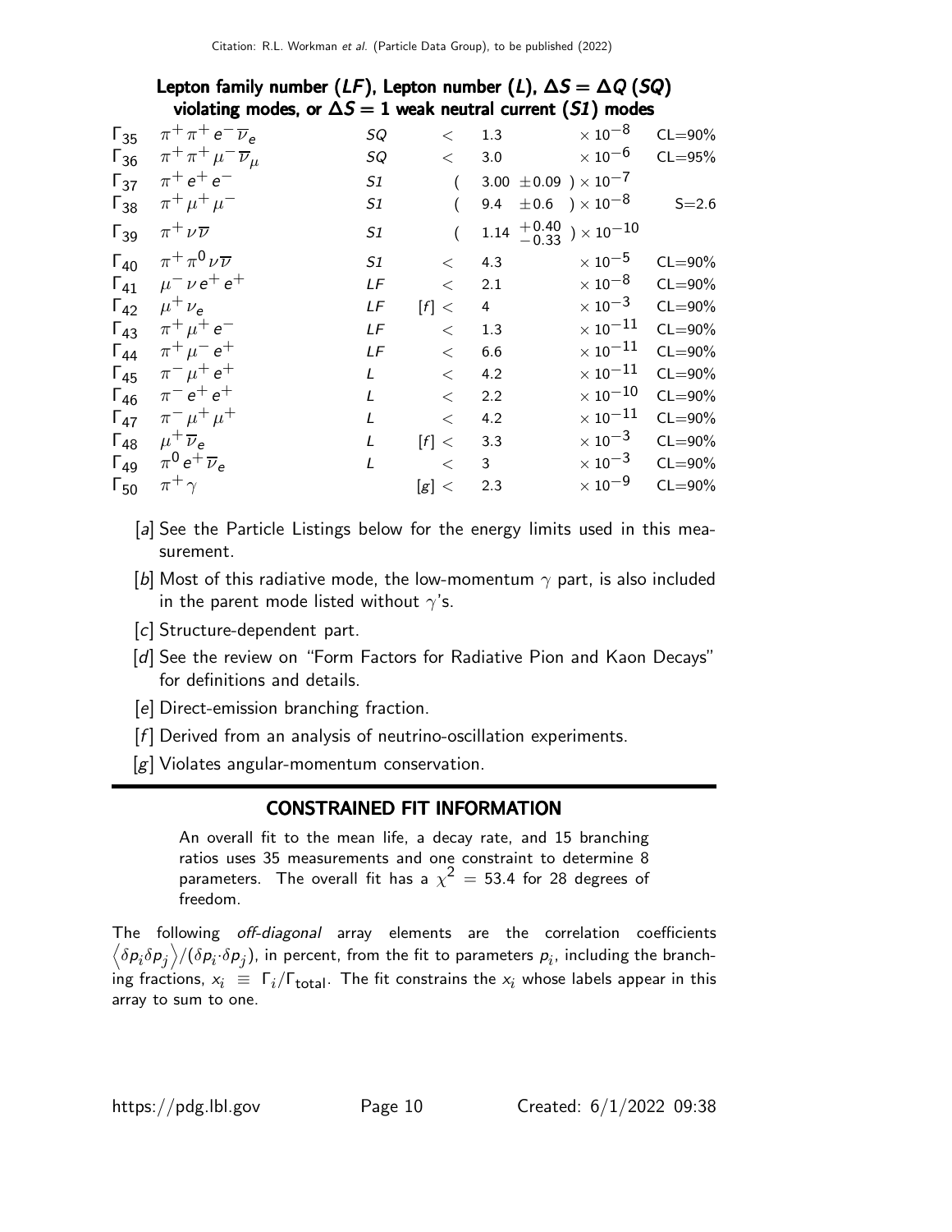### Lepton family number ($LF$), Lepton number ($L$), $\Delta S = \Delta Q$ ($SQ$) violating modes, or $\Delta S = 1$ weak neutral current ($S1$) modes

| | Mode | | | Fraction |
|---|---|---|---|---|
| $\Gamma_{35}$ | $\pi^+\pi^+e^-\overline{\nu}_e$ | $SQ$ | $<$ $1.3 \times 10^{-8}$ | CL=90% |
| $\Gamma_{36}$ | $\pi^+\pi^+\mu^-\overline{\nu}_\mu$ | $SQ$ | $<$ $3.0 \times 10^{-6}$ | CL=95% |
| $\Gamma_{37}$ | $\pi^+e^+e^-$ | $S1$ | $(3.00 \pm 0.09) \times 10^{-7}$ | |
| $\Gamma_{38}$ | $\pi^+\mu^+\mu^-$ | $S1$ | $(9.4 \pm 0.6) \times 10^{-8}$ | S=2.6 |
| $\Gamma_{39}$ | $\pi^+\nu\overline{\nu}$ | $S1$ | $(1.14 {}^{+0.40}_{-0.33}) \times 10^{-10}$ | |
| $\Gamma_{40}$ | $\pi^+\pi^0\nu\overline{\nu}$ | $S1$ | $<$ $4.3 \times 10^{-5}$ | CL=90% |
| $\Gamma_{41}$ | $\mu^-\nu e^+e^+$ | $LF$ | $<$ $2.1 \times 10^{-8}$ | CL=90% |
| $\Gamma_{42}$ | $\mu^+\nu_e$ | $LF$ | [f] $<$ $4 \times 10^{-3}$ | CL=90% |
| $\Gamma_{43}$ | $\pi^+\mu^+e^-$ | $LF$ | $<$ $1.3 \times 10^{-11}$ | CL=90% |
| $\Gamma_{44}$ | $\pi^+\mu^-e^+$ | $LF$ | $<$ $6.6 \times 10^{-11}$ | CL=90% |
| $\Gamma_{45}$ | $\pi^-\mu^+e^+$ | $L$ | $<$ $4.2 \times 10^{-11}$ | CL=90% |
| $\Gamma_{46}$ | $\pi^-e^+e^+$ | $L$ | $<$ $2.2 \times 10^{-10}$ | CL=90% |
| $\Gamma_{47}$ | $\pi^-\mu^+\mu^+$ | $L$ | $<$ $4.2 \times 10^{-11}$ | CL=90% |
| $\Gamma_{48}$ | $\mu^+\overline{\nu}_e$ | $L$ | [f] $<$ $3.3 \times 10^{-3}$ | CL=90% |
| $\Gamma_{49}$ | $\pi^0e^+\overline{\nu}_e$ | $L$ | $<$ $3 \times 10^{-3}$ | CL=90% |
| $\Gamma_{50}$ | $\pi^+\gamma$ | | [g] $<$ $2.3 \times 10^{-9}$ | CL=90% |

[a] See the Particle Listings below for the energy limits used in this measurement.

[b] Most of this radiative mode, the low-momentum $\gamma$ part, is also included in the parent mode listed without $\gamma$'s.

[c] Structure-dependent part.

[d] See the review on "Form Factors for Radiative Pion and Kaon Decays" for definitions and details.

[e] Direct-emission branching fraction.

[f] Derived from an analysis of neutrino-oscillation experiments.

[g] Violates angular-momentum conservation.

## CONSTRAINED FIT INFORMATION

An overall fit to the mean life, a decay rate, and 15 branching ratios uses 35 measurements and one constraint to determine 8 parameters. The overall fit has a $\chi^2 = 53.4$ for 28 degrees of freedom.

The following *off-diagonal* array elements are the correlation coefficients $\left\langle \delta p_i \delta p_j \right\rangle / (\delta p_i \cdot \delta p_j)$, in percent, from the fit to parameters $p_i$, including the branching fractions, $x_i \equiv \Gamma_i/\Gamma_{\text{total}}$. The fit constrains the $x_i$ whose labels appear in this array to sum to one.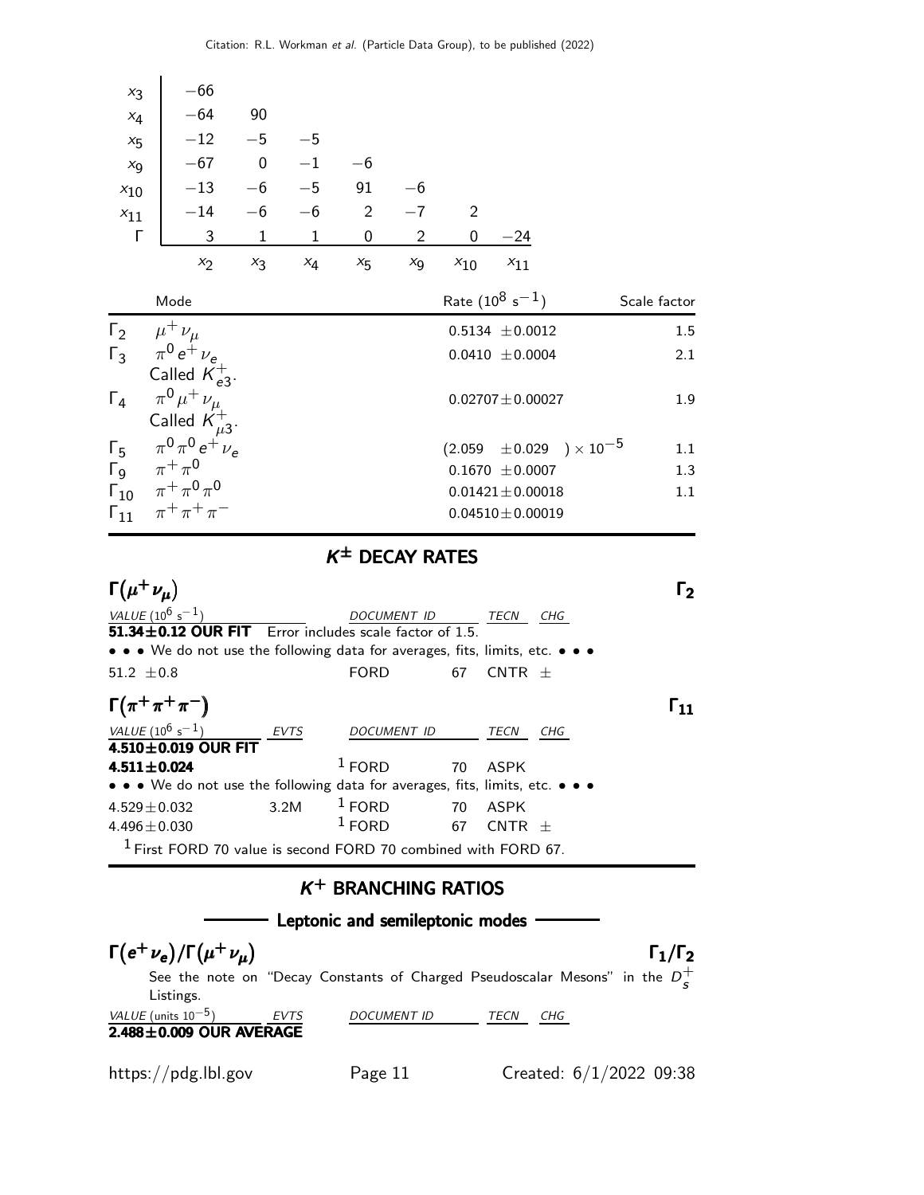|  | $x_2$ | $x_3$ | $x_4$ | $x_5$ | $x_9$ | $x_{10}$ | $x_{11}$ |
|---|---|---|---|---|---|---|---|
| $x_3$ | −66 | | | | | | |
| $x_4$ | −64 | 90 | | | | | |
| $x_5$ | −12 | −5 | −5 | | | | |
| $x_9$ | −67 | 0 | −1 | −6 | | | |
| $x_{10}$ | −13 | −6 | −5 | 91 | −6 | | |
| $x_{11}$ | −14 | −6 | −6 | 2 | −7 | 2 | |
| Γ | 3 | 1 | 1 | 0 | 2 | 0 | −24 |

| | Mode | Rate ($10^8$ s$^{-1}$) | Scale factor |
|---|---|---|---|
| $\Gamma_2$ | $\mu^+\nu_\mu$ | 0.5134 ±0.0012 | 1.5 |
| $\Gamma_3$ | $\pi^0 e^+\nu_e$ Called $K^+_{e3}$. | 0.0410 ±0.0004 | 2.1 |
| $\Gamma_4$ | $\pi^0\mu^+\nu_\mu$ Called $K^+_{\mu3}$. | 0.02707±0.00027 | 1.9 |
| $\Gamma_5$ | $\pi^0\pi^0 e^+\nu_e$ | (2.059 ±0.029 ) × $10^{-5}$ | 1.1 |
| $\Gamma_9$ | $\pi^+\pi^0$ | 0.1670 ±0.0007 | 1.3 |
| $\Gamma_{10}$ | $\pi^+\pi^0\pi^0$ | 0.01421±0.00018 | 1.1 |
| $\Gamma_{11}$ | $\pi^+\pi^+\pi^-$ | 0.04510±0.00019 | |

## $K^\pm$ DECAY RATES

### $\Gamma(\mu^+\nu_\mu)$ — $\Gamma_2$

| VALUE ($10^6$ s$^{-1}$) | DOCUMENT ID | | TECN | CHG |
|---|---|---|---|---|
| **51.34±0.12 OUR FIT** Error includes scale factor of 1.5. | | | | |
| • • • We do not use the following data for averages, fits, limits, etc. • • • | | | | |
| 51.2 ±0.8 | FORD | 67 | CNTR | ± |

### $\Gamma(\pi^+\pi^+\pi^-)$ — $\Gamma_{11}$

| VALUE ($10^6$ s$^{-1}$) | EVTS | DOCUMENT ID | | TECN | CHG |
|---|---|---|---|---|---|
| **4.510±0.019 OUR FIT** | | | | | |
| **4.511±0.024** | | FORD [1] | 70 | ASPK | |
| • • • We do not use the following data for averages, fits, limits, etc. • • • | | | | | |
| 4.529±0.032 | 3.2M | FORD [1] | 70 | ASPK | |
| 4.496±0.030 | | FORD [1] | 67 | CNTR | ± |

[1] First FORD 70 value is second FORD 70 combined with FORD 67.

## $K^+$ BRANCHING RATIOS

### Leptonic and semileptonic modes

### $\Gamma(e^+\nu_e)/\Gamma(\mu^+\nu_\mu)$ — $\Gamma_1/\Gamma_2$

See the note on "Decay Constants of Charged Pseudoscalar Mesons" in the $D_s^+$ Listings.

| VALUE (units $10^{-5}$) | EVTS | DOCUMENT ID | TECN | CHG |
|---|---|---|---|---|
| **2.488±0.009 OUR AVERAGE** | | | | |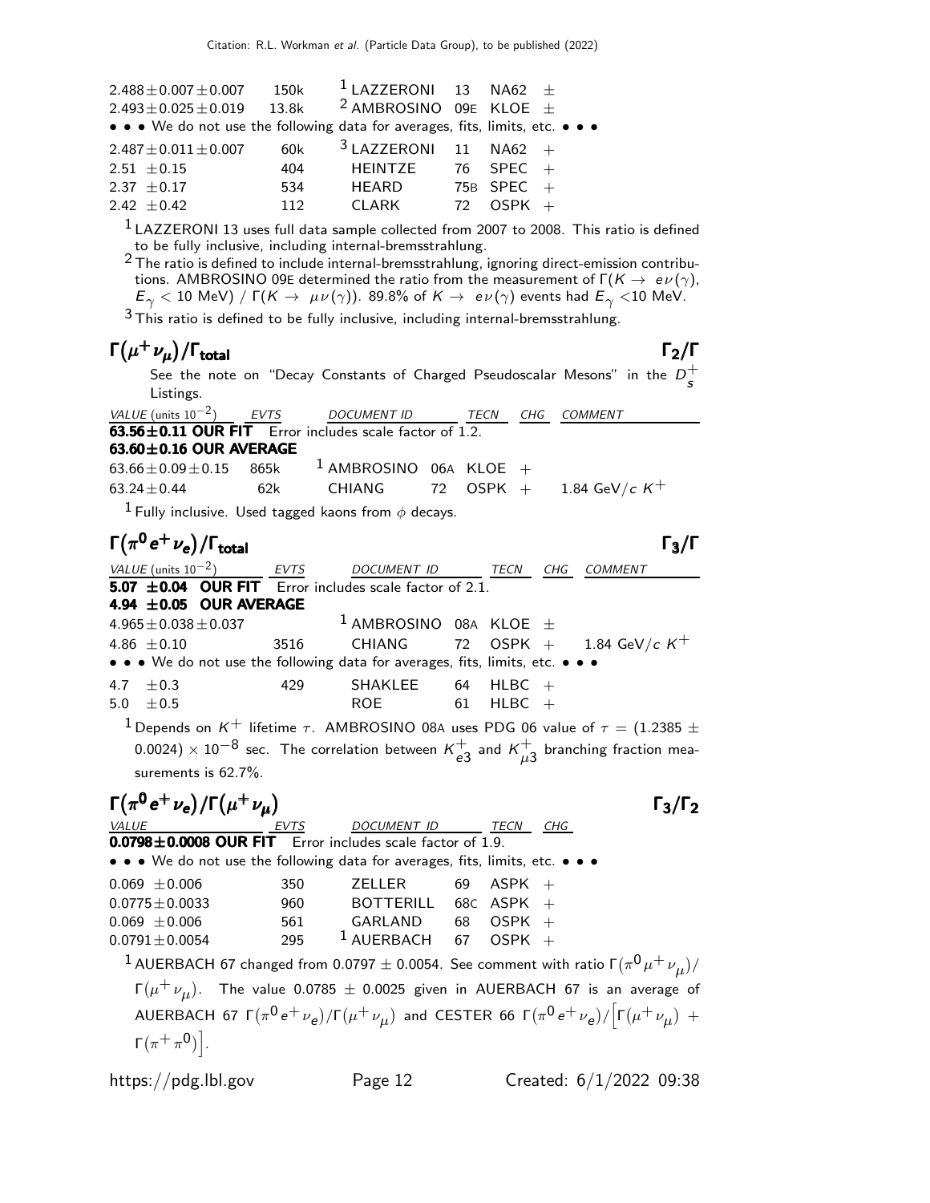| VALUE | EVTS | DOCUMENT ID | | TECN | CHG |
|---|---|---|---|---|---|
| $2.488 \pm 0.007 \pm 0.007$ | 150k | [1] LAZZERONI | 13 | NA62 | $\pm$ |
| $2.493 \pm 0.025 \pm 0.019$ | 13.8k | [2] AMBROSINO | 09E | KLOE | $\pm$ |
| • • • We do not use the following data for averages, fits, limits, etc. • • • | | | | | |
| $2.487 \pm 0.011 \pm 0.007$ | 60k | [3] LAZZERONI | 11 | NA62 | + |
| $2.51 \pm 0.15$ | 404 | HEINTZE | 76 | SPEC | + |
| $2.37 \pm 0.17$ | 534 | HEARD | 75B | SPEC | + |
| $2.42 \pm 0.42$ | 112 | CLARK | 72 | OSPK | + |

[1] LAZZERONI 13 uses full data sample collected from 2007 to 2008. This ratio is defined to be fully inclusive, including internal-bremsstrahlung.

[2] The ratio is defined to include internal-bremsstrahlung, ignoring direct-emission contributions. AMBROSINO 09E determined the ratio from the measurement of $\Gamma(K \to e\nu(\gamma)$, $E_\gamma < 10$ MeV) / $\Gamma(K \to \mu\nu(\gamma))$. 89.8% of $K \to e\nu(\gamma)$ events had $E_\gamma < 10$ MeV.

[3] This ratio is defined to be fully inclusive, including internal-bremsstrahlung.

## $\Gamma(\mu^+\nu_\mu)/\Gamma_{total}$ — $\Gamma_2/\Gamma$

See the note on "Decay Constants of Charged Pseudoscalar Mesons" in the $D_s^+$ Listings.

| VALUE (units $10^{-2}$) | EVTS | DOCUMENT ID | | TECN | CHG | COMMENT |
|---|---|---|---|---|---|---|
| **63.56 ± 0.11 OUR FIT** Error includes scale factor of 1.2. | | | | | | |
| **63.60 ± 0.16 OUR AVERAGE** | | | | | | |
| $63.66 \pm 0.09 \pm 0.15$ | 865k | [1] AMBROSINO | 06A | KLOE | + | |
| $63.24 \pm 0.44$ | 62k | CHIANG | 72 | OSPK | + | 1.84 GeV/$c$ $K^+$ |

[1] Fully inclusive. Used tagged kaons from $\phi$ decays.

## $\Gamma(\pi^0 e^+\nu_e)/\Gamma_{total}$ — $\Gamma_3/\Gamma$

| VALUE (units $10^{-2}$) | EVTS | DOCUMENT ID | | TECN | CHG | COMMENT |
|---|---|---|---|---|---|---|
| **5.07 ± 0.04 OUR FIT** Error includes scale factor of 2.1. | | | | | | |
| **4.94 ± 0.05 OUR AVERAGE** | | | | | | |
| $4.965 \pm 0.038 \pm 0.037$ | | [1] AMBROSINO | 08A | KLOE | $\pm$ | |
| $4.86 \pm 0.10$ | 3516 | CHIANG | 72 | OSPK | + | 1.84 GeV/$c$ $K^+$ |
| • • • We do not use the following data for averages, fits, limits, etc. • • • | | | | | | |
| $4.7 \pm 0.3$ | 429 | SHAKLEE | 64 | HLBC | + | |
| $5.0 \pm 0.5$ | | ROE | 61 | HLBC | + | |

[1] Depends on $K^+$ lifetime $\tau$. AMBROSINO 08A uses PDG 06 value of $\tau = (1.2385 \pm 0.0024) \times 10^{-8}$ sec. The correlation between $K^+_{e3}$ and $K^+_{\mu3}$ branching fraction measurements is 62.7%.

## $\Gamma(\pi^0 e^+\nu_e)/\Gamma(\mu^+\nu_\mu)$ — $\Gamma_3/\Gamma_2$

| VALUE | EVTS | DOCUMENT ID | | TECN | CHG |
|---|---|---|---|---|---|
| **0.0798 ± 0.0008 OUR FIT** Error includes scale factor of 1.9. | | | | | |
| • • • We do not use the following data for averages, fits, limits, etc. • • • | | | | | |
| $0.069 \pm 0.006$ | 350 | ZELLER | 69 | ASPK | + |
| $0.0775 \pm 0.0033$ | 960 | BOTTERILL | 68C | ASPK | + |
| $0.069 \pm 0.006$ | 561 | GARLAND | 68 | OSPK | + |
| $0.0791 \pm 0.0054$ | 295 | [1] AUERBACH | 67 | OSPK | + |

[1] AUERBACH 67 changed from $0.0797 \pm 0.0054$. See comment with ratio $\Gamma(\pi^0\mu^+\nu_\mu)/\Gamma(\mu^+\nu_\mu)$. The value $0.0785 \pm 0.0025$ given in AUERBACH 67 is an average of AUERBACH 67 $\Gamma(\pi^0 e^+\nu_e)/\Gamma(\mu^+\nu_\mu)$ and CESTER 66 $\Gamma(\pi^0 e^+\nu_e)/\left[\Gamma(\mu^+\nu_\mu) + \Gamma(\pi^+\pi^0)\right]$.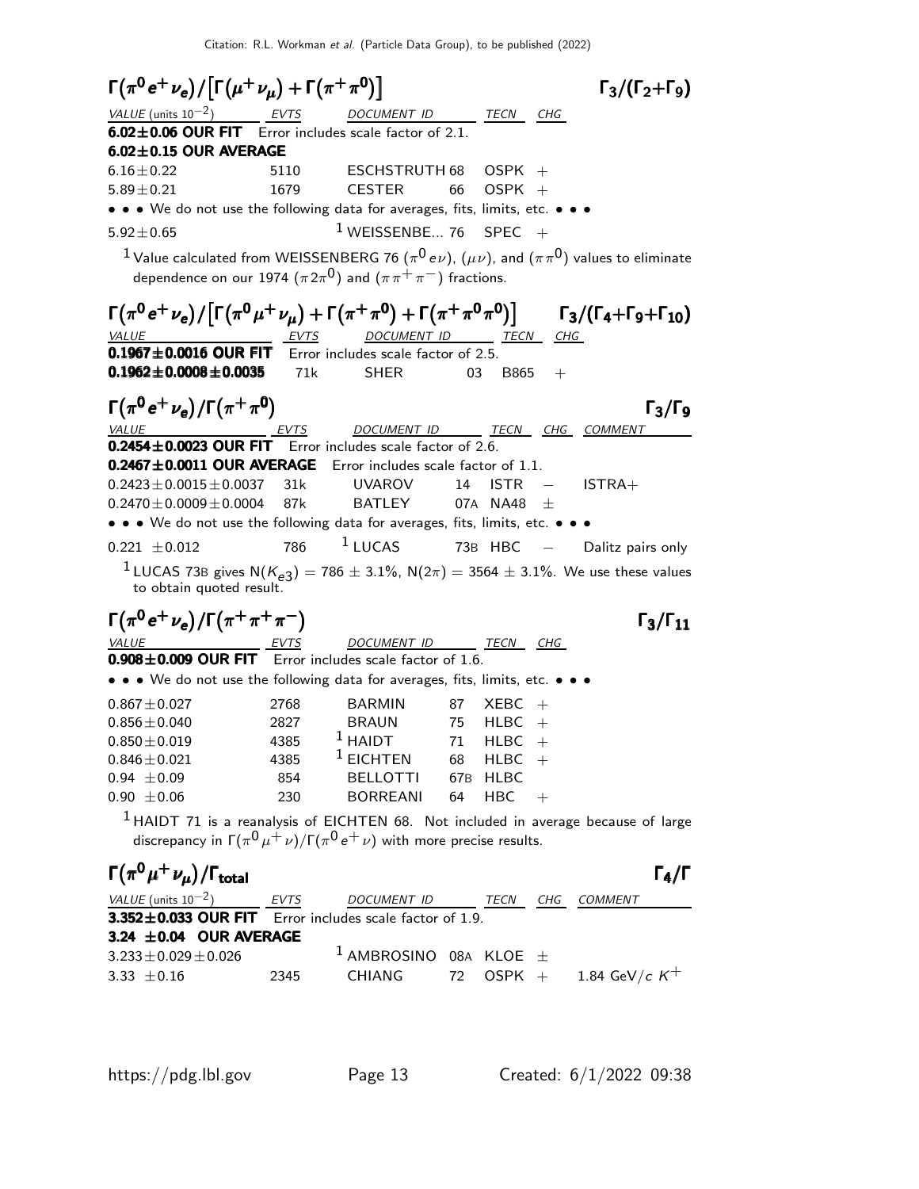### $\Gamma(\pi^0 e^+ \nu_e)/[\Gamma(\mu^+ \nu_\mu) + \Gamma(\pi^+ \pi^0)]$ — $\Gamma_3/(\Gamma_2+\Gamma_9)$

| VALUE (units $10^{-2}$) | EVTS | DOCUMENT ID | | TECN | CHG |
|---|---|---|---|---|---|
| **6.02±0.06 OUR FIT** Error includes scale factor of 2.1. | | | | | |
| **6.02±0.15 OUR AVERAGE** | | | | | |
| $6.16\pm0.22$ | 5110 | ESCHSTRUTH | 68 | OSPK | + |
| $5.89\pm0.21$ | 1679 | CESTER | 66 | OSPK | + |
| • • • We do not use the following data for averages, fits, limits, etc. • • • | | | | | |
| $5.92\pm0.65$ | | [1] WEISSENBE... | 76 | SPEC | + |

[1] Value calculated from WEISSENBERG 76 ($\pi^0 e\nu$), ($\mu\nu$), and ($\pi\pi^0$) values to eliminate dependence on our 1974 ($\pi 2\pi^0$) and ($\pi\pi^+\pi^-$) fractions.

### $\Gamma(\pi^0 e^+ \nu_e)/[\Gamma(\pi^0 \mu^+ \nu_\mu) + \Gamma(\pi^+ \pi^0) + \Gamma(\pi^+ \pi^0 \pi^0)]$ — $\Gamma_3/(\Gamma_4+\Gamma_9+\Gamma_{10})$

| VALUE | EVTS | DOCUMENT ID | | TECN | CHG |
|---|---|---|---|---|---|
| **0.1967±0.0016 OUR FIT** Error includes scale factor of 2.5. | | | | | |
| **0.1962±0.0008±0.0035** | 71k | SHER | 03 | B865 | + |

### $\Gamma(\pi^0 e^+ \nu_e)/\Gamma(\pi^+ \pi^0)$ — $\Gamma_3/\Gamma_9$

| VALUE | EVTS | DOCUMENT ID | | TECN | CHG | COMMENT |
|---|---|---|---|---|---|---|
| **0.2454±0.0023 OUR FIT** Error includes scale factor of 2.6. | | | | | | |
| **0.2467±0.0011 OUR AVERAGE** Error includes scale factor of 1.1. | | | | | | |
| $0.2423\pm0.0015\pm0.0037$ | 31k | UVAROV | 14 | ISTR | − | ISTRA+ |
| $0.2470\pm0.0009\pm0.0004$ | 87k | BATLEY | 07A | NA48 | ± | |
| • • • We do not use the following data for averages, fits, limits, etc. • • • | | | | | | |
| $0.221\pm0.012$ | 786 | [1] LUCAS | 73B | HBC | − | Dalitz pairs only |

[1] LUCAS 73B gives N($K_{e3}$) = 786 ± 3.1%, N($2\pi$) = 3564 ± 3.1%. We use these values to obtain quoted result.

### $\Gamma(\pi^0 e^+ \nu_e)/\Gamma(\pi^+ \pi^+ \pi^-)$ — $\Gamma_3/\Gamma_{11}$

| VALUE | EVTS | DOCUMENT ID | | TECN | CHG |
|---|---|---|---|---|---|
| **0.908±0.009 OUR FIT** Error includes scale factor of 1.6. | | | | | |
| • • • We do not use the following data for averages, fits, limits, etc. • • • | | | | | |
| $0.867\pm0.027$ | 2768 | BARMIN | 87 | XEBC | + |
| $0.856\pm0.040$ | 2827 | BRAUN | 75 | HLBC | + |
| $0.850\pm0.019$ | 4385 | [1] HAIDT | 71 | HLBC | + |
| $0.846\pm0.021$ | 4385 | [1] EICHTEN | 68 | HLBC | + |
| $0.94\pm0.09$ | 854 | BELLOTTI | 67B | HLBC | |
| $0.90\pm0.06$ | 230 | BORREANI | 64 | HBC | + |

[1] HAIDT 71 is a reanalysis of EICHTEN 68. Not included in average because of large discrepancy in $\Gamma(\pi^0\mu^+\nu)/\Gamma(\pi^0 e^+\nu)$ with more precise results.

### $\Gamma(\pi^0 \mu^+ \nu_\mu)/\Gamma_{\text{total}}$ — $\Gamma_4/\Gamma$

| VALUE (units $10^{-2}$) | EVTS | DOCUMENT ID | | TECN | CHG | COMMENT |
|---|---|---|---|---|---|---|
| **3.352±0.033 OUR FIT** Error includes scale factor of 1.9. | | | | | | |
| **3.24 ±0.04 OUR AVERAGE** | | | | | | |
| $3.233\pm0.029\pm0.026$ | | [1] AMBROSINO | 08A | KLOE | ± | |
| $3.33\pm0.16$ | 2345 | CHIANG | 72 | OSPK | + | 1.84 GeV/$c$ $K^+$ |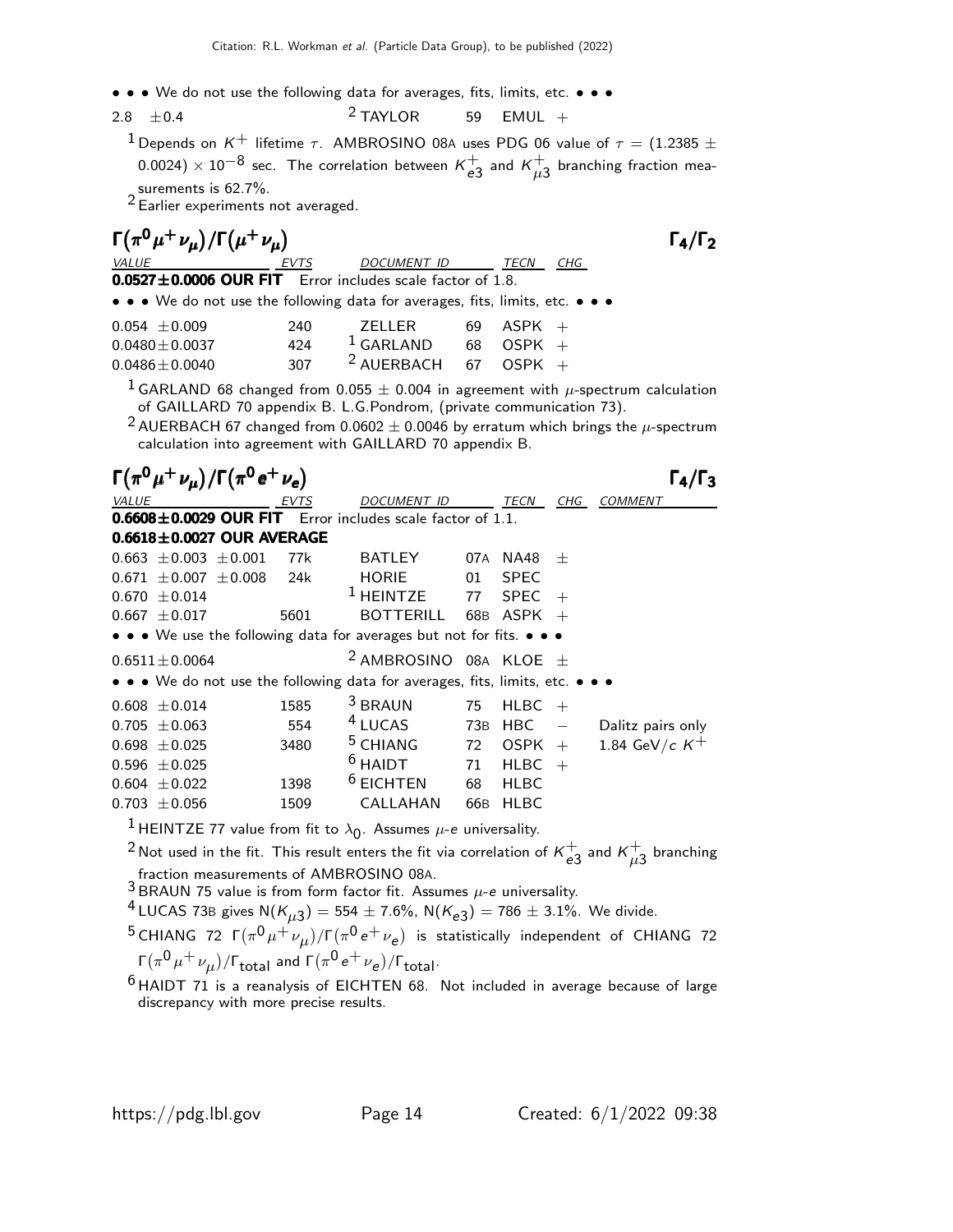• • • We do not use the following data for averages, fits, limits, etc. • • •

| | | | | |
|---|---|---|---|---|
| 2.8 $\pm$0.4 | | TAYLOR [2] | 59 | EMUL + |

[1] Depends on $K^+$ lifetime $\tau$. AMBROSINO 08A uses PDG 06 value of $\tau = (1.2385 \pm 0.0024) \times 10^{-8}$ sec. The correlation between $K^+_{e3}$ and $K^+_{\mu 3}$ branching fraction measurements is 62.7%.

[2] Earlier experiments not averaged.

## $\Gamma(\pi^0 \mu^+ \nu_\mu)/\Gamma(\mu^+ \nu_\mu)$ $\Gamma_4/\Gamma_2$

| VALUE | EVTS | DOCUMENT ID | | TECN | CHG |
|---|---|---|---|---|---|
| **0.0527±0.0006 OUR FIT** Error includes scale factor of 1.8. | | | | | |
| • • • We do not use the following data for averages, fits, limits, etc. • • • | | | | | |
| 0.054 $\pm$0.009 | 240 | ZELLER | 69 | ASPK | + |
| 0.0480$\pm$0.0037 | 424 | GARLAND [1] | 68 | OSPK | + |
| 0.0486$\pm$0.0040 | 307 | AUERBACH [2] | 67 | OSPK | + |

[1] GARLAND 68 changed from 0.055 $\pm$ 0.004 in agreement with $\mu$-spectrum calculation of GAILLARD 70 appendix B. L.G.Pondrom, (private communication 73).

[2] AUERBACH 67 changed from 0.0602 $\pm$ 0.0046 by erratum which brings the $\mu$-spectrum calculation into agreement with GAILLARD 70 appendix B.

## $\Gamma(\pi^0 \mu^+ \nu_\mu)/\Gamma(\pi^0 e^+ \nu_e)$ $\Gamma_4/\Gamma_3$

| VALUE | EVTS | DOCUMENT ID | | TECN | CHG | COMMENT |
|---|---|---|---|---|---|---|
| **0.6608±0.0029 OUR FIT** Error includes scale factor of 1.1. | | | | | | |
| **0.6618±0.0027 OUR AVERAGE** | | | | | | |
| 0.663 $\pm$0.003 $\pm$0.001 | 77k | BATLEY | 07A | NA48 | $\pm$ | |
| 0.671 $\pm$0.007 $\pm$0.008 | 24k | HORIE | 01 | SPEC | | |
| 0.670 $\pm$0.014 | | HEINTZE [1] | 77 | SPEC | + | |
| 0.667 $\pm$0.017 | 5601 | BOTTERILL | 68B | ASPK | + | |
| • • • We use the following data for averages but not for fits. • • • | | | | | | |
| 0.6511$\pm$0.0064 | | AMBROSINO [2] | 08A | KLOE | $\pm$ | |
| • • • We do not use the following data for averages, fits, limits, etc. • • • | | | | | | |
| 0.608 $\pm$0.014 | 1585 | BRAUN [3] | 75 | HLBC | + | |
| 0.705 $\pm$0.063 | 554 | LUCAS [4] | 73B | HBC | − | Dalitz pairs only |
| 0.698 $\pm$0.025 | 3480 | CHIANG [5] | 72 | OSPK | + | 1.84 GeV/$c$ $K^+$ |
| 0.596 $\pm$0.025 | | HAIDT [6] | 71 | HLBC | + | |
| 0.604 $\pm$0.022 | 1398 | EICHTEN [6] | 68 | HLBC | | |
| 0.703 $\pm$0.056 | 1509 | CALLAHAN | 66B | HLBC | | |

[1] HEINTZE 77 value from fit to $\lambda_0$. Assumes $\mu$-$e$ universality.

[2] Not used in the fit. This result enters the fit via correlation of $K^+_{e3}$ and $K^+_{\mu 3}$ branching fraction measurements of AMBROSINO 08A.

[3] BRAUN 75 value is from form factor fit. Assumes $\mu$-$e$ universality.

[4] LUCAS 73B gives N($K_{\mu 3}$) = 554 $\pm$ 7.6%, N($K_{e3}$) = 786 $\pm$ 3.1%. We divide.

[5] CHIANG 72 $\Gamma(\pi^0 \mu^+ \nu_\mu)/\Gamma(\pi^0 e^+ \nu_e)$ is statistically independent of CHIANG 72 $\Gamma(\pi^0 \mu^+ \nu_\mu)/\Gamma_{\text{total}}$ and $\Gamma(\pi^0 e^+ \nu_e)/\Gamma_{\text{total}}$.

[6] HAIDT 71 is a reanalysis of EICHTEN 68. Not included in average because of large discrepancy with more precise results.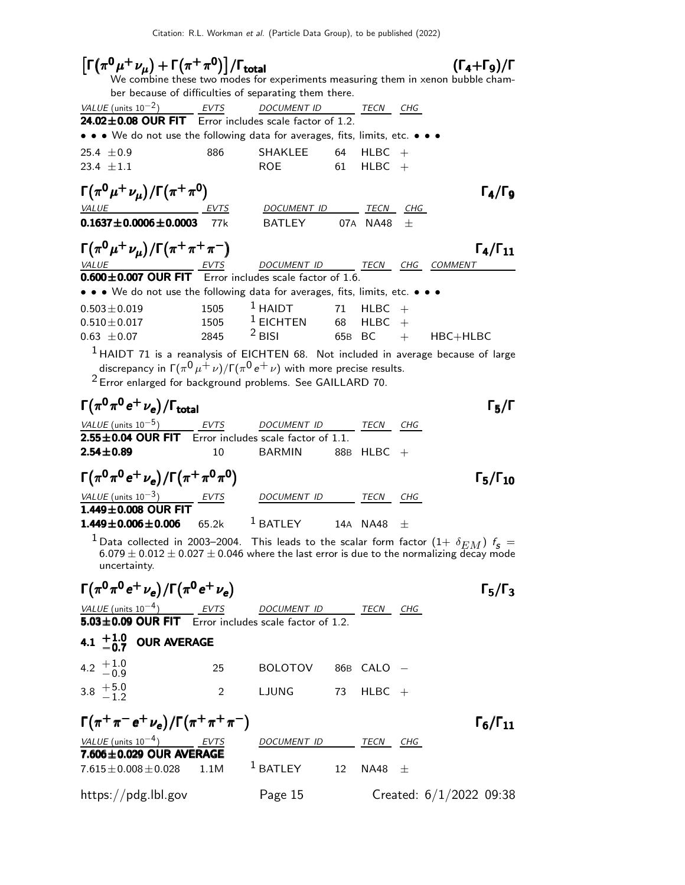### $\left[\Gamma\left(\pi^0 \mu^+ \nu_\mu\right) + \Gamma\left(\pi^+ \pi^0\right)\right]/\Gamma_{\text{total}}$ $\quad (\Gamma_4+\Gamma_9)/\Gamma$

We combine these two modes for experiments measuring them in xenon bubble chamber because of difficulties of separating them there.

| VALUE (units $10^{-2}$) | EVTS | DOCUMENT ID | | TECN | CHG |
|---|---|---|---|---|---|
| **24.02±0.08 OUR FIT** | Error includes scale factor of 1.2. | | | | |
| • • • We do not use the following data for averages, fits, limits, etc. • • • | | | | | |
| 25.4 ±0.9 | 886 | SHAKLEE | 64 | HLBC | + |
| 23.4 ±1.1 | | ROE | 61 | HLBC | + |

### $\Gamma\left(\pi^0 \mu^+ \nu_\mu\right)/\Gamma\left(\pi^+ \pi^0\right)$ $\quad \Gamma_4/\Gamma_9$

| VALUE | EVTS | DOCUMENT ID | | TECN | CHG |
|---|---|---|---|---|---|
| **0.1637±0.0006±0.0003** | 77k | BATLEY | 07A | NA48 | ± |

### $\Gamma\left(\pi^0 \mu^+ \nu_\mu\right)/\Gamma\left(\pi^+ \pi^+ \pi^-\right)$ $\quad \Gamma_4/\Gamma_{11}$

| VALUE | EVTS | DOCUMENT ID | | TECN | CHG | COMMENT |
|---|---|---|---|---|---|---|
| **0.600±0.007 OUR FIT** | Error includes scale factor of 1.6. | | | | | |
| • • • We do not use the following data for averages, fits, limits, etc. • • • | | | | | | |
| 0.503±0.019 | 1505 | [1] HAIDT | 71 | HLBC | + | |
| 0.510±0.017 | 1505 | [1] EICHTEN | 68 | HLBC | + | |
| 0.63 ±0.07 | 2845 | [2] BISI | 65B | BC | + | HBC+HLBC |

[1] HAIDT 71 is a reanalysis of EICHTEN 68. Not included in average because of large discrepancy in $\Gamma(\pi^0 \mu^+ \nu)/\Gamma(\pi^0 e^+ \nu)$ with more precise results.

[2] Error enlarged for background problems. See GAILLARD 70.

### $\Gamma\left(\pi^0 \pi^0 e^+ \nu_e\right)/\Gamma_{\text{total}}$ $\quad \Gamma_5/\Gamma$

| VALUE (units $10^{-5}$) | EVTS | DOCUMENT ID | | TECN | CHG |
|---|---|---|---|---|---|
| **2.55±0.04 OUR FIT** | Error includes scale factor of 1.1. | | | | |
| **2.54±0.89** | 10 | BARMIN | 88B | HLBC | + |

### $\Gamma\left(\pi^0 \pi^0 e^+ \nu_e\right)/\Gamma\left(\pi^+ \pi^0 \pi^0\right)$ $\quad \Gamma_5/\Gamma_{10}$

| VALUE (units $10^{-3}$) | EVTS | DOCUMENT ID | | TECN | CHG |
|---|---|---|---|---|---|
| **1.449±0.008 OUR FIT** | | | | | |
| **1.449±0.006±0.006** | 65.2k | [1] BATLEY | 14A | NA48 | ± |

[1] Data collected in 2003–2004. This leads to the scalar form factor $(1+\delta_{EM})\, f_s = 6.079 \pm 0.012 \pm 0.027 \pm 0.046$ where the last error is due to the normalizing decay mode uncertainty.

### $\Gamma\left(\pi^0 \pi^0 e^+ \nu_e\right)/\Gamma\left(\pi^0 e^+ \nu_e\right)$ $\quad \Gamma_5/\Gamma_3$

| VALUE (units $10^{-4}$) | EVTS | DOCUMENT ID | | TECN | CHG |
|---|---|---|---|---|---|
| **5.03±0.09 OUR FIT** | Error includes scale factor of 1.2. | | | | |
| **4.1 $^{+1.0}_{-0.7}$ OUR AVERAGE** | | | | | |
| 4.2 $^{+1.0}_{-0.9}$ | 25 | BOLOTOV | 86B | CALO | − |
| 3.8 $^{+5.0}_{-1.2}$ | 2 | LJUNG | 73 | HLBC | + |

### $\Gamma\left(\pi^+ \pi^- e^+ \nu_e\right)/\Gamma\left(\pi^+ \pi^+ \pi^-\right)$ $\quad \Gamma_6/\Gamma_{11}$

| VALUE (units $10^{-4}$) | EVTS | DOCUMENT ID | | TECN | CHG |
|---|---|---|---|---|---|
| **7.606±0.029 OUR AVERAGE** | | | | | |
| 7.615±0.008±0.028 | 1.1M | [1] BATLEY | 12 | NA48 | ± |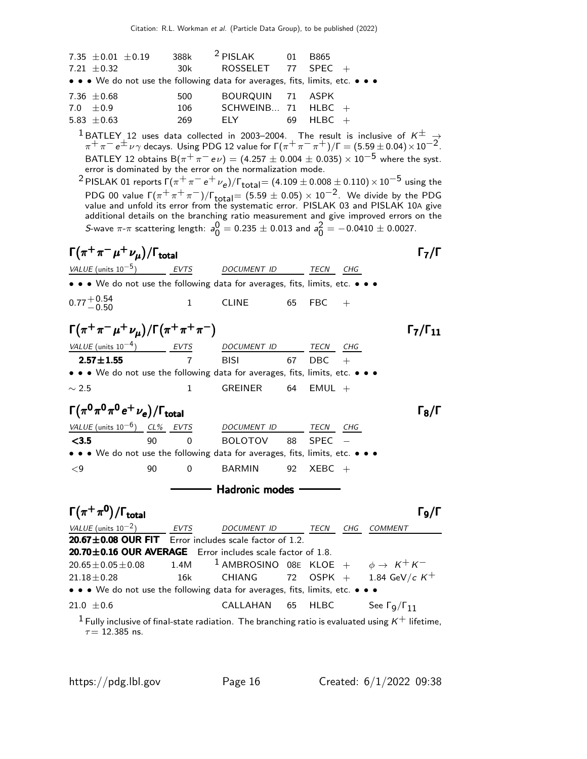| | | | | | |
|---|---|---|---|---|---|
| $7.35 \pm 0.01 \pm 0.19$ | 388k | [2] PISLAK | 01 | B865 | |
| $7.21 \pm 0.32$ | 30k | ROSSELET | 77 | SPEC | + |
| • • • We do not use the following data for averages, fits, limits, etc. • • • | | | | | |
| $7.36 \pm 0.68$ | 500 | BOURQUIN | 71 | ASPK | |
| $7.0 \pm 0.9$ | 106 | SCHWEINB... | 71 | HLBC | + |
| $5.83 \pm 0.63$ | 269 | ELY | 69 | HLBC | + |

[1] BATLEY 12 uses data collected in 2003–2004. The result is inclusive of $K^{\pm} \to \pi^+\pi^- e^{\pm}\nu\gamma$ decays. Using PDG 12 value for $\Gamma(\pi^+\pi^-\pi^+)/\Gamma = (5.59 \pm 0.04) \times 10^{-2}$. BATLEY 12 obtains $B(\pi^+\pi^- e\nu) = (4.257 \pm 0.004 \pm 0.035) \times 10^{-5}$ where the syst. error is dominated by the error on the normalization mode.

[2] PISLAK 01 reports $\Gamma(\pi^+\pi^- e^+\nu_e)/\Gamma_{\text{total}} = (4.109 \pm 0.008 \pm 0.110) \times 10^{-5}$ using the PDG 00 value $\Gamma(\pi^+\pi^+\pi^-)/\Gamma_{\text{total}} = (5.59 \pm 0.05) \times 10^{-2}$. We divide by the PDG value and unfold its error from the systematic error. PISLAK 03 and PISLAK 10A give additional details on the branching ratio measurement and give improved errors on the S-wave $\pi$-$\pi$ scattering length: $a_0^0 = 0.235 \pm 0.013$ and $a_0^2 = -0.0410 \pm 0.0027$.

## $\Gamma(\pi^+\pi^-\mu^+\nu_\mu)/\Gamma_{\text{total}}$ — $\Gamma_7/\Gamma$

| VALUE (units $10^{-5}$) | EVTS | DOCUMENT ID | | TECN | CHG |
|---|---|---|---|---|---|
| • • • We do not use the following data for averages, fits, limits, etc. • • • | | | | | |
| $0.77^{+0.54}_{-0.50}$ | 1 | CLINE | 65 | FBC | + |

## $\Gamma(\pi^+\pi^-\mu^+\nu_\mu)/\Gamma(\pi^+\pi^+\pi^-)$ — $\Gamma_7/\Gamma_{11}$

| VALUE (units $10^{-4}$) | EVTS | DOCUMENT ID | | TECN | CHG |
|---|---|---|---|---|---|
| **2.57±1.55** | 7 | BISI | 67 | DBC | + |
| • • • We do not use the following data for averages, fits, limits, etc. • • • | | | | | |
| $\sim 2.5$ | 1 | GREINER | 64 | EMUL | + |

## $\Gamma(\pi^0\pi^0\pi^0 e^+\nu_e)/\Gamma_{\text{total}}$ — $\Gamma_8/\Gamma$

| VALUE (units $10^{-6}$) | CL% | EVTS | DOCUMENT ID | | TECN | CHG |
|---|---|---|---|---|---|---|
| **<3.5** | 90 | 0 | BOLOTOV | 88 | SPEC | − |
| • • • We do not use the following data for averages, fits, limits, etc. • • • | | | | | | |
| <9 | 90 | 0 | BARMIN | 92 | XEBC | + |

# Hadronic modes

## $\Gamma(\pi^+\pi^0)/\Gamma_{\text{total}}$ — $\Gamma_9/\Gamma$

| VALUE (units $10^{-2}$) | EVTS | DOCUMENT ID | | TECN | CHG | COMMENT |
|---|---|---|---|---|---|---|
| **20.67±0.08 OUR FIT** Error includes scale factor of 1.2. | | | | | | |
| **20.70±0.16 OUR AVERAGE** Error includes scale factor of 1.8. | | | | | | |
| $20.65 \pm 0.05 \pm 0.08$ | 1.4M | [1] AMBROSINO | 08E | KLOE | + | $\phi \to K^+K^-$ |
| $21.18 \pm 0.28$ | 16k | CHIANG | 72 | OSPK | + | 1.84 GeV/$c$ $K^+$ |
| • • • We do not use the following data for averages, fits, limits, etc. • • • | | | | | | |
| $21.0 \pm 0.6$ | | CALLAHAN | 65 | HLBC | | See $\Gamma_9/\Gamma_{11}$ |

[1] Fully inclusive of final-state radiation. The branching ratio is evaluated using $K^+$ lifetime, $\tau = 12.385$ ns.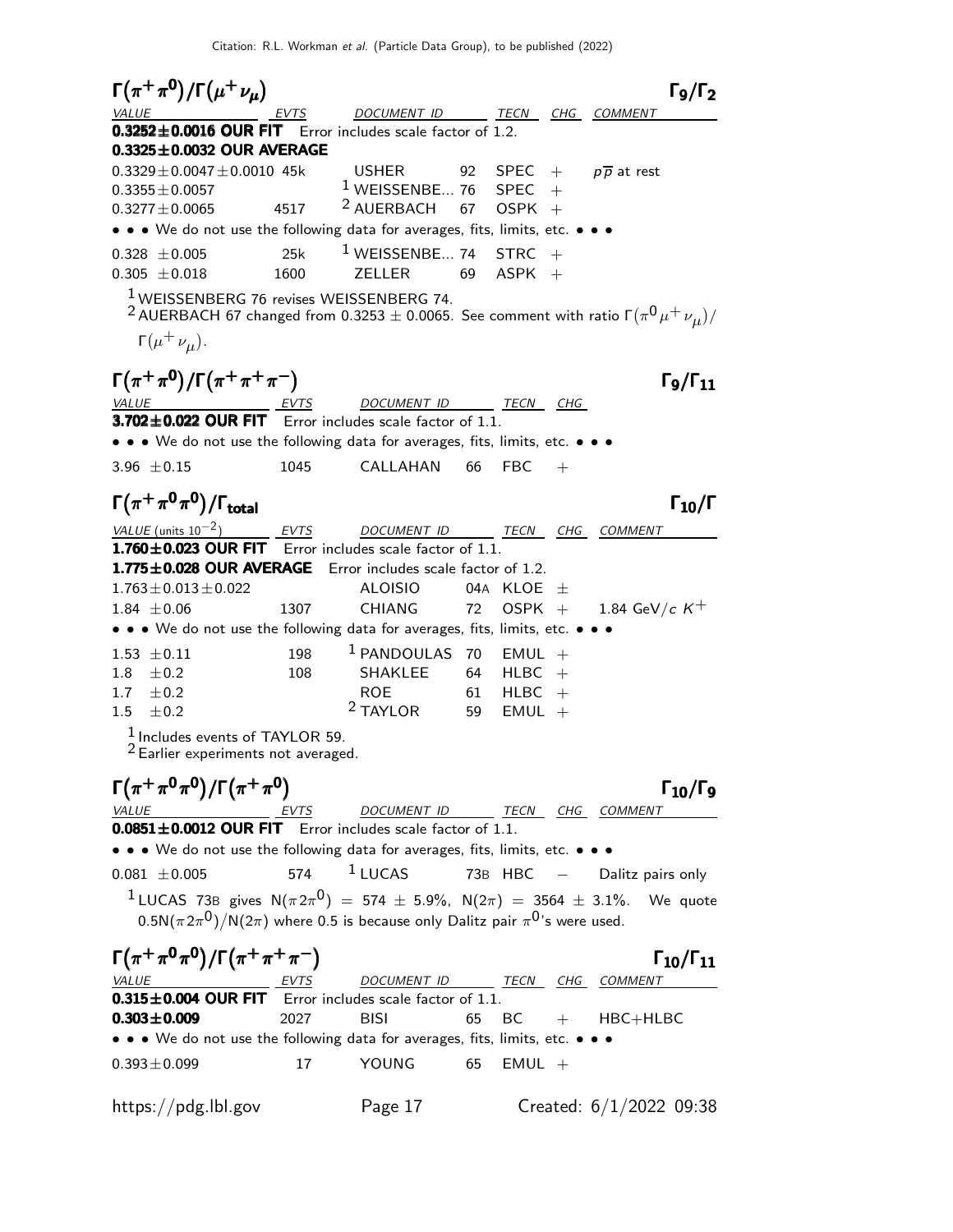### $\Gamma(\pi^+\pi^0)/\Gamma(\mu^+\nu_\mu)$ $\Gamma_9/\Gamma_2$

| VALUE | EVTS | DOCUMENT ID | | TECN | CHG | COMMENT |
|---|---|---|---|---|---|---|
| **0.3252±0.0016 OUR FIT** Error includes scale factor of 1.2. | | | | | | |
| **0.3325±0.0032 OUR AVERAGE** | | | | | | |
| 0.3329±0.0047±0.0010 | 45k | USHER | 92 | SPEC | + | $p\overline{p}$ at rest |
| 0.3355±0.0057 | | [1] WEISSENBE... | 76 | SPEC | + | |
| 0.3277±0.0065 | 4517 | [2] AUERBACH | 67 | OSPK | + | |
| • • • We do not use the following data for averages, fits, limits, etc. • • • | | | | | | |
| 0.328 ±0.005 | 25k | [1] WEISSENBE... | 74 | STRC | + | |
| 0.305 ±0.018 | 1600 | ZELLER | 69 | ASPK | + | |

[1] WEISSENBERG 76 revises WEISSENBERG 74.

[2] AUERBACH 67 changed from 0.3253 ± 0.0065. See comment with ratio $\Gamma(\pi^0\mu^+\nu_\mu)/\Gamma(\mu^+\nu_\mu)$.

### $\Gamma(\pi^+\pi^0)/\Gamma(\pi^+\pi^+\pi^-)$ $\Gamma_9/\Gamma_{11}$

| VALUE | EVTS | DOCUMENT ID | | TECN | CHG |
|---|---|---|---|---|---|
| **3.702±0.022 OUR FIT** Error includes scale factor of 1.1. | | | | | |
| • • • We do not use the following data for averages, fits, limits, etc. • • • | | | | | |
| 3.96 ±0.15 | 1045 | CALLAHAN | 66 | FBC | + |

### $\Gamma(\pi^+\pi^0\pi^0)/\Gamma_{\text{total}}$ $\Gamma_{10}/\Gamma$

| VALUE (units $10^{-2}$) | EVTS | DOCUMENT ID | | TECN | CHG | COMMENT |
|---|---|---|---|---|---|---|
| **1.760±0.023 OUR FIT** Error includes scale factor of 1.1. | | | | | | |
| **1.775±0.028 OUR AVERAGE** Error includes scale factor of 1.2. | | | | | | |
| 1.763±0.013±0.022 | | ALOISIO | 04A | KLOE | ± | |
| 1.84 ±0.06 | 1307 | CHIANG | 72 | OSPK | + | 1.84 GeV/$c$ $K^+$ |
| • • • We do not use the following data for averages, fits, limits, etc. • • • | | | | | | |
| 1.53 ±0.11 | 198 | [1] PANDOULAS | 70 | EMUL | + | |
| 1.8 ±0.2 | 108 | SHAKLEE | 64 | HLBC | + | |
| 1.7 ±0.2 | | ROE | 61 | HLBC | + | |
| 1.5 ±0.2 | | [2] TAYLOR | 59 | EMUL | + | |

[1] Includes events of TAYLOR 59.

[2] Earlier experiments not averaged.

### $\Gamma(\pi^+\pi^0\pi^0)/\Gamma(\pi^+\pi^0)$ $\Gamma_{10}/\Gamma_9$

| VALUE | EVTS | DOCUMENT ID | | TECN | CHG | COMMENT |
|---|---|---|---|---|---|---|
| **0.0851±0.0012 OUR FIT** Error includes scale factor of 1.1. | | | | | | |
| • • • We do not use the following data for averages, fits, limits, etc. • • • | | | | | | |
| 0.081 ±0.005 | 574 | [1] LUCAS | 73B | HBC | − | Dalitz pairs only |

[1] LUCAS 73B gives $N(\pi 2\pi^0)$ = 574 ± 5.9%, $N(2\pi)$ = 3564 ± 3.1%. We quote $0.5N(\pi 2\pi^0)/N(2\pi)$ where 0.5 is because only Dalitz pair $\pi^0$'s were used.

### $\Gamma(\pi^+\pi^0\pi^0)/\Gamma(\pi^+\pi^+\pi^-)$ $\Gamma_{10}/\Gamma_{11}$

| VALUE | EVTS | DOCUMENT ID | | TECN | CHG | COMMENT |
|---|---|---|---|---|---|---|
| **0.315±0.004 OUR FIT** Error includes scale factor of 1.1. | | | | | | |
| **0.303±0.009** | 2027 | BISI | 65 | BC | + | HBC+HLBC |
| • • • We do not use the following data for averages, fits, limits, etc. • • • | | | | | | |
| 0.393±0.099 | 17 | YOUNG | 65 | EMUL | + | |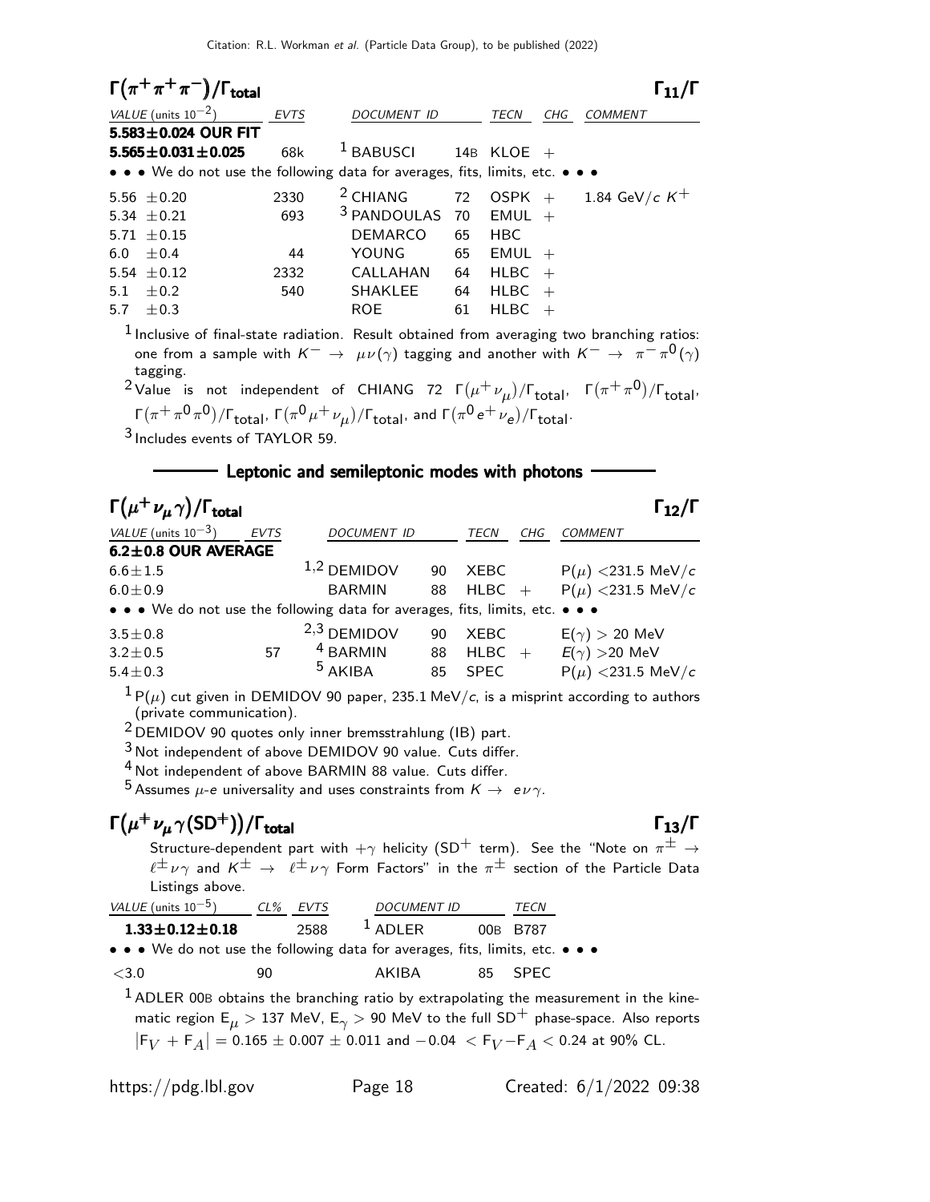## $\Gamma(\pi^+\pi^+\pi^-)/\Gamma_{\text{total}}$ $\Gamma_{11}/\Gamma$

| VALUE (units $10^{-2}$) | EVTS | DOCUMENT ID | | TECN | CHG | COMMENT |
|---|---|---|---|---|---|---|
| **5.583±0.024 OUR FIT** | | | | | | |
| **5.565±0.031±0.025** | 68k | [1] BABUSCI | 14B | KLOE | + | |
| • • • We do not use the following data for averages, fits, limits, etc. • • • | | | | | | |
| 5.56 ±0.20 | 2330 | [2] CHIANG | 72 | OSPK | + | 1.84 GeV/$c$ $K^+$ |
| 5.34 ±0.21 | 693 | [3] PANDOULAS | 70 | EMUL | + | |
| 5.71 ±0.15 | | DEMARCO | 65 | HBC | | |
| 6.0 ±0.4 | 44 | YOUNG | 65 | EMUL | + | |
| 5.54 ±0.12 | 2332 | CALLAHAN | 64 | HLBC | + | |
| 5.1 ±0.2 | 540 | SHAKLEE | 64 | HLBC | + | |
| 5.7 ±0.3 | | ROE | 61 | HLBC | + | |

[1] Inclusive of final-state radiation. Result obtained from averaging two branching ratios: one from a sample with $K^- \rightarrow \mu\nu(\gamma)$ tagging and another with $K^- \rightarrow \pi^-\pi^0(\gamma)$ tagging.

[2] Value is not independent of CHIANG 72 $\Gamma(\mu^+\nu_\mu)/\Gamma_{\text{total}}$, $\Gamma(\pi^+\pi^0)/\Gamma_{\text{total}}$, $\Gamma(\pi^+\pi^0\pi^0)/\Gamma_{\text{total}}$, $\Gamma(\pi^0\mu^+\nu_\mu)/\Gamma_{\text{total}}$, and $\Gamma(\pi^0 e^+\nu_e)/\Gamma_{\text{total}}$.

[3] Includes events of TAYLOR 59.

### Leptonic and semileptonic modes with photons

## $\Gamma(\mu^+\nu_\mu\gamma)/\Gamma_{\text{total}}$ $\Gamma_{12}/\Gamma$

| VALUE (units $10^{-3}$) | EVTS | DOCUMENT ID | | TECN | CHG | COMMENT |
|---|---|---|---|---|---|---|
| **6.2±0.8 OUR AVERAGE** | | | | | | |
| 6.6±1.5 | | [1,2] DEMIDOV | 90 | XEBC | | P($\mu$) <231.5 MeV/$c$ |
| 6.0±0.9 | | BARMIN | 88 | HLBC | + | P($\mu$) <231.5 MeV/$c$ |
| • • • We do not use the following data for averages, fits, limits, etc. • • • | | | | | | |
| 3.5±0.8 | | [2,3] DEMIDOV | 90 | XEBC | | E($\gamma$) > 20 MeV |
| 3.2±0.5 | 57 | [4] BARMIN | 88 | HLBC | + | $E(\gamma)$ >20 MeV |
| 5.4±0.3 | | [5] AKIBA | 85 | SPEC | | P($\mu$) <231.5 MeV/$c$ |

[1] P($\mu$) cut given in DEMIDOV 90 paper, 235.1 MeV/$c$, is a misprint according to authors (private communication).

[2] DEMIDOV 90 quotes only inner bremsstrahlung (IB) part.

[3] Not independent of above DEMIDOV 90 value. Cuts differ.

[4] Not independent of above BARMIN 88 value. Cuts differ.

[5] Assumes $\mu$-$e$ universality and uses constraints from $K \rightarrow e\nu\gamma$.

## $\Gamma(\mu^+\nu_\mu\gamma(\text{SD}^+))/\Gamma_{\text{total}}$ $\Gamma_{13}/\Gamma$

Structure-dependent part with $+\gamma$ helicity (SD$^+$ term). See the "Note on $\pi^\pm \rightarrow \ell^\pm\nu\gamma$ and $K^\pm \rightarrow \ell^\pm\nu\gamma$ Form Factors" in the $\pi^\pm$ section of the Particle Data Listings above.

| VALUE (units $10^{-5}$) | CL% | EVTS | DOCUMENT ID | | TECN |
|---|---|---|---|---|---|
| **1.33±0.12±0.18** | | 2588 | [1] ADLER | 00B | B787 |
| • • • We do not use the following data for averages, fits, limits, etc. • • • | | | | | |
| <3.0 | 90 | | AKIBA | 85 | SPEC |

[1] ADLER 00B obtains the branching ratio by extrapolating the measurement in the kinematic region $E_\mu$ > 137 MeV, $E_\gamma$ > 90 MeV to the full SD$^+$ phase-space. Also reports $|F_V + F_A| = 0.165 \pm 0.007 \pm 0.011$ and $-0.04 < F_V - F_A < 0.24$ at 90% CL.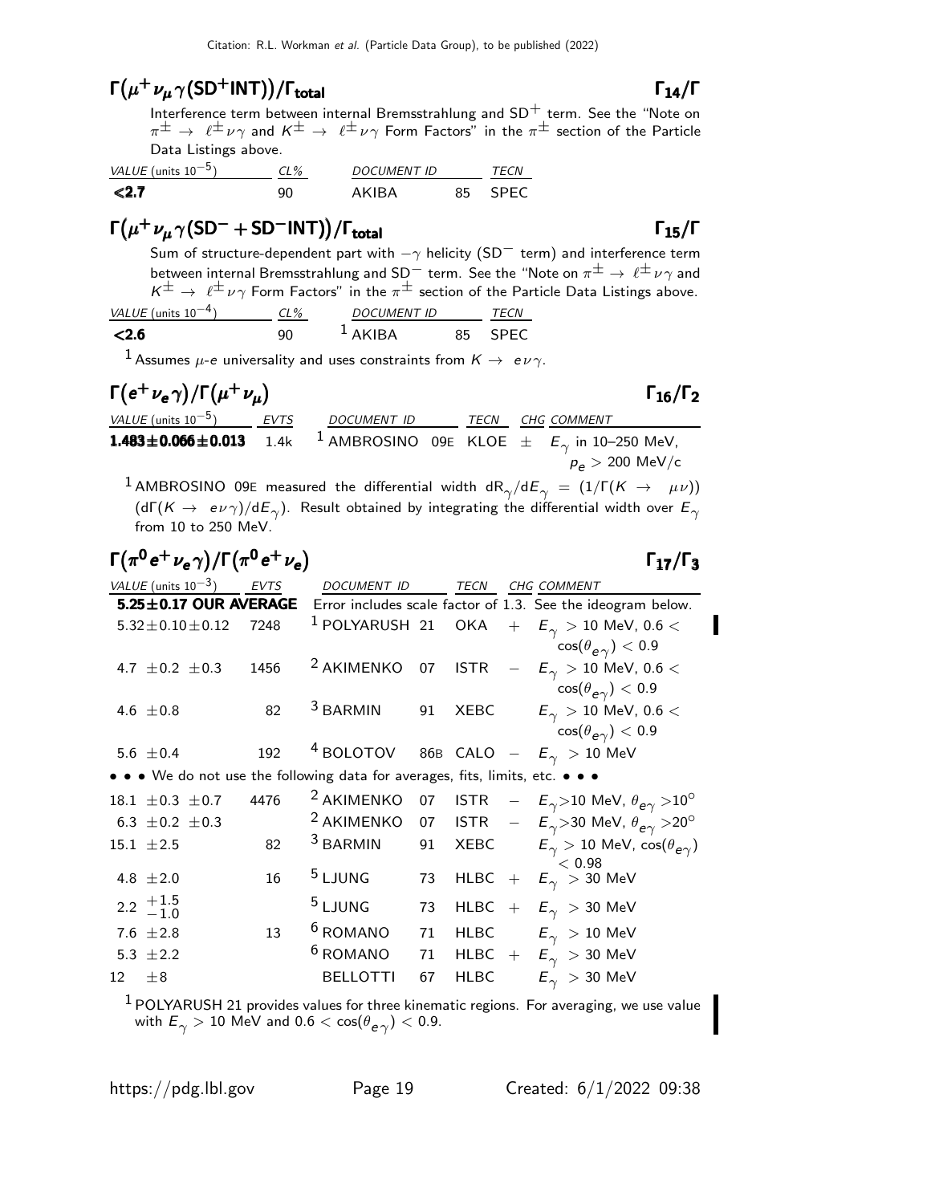## $\Gamma(\mu^+ \nu_\mu \gamma(\text{SD}^+\text{INT}))/\Gamma_{\text{total}}$ — $\Gamma_{14}/\Gamma$

Interference term between internal Bremsstrahlung and $\text{SD}^+$ term. See the "Note on $\pi^\pm \to \ell^\pm \nu \gamma$ and $K^\pm \to \ell^\pm \nu \gamma$ Form Factors" in the $\pi^\pm$ section of the Particle Data Listings above.

| VALUE (units $10^{-5}$) | CL% | DOCUMENT ID | | TECN |
|---|---|---|---|---|
| **<2.7** | 90 | AKIBA | 85 | SPEC |

## $\Gamma(\mu^+ \nu_\mu \gamma(\text{SD}^- + \text{SD}^-\text{INT}))/\Gamma_{\text{total}}$ — $\Gamma_{15}/\Gamma$

Sum of structure-dependent part with $-\gamma$ helicity ($\text{SD}^-$ term) and interference term between internal Bremsstrahlung and $\text{SD}^-$ term. See the "Note on $\pi^\pm \to \ell^\pm \nu \gamma$ and $K^\pm \to \ell^\pm \nu \gamma$ Form Factors" in the $\pi^\pm$ section of the Particle Data Listings above.

| VALUE (units $10^{-4}$) | CL% | DOCUMENT ID | | TECN |
|---|---|---|---|---|
| **<2.6** | 90 | [1] AKIBA | 85 | SPEC |

[1] Assumes $\mu$-$e$ universality and uses constraints from $K \to e \nu \gamma$.

## $\Gamma(e^+ \nu_e \gamma)/\Gamma(\mu^+ \nu_\mu)$ — $\Gamma_{16}/\Gamma_2$

| VALUE (units $10^{-5}$) | EVTS | DOCUMENT ID | | TECN | CHG | COMMENT |
|---|---|---|---|---|---|---|
| **1.483±0.066±0.013** | 1.4k | [1] AMBROSINO | 09E | KLOE | $\pm$ | $E_\gamma$ in 10–250 MeV, $p_e > 200$ MeV/c |

[1] AMBROSINO 09E measured the differential width $dR_\gamma/dE_\gamma = (1/\Gamma(K \to \mu\nu)) (d\Gamma(K \to e\nu\gamma)/dE_\gamma)$. Result obtained by integrating the differential width over $E_\gamma$ from 10 to 250 MeV.

## $\Gamma(\pi^0 e^+ \nu_e \gamma)/\Gamma(\pi^0 e^+ \nu_e)$ — $\Gamma_{17}/\Gamma_3$

| VALUE (units $10^{-3}$) | EVTS | DOCUMENT ID | | TECN | CHG | COMMENT |
|---|---|---|---|---|---|---|
| **5.25±0.17 OUR AVERAGE** | | Error includes scale factor of 1.3. See the ideogram below. | | | | |
| 5.32±0.10±0.12 | 7248 | [1] POLYARUSH | 21 | OKA | + | $E_\gamma > 10$ MeV, $0.6 < \cos(\theta_{e\gamma}) < 0.9$ |
| 4.7 ±0.2 ±0.3 | 1456 | [2] AKIMENKO | 07 | ISTR | − | $E_\gamma > 10$ MeV, $0.6 < \cos(\theta_{e\gamma}) < 0.9$ |
| 4.6 ±0.8 | 82 | [3] BARMIN | 91 | XEBC | | $E_\gamma > 10$ MeV, $0.6 < \cos(\theta_{e\gamma}) < 0.9$ |
| 5.6 ±0.4 | 192 | [4] BOLOTOV | 86B | CALO | − | $E_\gamma > 10$ MeV |
| • • • We do not use the following data for averages, fits, limits, etc. • • • | | | | | | |
| 18.1 ±0.3 ±0.7 | 4476 | [2] AKIMENKO | 07 | ISTR | − | $E_\gamma > 10$ MeV, $\theta_{e\gamma} > 10^\circ$ |
| 6.3 ±0.2 ±0.3 | | [2] AKIMENKO | 07 | ISTR | − | $E_\gamma > 30$ MeV, $\theta_{e\gamma} > 20^\circ$ |
| 15.1 ±2.5 | 82 | [3] BARMIN | 91 | XEBC | | $E_\gamma > 10$ MeV, $\cos(\theta_{e\gamma}) < 0.98$ |
| 4.8 ±2.0 | 16 | [5] LJUNG | 73 | HLBC | + | $E_\gamma > 30$ MeV |
| $2.2\ ^{+1.5}_{-1.0}$ | | [5] LJUNG | 73 | HLBC | + | $E_\gamma > 30$ MeV |
| 7.6 ±2.8 | 13 | [6] ROMANO | 71 | HLBC | | $E_\gamma > 10$ MeV |
| 5.3 ±2.2 | | [6] ROMANO | 71 | HLBC | + | $E_\gamma > 30$ MeV |
| 12 ±8 | | BELLOTTI | 67 | HLBC | | $E_\gamma > 30$ MeV |

[1] POLYARUSH 21 provides values for three kinematic regions. For averaging, we use value with $E_\gamma > 10$ MeV and $0.6 < \cos(\theta_{e\gamma}) < 0.9$.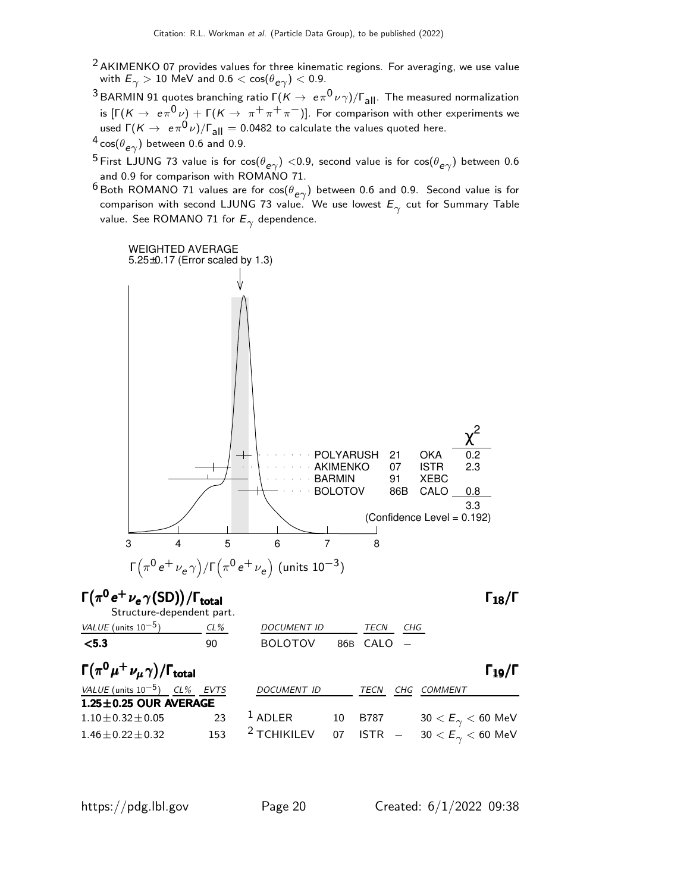[2] AKIMENKO 07 provides values for three kinematic regions. For averaging, we use value with $E_\gamma > 10$ MeV and $0.6 < \cos(\theta_{e\gamma}) < 0.9$.

[3] BARMIN 91 quotes branching ratio $\Gamma(K \to e\pi^0\nu\gamma)/\Gamma_{all}$. The measured normalization is $[\Gamma(K \to e\pi^0\nu) + \Gamma(K \to \pi^+\pi^+\pi^-)]$. For comparison with other experiments we used $\Gamma(K \to e\pi^0\nu)/\Gamma_{all} = 0.0482$ to calculate the values quoted here.

[4] $\cos(\theta_{e\gamma})$ between 0.6 and 0.9.

[5] First LJUNG 73 value is for $\cos(\theta_{e\gamma}) < 0.9$, second value is for $\cos(\theta_{e\gamma})$ between 0.6 and 0.9 for comparison with ROMANO 71.

[6] Both ROMANO 71 values are for $\cos(\theta_{e\gamma})$ between 0.6 and 0.9. Second value is for comparison with second LJUNG 73 value. We use lowest $E_\gamma$ cut for Summary Table value. See ROMANO 71 for $E_\gamma$ dependence.

WEIGHTED AVERAGE
5.25±0.17 (Error scaled by 1.3)

| | | | $\chi^2$ |
|---|---|---|---|
| POLYARUSH | 21 | OKA | 0.2 |
| AKIMENKO | 07 | ISTR | 2.3 |
| BARMIN | 91 | XEBC | |
| BOLOTOV | 86B | CALO | 0.8 |
| | | | 3.3 |

(Confidence Level = 0.192)

$\Gamma\left(\pi^0 e^+ \nu_e \gamma\right)/\Gamma\left(\pi^0 e^+ \nu_e\right)$ (units $10^{-3}$)

## $\Gamma(\pi^0 e^+ \nu_e \gamma(\text{SD}))/\Gamma_{\text{total}}$ — $\Gamma_{18}/\Gamma$

Structure-dependent part.

| VALUE (units $10^{-5}$) | CL% | DOCUMENT ID | | TECN | CHG |
|---|---|---|---|---|---|
| **<5.3** | 90 | BOLOTOV | 86B | CALO | − |

## $\Gamma(\pi^0 \mu^+ \nu_\mu \gamma)/\Gamma_{\text{total}}$ — $\Gamma_{19}/\Gamma$

| VALUE (units $10^{-5}$) | CL% | EVTS | DOCUMENT ID | | TECN | CHG | COMMENT |
|---|---|---|---|---|---|---|---|
| **1.25±0.25 OUR AVERAGE** | | | | | | | |
| 1.10±0.32±0.05 | | 23 | [1] ADLER | 10 | B787 | | $30 < E_\gamma < 60$ MeV |
| 1.46±0.22±0.32 | | 153 | [2] TCHIKILEV | 07 | ISTR | − | $30 < E_\gamma < 60$ MeV |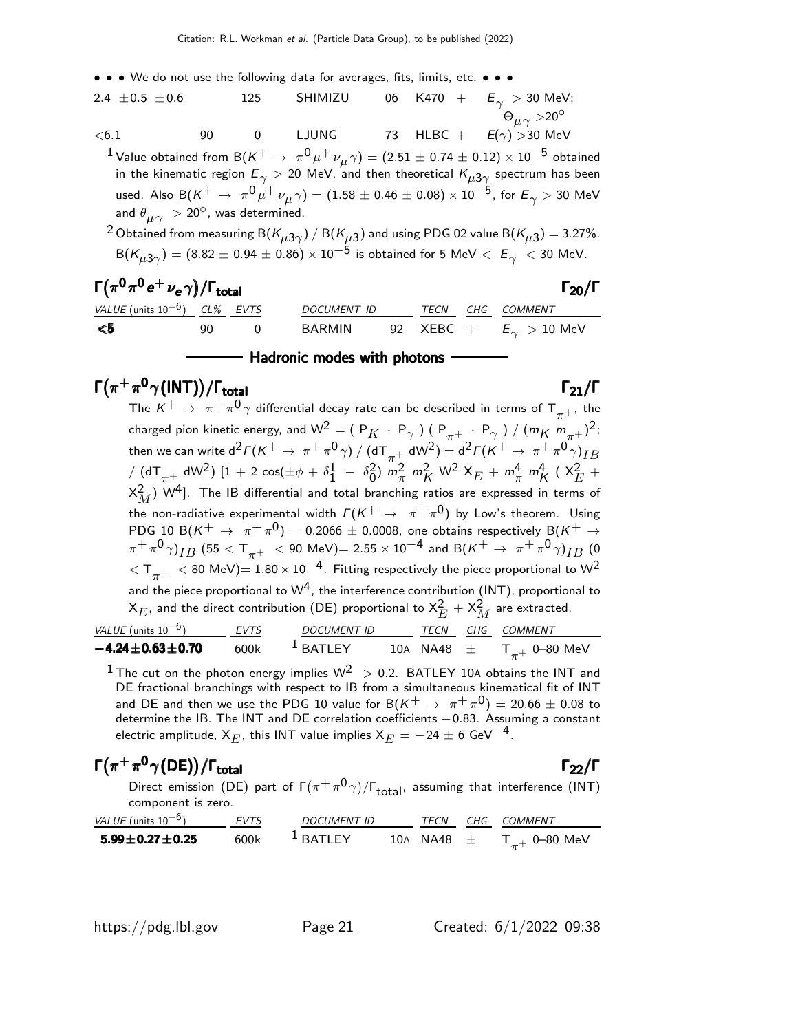• • • We do not use the following data for averages, fits, limits, etc. • • •

| | | | | | | | |
|---|---|---|---|---|---|---|---|
| 2.4 ±0.5 ±0.6 | | 125 | SHIMIZU | 06 | K470 | + | $E_\gamma$ > 30 MeV; $\Theta_{\mu\gamma}$ >20° |
| <6.1 | 90 | 0 | LJUNG | 73 | HLBC | + | $E(\gamma)$ >30 MeV |

[1] Value obtained from $B(K^+ \to \pi^0 \mu^+ \nu_\mu \gamma) = (2.51 \pm 0.74 \pm 0.12) \times 10^{-5}$ obtained in the kinematic region $E_\gamma > 20$ MeV, and then theoretical $K_{\mu 3\gamma}$ spectrum has been used. Also $B(K^+ \to \pi^0 \mu^+ \nu_\mu \gamma) = (1.58 \pm 0.46 \pm 0.08) \times 10^{-5}$, for $E_\gamma > 30$ MeV and $\theta_{\mu\gamma} > 20°$, was determined.

[2] Obtained from measuring $B(K_{\mu 3\gamma})$ / $B(K_{\mu 3})$ and using PDG 02 value $B(K_{\mu 3}) = 3.27\%$. $B(K_{\mu 3\gamma}) = (8.82 \pm 0.94 \pm 0.86) \times 10^{-5}$ is obtained for 5 MeV < $E_\gamma$ < 30 MeV.

## $\Gamma(\pi^0 \pi^0 e^+ \nu_e \gamma)/\Gamma_{\rm total}$ — $\Gamma_{20}/\Gamma$

| VALUE (units $10^{-6}$) | CL% | EVTS | DOCUMENT ID | | TECN | CHG | COMMENT |
|---|---|---|---|---|---|---|---|
| **<5** | 90 | 0 | BARMIN | 92 | XEBC | + | $E_\gamma$ > 10 MeV |

### Hadronic modes with photons

## $\Gamma(\pi^+ \pi^0 \gamma(\rm INT))/\Gamma_{\rm total}$ — $\Gamma_{21}/\Gamma$

The $K^+ \to \pi^+ \pi^0 \gamma$ differential decay rate can be described in terms of $T_{\pi^+}$, the charged pion kinetic energy, and $W^2 = (P_K \cdot P_\gamma)(P_{\pi^+} \cdot P_\gamma) / (m_K\, m_{\pi^+})^2$; then we can write $d^2\Gamma(K^+ \to \pi^+ \pi^0 \gamma) / (dT_{\pi^+}\, dW^2) = d^2\Gamma(K^+ \to \pi^+ \pi^0 \gamma)_{IB} / (dT_{\pi^+}\, dW^2)\, [1 + 2 \cos(\pm\phi + \delta_1^1 - \delta_0^2)\, m_\pi^2\, m_K^2\, W^2\, X_E + m_\pi^4\, m_K^4\, (X_E^2 + X_M^2)\, W^4]$. The IB differential and total branching ratios are expressed in terms of the non-radiative experimental width $\Gamma(K^+ \to \pi^+ \pi^0)$ by Low's theorem. Using PDG 10 $B(K^+ \to \pi^+ \pi^0) = 0.2066 \pm 0.0008$, one obtains respectively $B(K^+ \to \pi^+ \pi^0 \gamma)_{IB}$ (55 < $T_{\pi^+}$ < 90 MeV)= $2.55 \times 10^{-4}$ and $B(K^+ \to \pi^+ \pi^0 \gamma)_{IB}$ (0 < $T_{\pi^+}$ < 80 MeV)= $1.80 \times 10^{-4}$. Fitting respectively the piece proportional to $W^2$ and the piece proportional to $W^4$, the interference contribution (INT), proportional to $X_E$, and the direct contribution (DE) proportional to $X_E^2 + X_M^2$ are extracted.

| VALUE (units $10^{-6}$) | EVTS | DOCUMENT ID | | TECN | CHG | COMMENT |
|---|---|---|---|---|---|---|
| **−4.24±0.63±0.70** | 600k | [1] BATLEY | 10A | NA48 | ± | $T_{\pi^+}$ 0–80 MeV |

[1] The cut on the photon energy implies $W^2 > 0.2$. BATLEY 10A obtains the INT and DE fractional branchings with respect to IB from a simultaneous kinematical fit of INT and DE and then we use the PDG 10 value for $B(K^+ \to \pi^+ \pi^0) = 20.66 \pm 0.08$ to determine the IB. The INT and DE correlation coefficients −0.83. Assuming a constant electric amplitude, $X_E$, this INT value implies $X_E = -24 \pm 6$ GeV$^{-4}$.

## $\Gamma(\pi^+ \pi^0 \gamma(\rm DE))/\Gamma_{\rm total}$ — $\Gamma_{22}/\Gamma$

Direct emission (DE) part of $\Gamma(\pi^+ \pi^0 \gamma)/\Gamma_{\rm total}$, assuming that interference (INT) component is zero.

| VALUE (units $10^{-6}$) | EVTS | DOCUMENT ID | | TECN | CHG | COMMENT |
|---|---|---|---|---|---|---|
| **5.99±0.27±0.25** | 600k | [1] BATLEY | 10A | NA48 | ± | $T_{\pi^+}$ 0–80 MeV |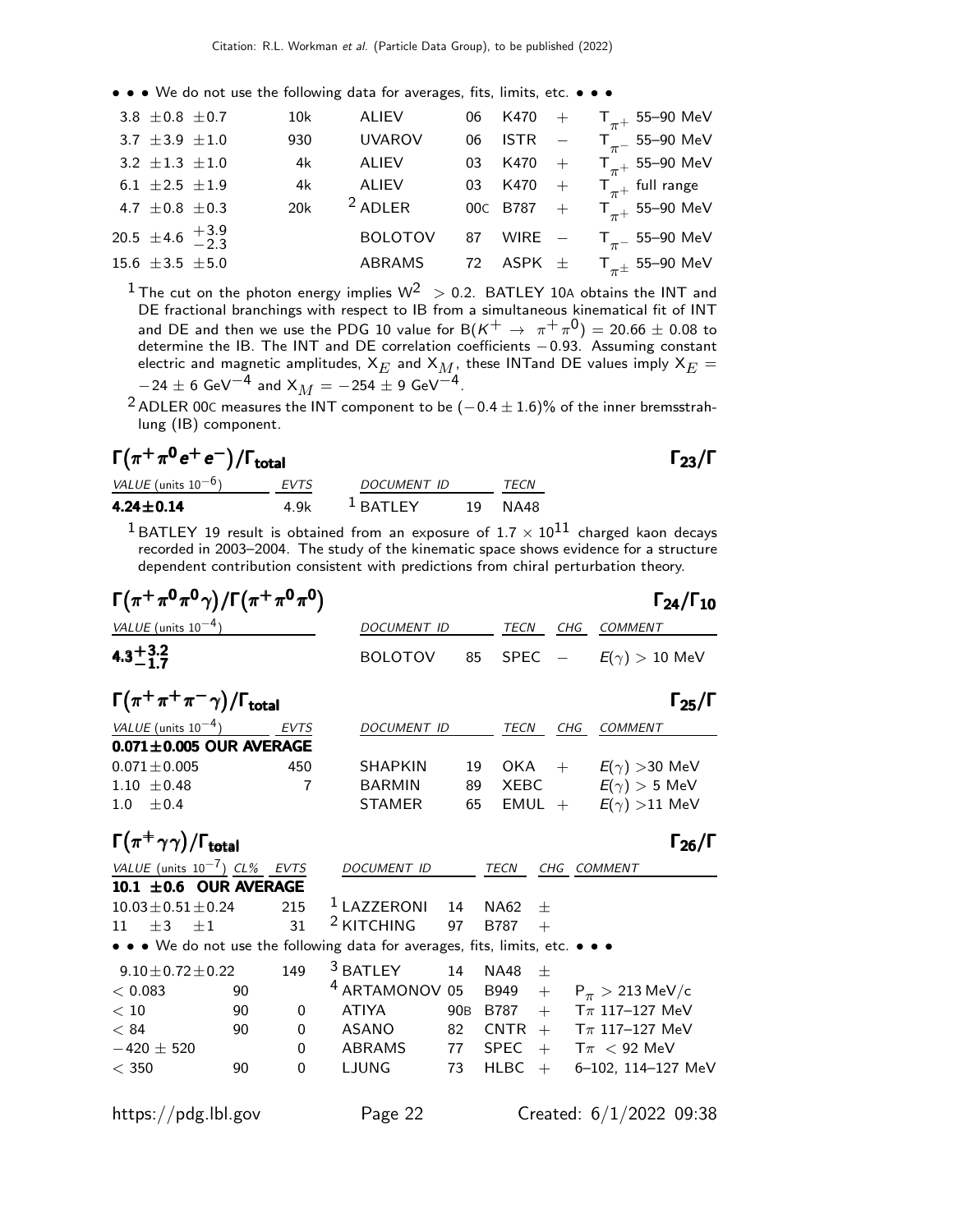• • • We do not use the following data for averages, fits, limits, etc. • • •

| VALUE | EVTS | DOCUMENT ID | | TECN | CHG | COMMENT |
|---|---|---|---|---|---|---|
| $3.8 \pm 0.8 \pm 0.7$ | 10k | ALIEV | 06 | K470 | + | $T_{\pi^+}$ 55–90 MeV |
| $3.7 \pm 3.9 \pm 1.0$ | 930 | UVAROV | 06 | ISTR | − | $T_{\pi^-}$ 55–90 MeV |
| $3.2 \pm 1.3 \pm 1.0$ | 4k | ALIEV | 03 | K470 | + | $T_{\pi^+}$ 55–90 MeV |
| $6.1 \pm 2.5 \pm 1.9$ | 4k | ALIEV | 03 | K470 | + | $T_{\pi^+}$ full range |
| $4.7 \pm 0.8 \pm 0.3$ | 20k | [2] ADLER | 00C | B787 | + | $T_{\pi^+}$ 55–90 MeV |
| $20.5 \pm 4.6 \,^{+3.9}_{-2.3}$ | | BOLOTOV | 87 | WIRE | − | $T_{\pi^-}$ 55–90 MeV |
| $15.6 \pm 3.5 \pm 5.0$ | | ABRAMS | 72 | ASPK | ± | $T_{\pi^\pm}$ 55–90 MeV |

[1] The cut on the photon energy implies $W^2 > 0.2$. BATLEY 10A obtains the INT and DE fractional branchings with respect to IB from a simultaneous kinematical fit of INT and DE and then we use the PDG 10 value for $B(K^+ \to \pi^+\pi^0) = 20.66 \pm 0.08$ to determine the IB. The INT and DE correlation coefficients −0.93. Assuming constant electric and magnetic amplitudes, $X_E$ and $X_M$, these INTand DE values imply $X_E = -24 \pm 6$ GeV$^{-4}$ and $X_M = -254 \pm 9$ GeV$^{-4}$.

[2] ADLER 00C measures the INT component to be $(-0.4 \pm 1.6)$% of the inner bremsstrahlung (IB) component.

## $\Gamma(\pi^+\pi^0 e^+ e^-)/\Gamma_{\text{total}}$ $\qquad\Gamma_{23}/\Gamma$

| VALUE (units $10^{-6}$) | EVTS | DOCUMENT ID | | TECN |
|---|---|---|---|---|
| **4.24±0.14** | 4.9k | [1] BATLEY | 19 | NA48 |

[1] BATLEY 19 result is obtained from an exposure of $1.7 \times 10^{11}$ charged kaon decays recorded in 2003–2004. The study of the kinematic space shows evidence for a structure dependent contribution consistent with predictions from chiral perturbation theory.

## $\Gamma(\pi^+\pi^0\pi^0\gamma)/\Gamma(\pi^+\pi^0\pi^0)$ $\qquad\Gamma_{24}/\Gamma_{10}$

| VALUE (units $10^{-4}$) | DOCUMENT ID | | TECN | CHG | COMMENT |
|---|---|---|---|---|---|
| $\mathbf{4.3^{+3.2}_{-1.7}}$ | BOLOTOV | 85 | SPEC | − | $E(\gamma) > 10$ MeV |

## $\Gamma(\pi^+\pi^+\pi^-\gamma)/\Gamma_{\text{total}}$ $\qquad\Gamma_{25}/\Gamma$

| VALUE (units $10^{-4}$) | EVTS | DOCUMENT ID | | TECN | CHG | COMMENT |
|---|---|---|---|---|---|---|
| **0.071±0.005 OUR AVERAGE** | | | | | | |
| 0.071±0.005 | 450 | SHAPKIN | 19 | OKA | + | $E(\gamma) > 30$ MeV |
| 1.10 ±0.48 | 7 | BARMIN | 89 | XEBC | | $E(\gamma) > 5$ MeV |
| 1.0 ±0.4 | | STAMER | 65 | EMUL | + | $E(\gamma) > 11$ MeV |

## $\Gamma(\pi^+\gamma\gamma)/\Gamma_{\text{total}}$ $\qquad\Gamma_{26}/\Gamma$

| VALUE (units $10^{-7}$) | CL% | EVTS | DOCUMENT ID | | TECN | CHG | COMMENT |
|---|---|---|---|---|---|---|---|
| **10.1 ±0.6 OUR AVERAGE** | | | | | | | |
| 10.03±0.51±0.24 | | 215 | [1] LAZZERONI | 14 | NA62 | ± | |
| 11 ±3 ±1 | | 31 | [2] KITCHING | 97 | B787 | + | |
| • • • We do not use the following data for averages, fits, limits, etc. • • • | | | | | | | |
| 9.10±0.72±0.22 | | 149 | [3] BATLEY | 14 | NA48 | ± | |
| < 0.083 | 90 | | [4] ARTAMONOV | 05 | B949 | + | $P_\pi > 213$ MeV/c |
| < 10 | 90 | 0 | ATIYA | 90B | B787 | + | $T\pi$ 117–127 MeV |
| < 84 | 90 | 0 | ASANO | 82 | CNTR | + | $T\pi$ 117–127 MeV |
| −420 ± 520 | | 0 | ABRAMS | 77 | SPEC | + | $T\pi$ < 92 MeV |
| < 350 | 90 | 0 | LJUNG | 73 | HLBC | + | 6–102, 114–127 MeV |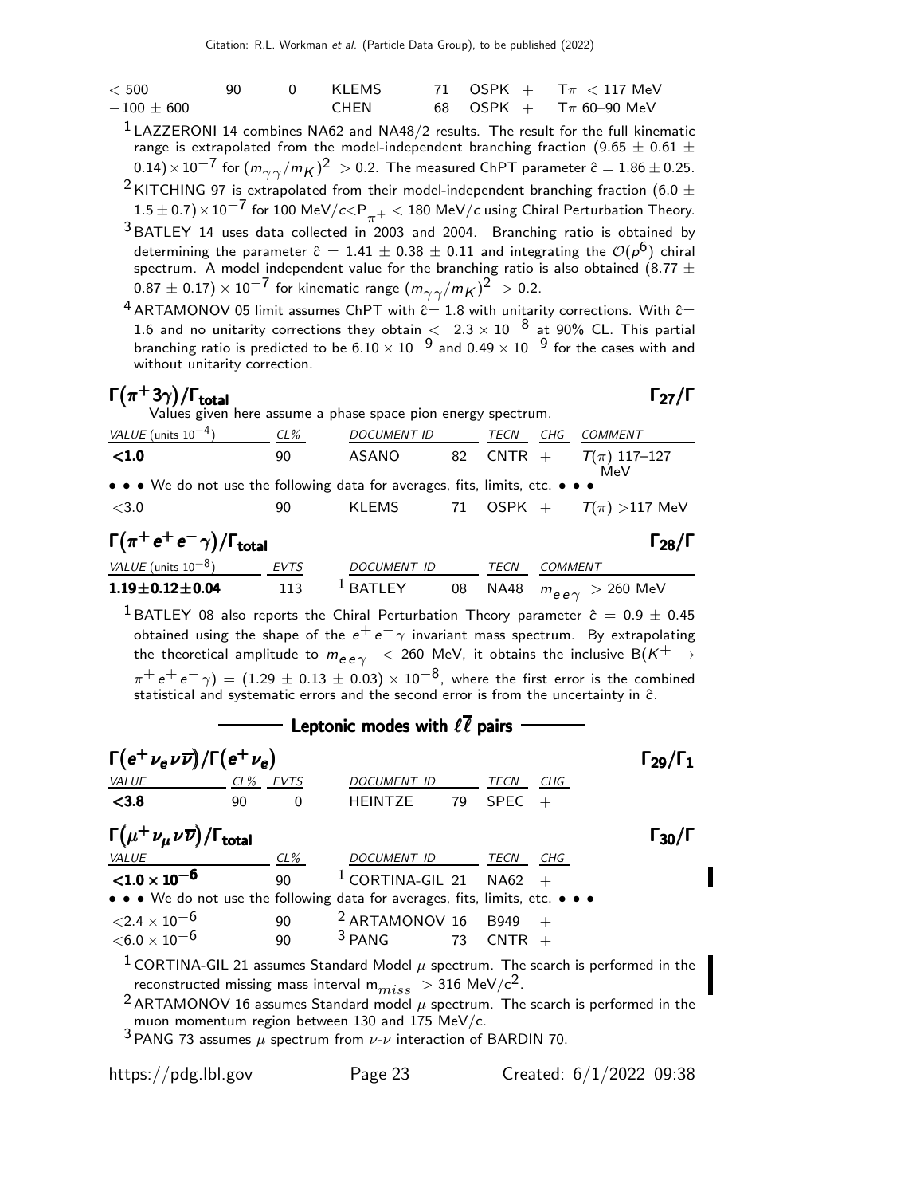| | | | | | | |
|---|---|---|---|---|---|---|
| < 500 | 90 | 0 | KLEMS | 71 | OSPK + | $T\pi$ < 117 MeV |
| $-100 \pm 600$ | | | CHEN | 68 | OSPK + | $T\pi$ 60–90 MeV |

[1] LAZZERONI 14 combines NA62 and NA48/2 results. The result for the full kinematic range is extrapolated from the model-independent branching fraction ($9.65 \pm 0.61 \pm 0.14) \times 10^{-7}$ for $(m_{\gamma\gamma}/m_K)^2 > 0.2$. The measured ChPT parameter $\hat{c} = 1.86 \pm 0.25$.

[2] KITCHING 97 is extrapolated from their model-independent branching fraction ($6.0 \pm 1.5 \pm 0.7) \times 10^{-7}$ for 100 MeV/$c$<$P_{\pi^+}$ < 180 MeV/$c$ using Chiral Perturbation Theory.

[3] BATLEY 14 uses data collected in 2003 and 2004. Branching ratio is obtained by determining the parameter $\hat{c} = 1.41 \pm 0.38 \pm 0.11$ and integrating the $\mathcal{O}(p^6)$ chiral spectrum. A model independent value for the branching ratio is also obtained ($8.77 \pm 0.87 \pm 0.17) \times 10^{-7}$ for kinematic range $(m_{\gamma\gamma}/m_K)^2 > 0.2$.

[4] ARTAMONOV 05 limit assumes ChPT with $\hat{c}$= 1.8 with unitarity corrections. With $\hat{c}$= 1.6 and no unitarity corrections they obtain < $2.3 \times 10^{-8}$ at 90% CL. This partial branching ratio is predicted to be $6.10 \times 10^{-9}$ and $0.49 \times 10^{-9}$ for the cases with and without unitarity correction.

## $\Gamma(\pi^+ 3\gamma)/\Gamma_{\text{total}}$ — $\Gamma_{27}/\Gamma$

Values given here assume a phase space pion energy spectrum.

| VALUE (units $10^{-4}$) | CL% | DOCUMENT ID | | TECN | CHG | COMMENT |
|---|---|---|---|---|---|---|
| **<1.0** | 90 | ASANO | 82 | CNTR | + | $T(\pi)$ 117–127 MeV |
| • • • We do not use the following data for averages, fits, limits, etc. • • • | | | | | | |
| <3.0 | 90 | KLEMS | 71 | OSPK | + | $T(\pi)$ >117 MeV |

## $\Gamma(\pi^+ e^+ e^- \gamma)/\Gamma_{\text{total}}$ — $\Gamma_{28}/\Gamma$

| VALUE (units $10^{-8}$) | EVTS | DOCUMENT ID | | TECN | COMMENT |
|---|---|---|---|---|---|
| **1.19±0.12±0.04** | 113 | [1] BATLEY | 08 | NA48 | $m_{ee\gamma}$ > 260 MeV |

[1] BATLEY 08 also reports the Chiral Perturbation Theory parameter $\hat{c} = 0.9 \pm 0.45$ obtained using the shape of the $e^+e^-\gamma$ invariant mass spectrum. By extrapolating the theoretical amplitude to $m_{ee\gamma}$ < 260 MeV, it obtains the inclusive B($K^+ \rightarrow \pi^+ e^+ e^- \gamma$) = ($1.29 \pm 0.13 \pm 0.03) \times 10^{-8}$, where the first error is the combined statistical and systematic errors and the second error is from the uncertainty in $\hat{c}$.

## Leptonic modes with $\ell\overline{\ell}$ pairs

## $\Gamma(e^+ \nu_e \nu\overline{\nu})/\Gamma(e^+ \nu_e)$ — $\Gamma_{29}/\Gamma_1$

| VALUE | CL% | EVTS | DOCUMENT ID | | TECN | CHG |
|---|---|---|---|---|---|---|
| **<3.8** | 90 | 0 | HEINTZE | 79 | SPEC | + |

## $\Gamma(\mu^+ \nu_\mu \nu\overline{\nu})/\Gamma_{\text{total}}$ — $\Gamma_{30}/\Gamma$

| VALUE | CL% | DOCUMENT ID | | TECN | CHG |
|---|---|---|---|---|---|
| **<1.0 × 10^−6** | 90 | [1] CORTINA-GIL | 21 | NA62 | + |
| • • • We do not use the following data for averages, fits, limits, etc. • • • | | | | | |
| $<2.4 \times 10^{-6}$ | 90 | [2] ARTAMONOV | 16 | B949 | + |
| $<6.0 \times 10^{-6}$ | 90 | [3] PANG | 73 | CNTR | + |

[1] CORTINA-GIL 21 assumes Standard Model $\mu$ spectrum. The search is performed in the reconstructed missing mass interval $m_{miss}$ > 316 MeV/$c^2$.

[2] ARTAMONOV 16 assumes Standard model $\mu$ spectrum. The search is performed in the muon momentum region between 130 and 175 MeV/c.

[3] PANG 73 assumes $\mu$ spectrum from $\nu$-$\nu$ interaction of BARDIN 70.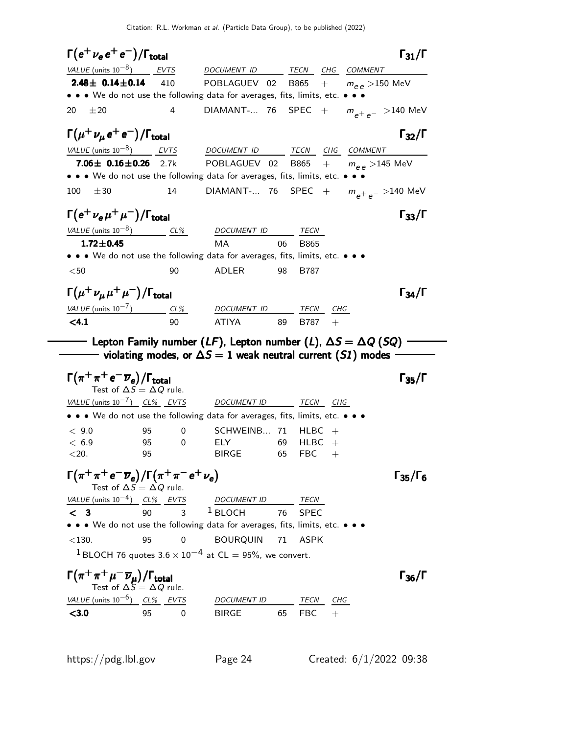### $\Gamma(e^+ \nu_e e^+ e^-)/\Gamma_{\text{total}}$ $\Gamma_{31}/\Gamma$

| VALUE (units $10^{-8}$) | EVTS | DOCUMENT ID | | TECN | CHG | COMMENT |
|---|---|---|---|---|---|---|
| **2.48± 0.14±0.14** | 410 | POBLAGUEV | 02 | B865 | + | $m_{ee}$ >150 MeV |
| • • • We do not use the following data for averages, fits, limits, etc. • • • | | | | | | |
| 20 ±20 | 4 | DIAMANT-... | 76 | SPEC | + | $m_{e^+e^-}$ >140 MeV |

### $\Gamma(\mu^+ \nu_\mu e^+ e^-)/\Gamma_{\text{total}}$ $\Gamma_{32}/\Gamma$

| VALUE (units $10^{-8}$) | EVTS | DOCUMENT ID | | TECN | CHG | COMMENT |
|---|---|---|---|---|---|---|
| **7.06± 0.16±0.26** | 2.7k | POBLAGUEV | 02 | B865 | + | $m_{ee}$ >145 MeV |
| • • • We do not use the following data for averages, fits, limits, etc. • • • | | | | | | |
| 100 ±30 | 14 | DIAMANT-... | 76 | SPEC | + | $m_{e^+e^-}$ >140 MeV |

### $\Gamma(e^+ \nu_e \mu^+ \mu^-)/\Gamma_{\text{total}}$ $\Gamma_{33}/\Gamma$

| VALUE (units $10^{-8}$) | CL% | DOCUMENT ID | | TECN |
|---|---|---|---|---|
| **1.72±0.45** | | MA | 06 | B865 |
| • • • We do not use the following data for averages, fits, limits, etc. • • • | | | | |
| <50 | 90 | ADLER | 98 | B787 |

### $\Gamma(\mu^+ \nu_\mu \mu^+ \mu^-)/\Gamma_{\text{total}}$ $\Gamma_{34}/\Gamma$

| VALUE (units $10^{-7}$) | CL% | DOCUMENT ID | | TECN | CHG |
|---|---|---|---|---|---|
| **<4.1** | 90 | ATIYA | 89 | B787 | + |

## Lepton Family number (*LF*), Lepton number (*L*), $\Delta S = \Delta Q$ (*SQ*) violating modes, or $\Delta S = 1$ weak neutral current (*S1*) modes

### $\Gamma(\pi^+ \pi^+ e^- \overline{\nu}_e)/\Gamma_{\text{total}}$ $\Gamma_{35}/\Gamma$

Test of $\Delta S = \Delta Q$ rule.

| VALUE (units $10^{-7}$) | CL% | EVTS | DOCUMENT ID | | TECN | CHG |
|---|---|---|---|---|---|---|
| • • • We do not use the following data for averages, fits, limits, etc. • • • | | | | | | |
| < 9.0 | 95 | 0 | SCHWEINB... | 71 | HLBC | + |
| < 6.9 | 95 | 0 | ELY | 69 | HLBC | + |
| <20. | 95 | | BIRGE | 65 | FBC | + |

### $\Gamma(\pi^+ \pi^+ e^- \overline{\nu}_e)/\Gamma(\pi^+ \pi^- e^+ \nu_e)$ $\Gamma_{35}/\Gamma_6$

Test of $\Delta S = \Delta Q$ rule.

| VALUE (units $10^{-4}$) | CL% | EVTS | DOCUMENT ID | | TECN |
|---|---|---|---|---|---|
| **< 3** | 90 | 3 | [1] BLOCH | 76 | SPEC |
| • • • We do not use the following data for averages, fits, limits, etc. • • • | | | | | |
| <130. | 95 | 0 | BOURQUIN | 71 | ASPK |

[1] BLOCH 76 quotes $3.6 \times 10^{-4}$ at CL = 95%, we convert.

### $\Gamma(\pi^+ \pi^+ \mu^- \overline{\nu}_\mu)/\Gamma_{\text{total}}$ $\Gamma_{36}/\Gamma$

Test of $\Delta S = \Delta Q$ rule.

| VALUE (units $10^{-6}$) | CL% | EVTS | DOCUMENT ID | | TECN | CHG |
|---|---|---|---|---|---|---|
| **<3.0** | 95 | 0 | BIRGE | 65 | FBC | + |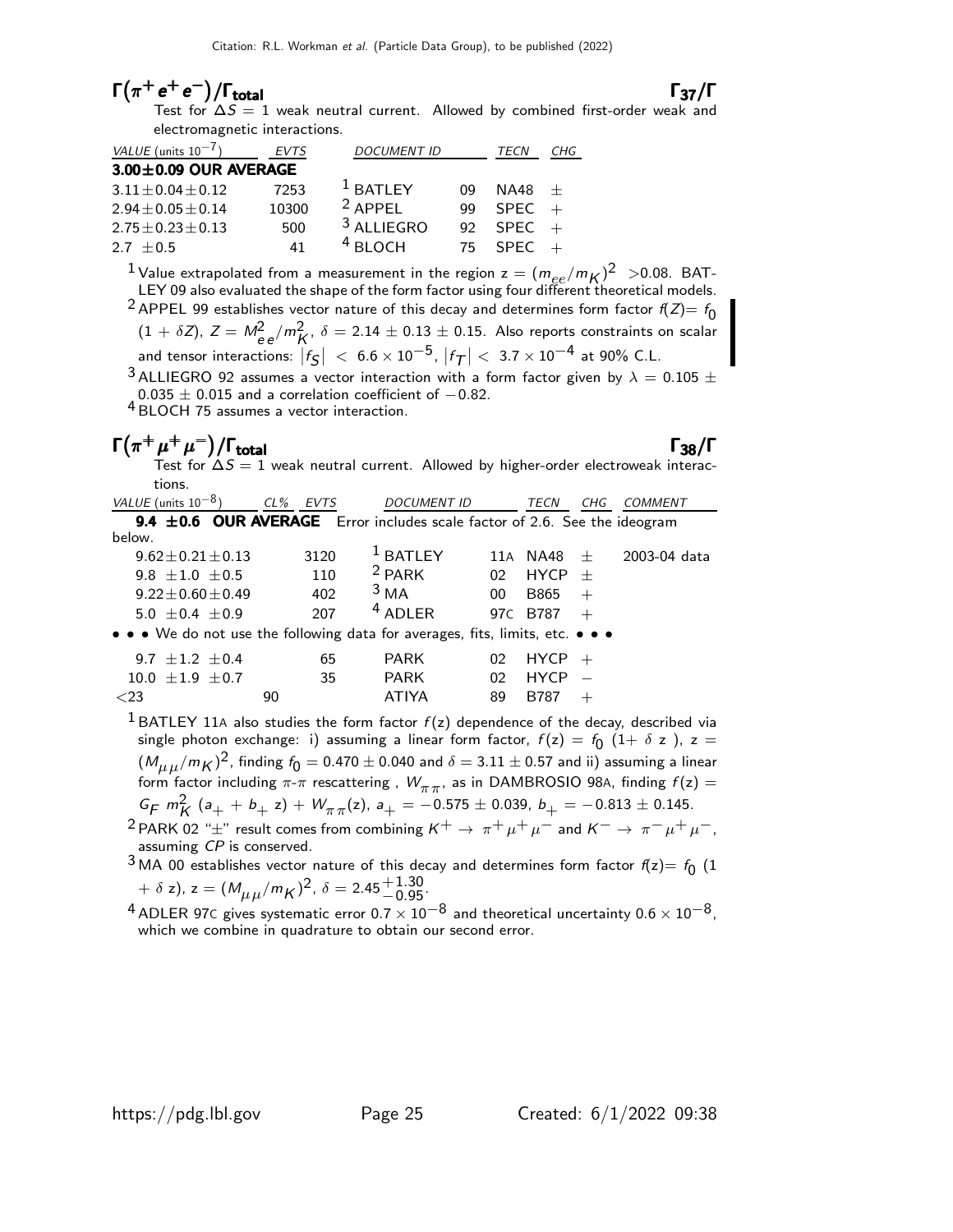## $\Gamma(\pi^+ e^+ e^-)/\Gamma_{\text{total}}$ $\Gamma_{37}/\Gamma$

Test for $\Delta S = 1$ weak neutral current. Allowed by combined first-order weak and electromagnetic interactions.

| VALUE (units $10^{-7}$) | EVTS | DOCUMENT ID | | TECN | CHG |
|---|---|---|---|---|---|
| **3.00±0.09 OUR AVERAGE** | | | | | |
| $3.11 \pm 0.04 \pm 0.12$ | 7253 | [1] BATLEY | 09 | NA48 | $\pm$ |
| $2.94 \pm 0.05 \pm 0.14$ | 10300 | [2] APPEL | 99 | SPEC | $+$ |
| $2.75 \pm 0.23 \pm 0.13$ | 500 | [3] ALLIEGRO | 92 | SPEC | $+$ |
| $2.7 \pm 0.5$ | 41 | [4] BLOCH | 75 | SPEC | $+$ |

[1] Value extrapolated from a measurement in the region $z = (m_{ee}/m_K)^2 > 0.08$. BATLEY 09 also evaluated the shape of the form factor using four different theoretical models.

[2] APPEL 99 establishes vector nature of this decay and determines form factor $f(Z) = f_0 (1 + \delta Z)$, $Z = M^2_{ee}/m^2_K$, $\delta = 2.14 \pm 0.13 \pm 0.15$. Also reports constraints on scalar and tensor interactions: $|f_S| < 6.6 \times 10^{-5}$, $|f_T| < 3.7 \times 10^{-4}$ at 90% C.L.

[3] ALLIEGRO 92 assumes a vector interaction with a form factor given by $\lambda = 0.105 \pm 0.035 \pm 0.015$ and a correlation coefficient of $-0.82$.

[4] BLOCH 75 assumes a vector interaction.

## $\Gamma(\pi^+ \mu^+ \mu^-)/\Gamma_{\text{total}}$ $\Gamma_{38}/\Gamma$

Test for $\Delta S = 1$ weak neutral current. Allowed by higher-order electroweak interactions.

| VALUE (units $10^{-8}$) | CL% | EVTS | DOCUMENT ID | | TECN | CHG | COMMENT |
|---|---|---|---|---|---|---|---|
| **9.4 ±0.6 OUR AVERAGE** Error includes scale factor of 2.6. See the ideogram below. | | | | | | | |
| $9.62 \pm 0.21 \pm 0.13$ | | 3120 | [1] BATLEY | 11A | NA48 | $\pm$ | 2003-04 data |
| $9.8 \pm 1.0 \pm 0.5$ | | 110 | [2] PARK | 02 | HYCP | $\pm$ | |
| $9.22 \pm 0.60 \pm 0.49$ | | 402 | [3] MA | 00 | B865 | $+$ | |
| $5.0 \pm 0.4 \pm 0.9$ | | 207 | [4] ADLER | 97C | B787 | $+$ | |
| • • • We do not use the following data for averages, fits, limits, etc. • • • | | | | | | | |
| $9.7 \pm 1.2 \pm 0.4$ | | 65 | PARK | 02 | HYCP | $+$ | |
| $10.0 \pm 1.9 \pm 0.7$ | | 35 | PARK | 02 | HYCP | $-$ | |
| $<23$ | 90 | | ATIYA | 89 | B787 | $+$ | |

[1] BATLEY 11A also studies the form factor $f(z)$ dependence of the decay, described via single photon exchange: i) assuming a linear form factor, $f(z) = f_0 (1 + \delta z)$, $z = (M_{\mu\mu}/m_K)^2$, finding $f_0 = 0.470 \pm 0.040$ and $\delta = 3.11 \pm 0.57$ and ii) assuming a linear form factor including $\pi$-$\pi$ rescattering, $W_{\pi\pi}$, as in DAMBROSIO 98A, finding $f(z) = G_F\, m_K^2\, (a_+ + b_+ z) + W_{\pi\pi}(z)$, $a_+ = -0.575 \pm 0.039$, $b_+ = -0.813 \pm 0.145$.

[2] PARK 02 "$\pm$" result comes from combining $K^+ \to \pi^+ \mu^+ \mu^-$ and $K^- \to \pi^- \mu^+ \mu^-$, assuming $CP$ is conserved.

[3] MA 00 establishes vector nature of this decay and determines form factor $f(z) = f_0\, (1 + \delta\, z)$, $z = (M_{\mu\mu}/m_K)^2$, $\delta = 2.45^{+1.30}_{-0.95}$.

[4] ADLER 97C gives systematic error $0.7 \times 10^{-8}$ and theoretical uncertainty $0.6 \times 10^{-8}$, which we combine in quadrature to obtain our second error.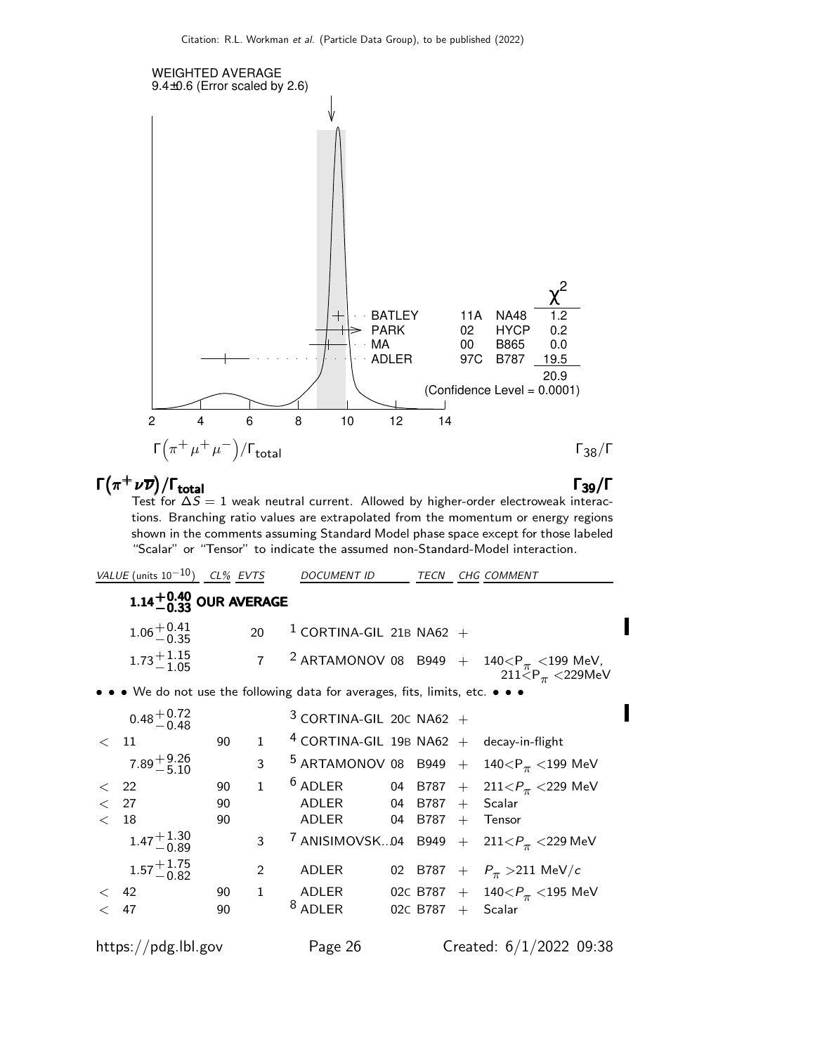WEIGHTED AVERAGE
9.4±0.6 (Error scaled by 2.6)

| | | | $\chi^2$ |
|---|---|---|---|
| BATLEY | 11A | NA48 | 1.2 |
| PARK | 02 | HYCP | 0.2 |
| MA | 00 | B865 | 0.0 |
| ADLER | 97C | B787 | 19.5 |
| | | | 20.9 |

(Confidence Level = 0.0001)

$\Gamma\left(\pi^+\mu^+\mu^-\right)/\Gamma_{\text{total}}$ $\Gamma_{38}/\Gamma$

## $\Gamma(\pi^+\nu\overline{\nu})/\Gamma_{\text{total}}$ $\Gamma_{39}/\Gamma$

Test for $\Delta S = 1$ weak neutral current. Allowed by higher-order electroweak interactions. Branching ratio values are extrapolated from the momentum or energy regions shown in the comments assuming Standard Model phase space except for those labeled "Scalar" or "Tensor" to indicate the assumed non-Standard-Model interaction.

| VALUE (units $10^{-10}$) | CL% | EVTS | DOCUMENT ID | | TECN | CHG | COMMENT |
|---|---|---|---|---|---|---|---|
| **$1.14^{+0.40}_{-0.33}$ OUR AVERAGE** | | | | | | | |
| $1.06^{+0.41}_{-0.35}$ | | 20 | [1] CORTINA-GIL | 21B | NA62 | + | |
| $1.73^{+1.15}_{-1.05}$ | | 7 | [2] ARTAMONOV | 08 | B949 | + | $140<P_\pi<199$ MeV, $211<P_\pi<229$MeV |
| • • • We do not use the following data for averages, fits, limits, etc. • • • | | | | | | | |
| $0.48^{+0.72}_{-0.48}$ | | | [3] CORTINA-GIL | 20C | NA62 | + | |
| $<11$ | 90 | 1 | [4] CORTINA-GIL | 19B | NA62 | + | decay-in-flight |
| $7.89^{+9.26}_{-5.10}$ | | 3 | [5] ARTAMONOV | 08 | B949 | + | $140<P_\pi<199$ MeV |
| $<22$ | 90 | 1 | [6] ADLER | 04 | B787 | + | $211<P_\pi<229$ MeV |
| $<27$ | 90 | | ADLER | 04 | B787 | + | Scalar |
| $<18$ | 90 | | ADLER | 04 | B787 | + | Tensor |
| $1.47^{+1.30}_{-0.89}$ | | 3 | [7] ANISIMOVSK... | 04 | B949 | + | $211<P_\pi<229$ MeV |
| $1.57^{+1.75}_{-0.82}$ | | 2 | ADLER | 02 | B787 | + | $P_\pi>211$ MeV/$c$ |
| $<42$ | 90 | 1 | ADLER | 02C | B787 | + | $140<P_\pi<195$ MeV |
| $<47$ | 90 | | [8] ADLER | 02C | B787 | + | Scalar |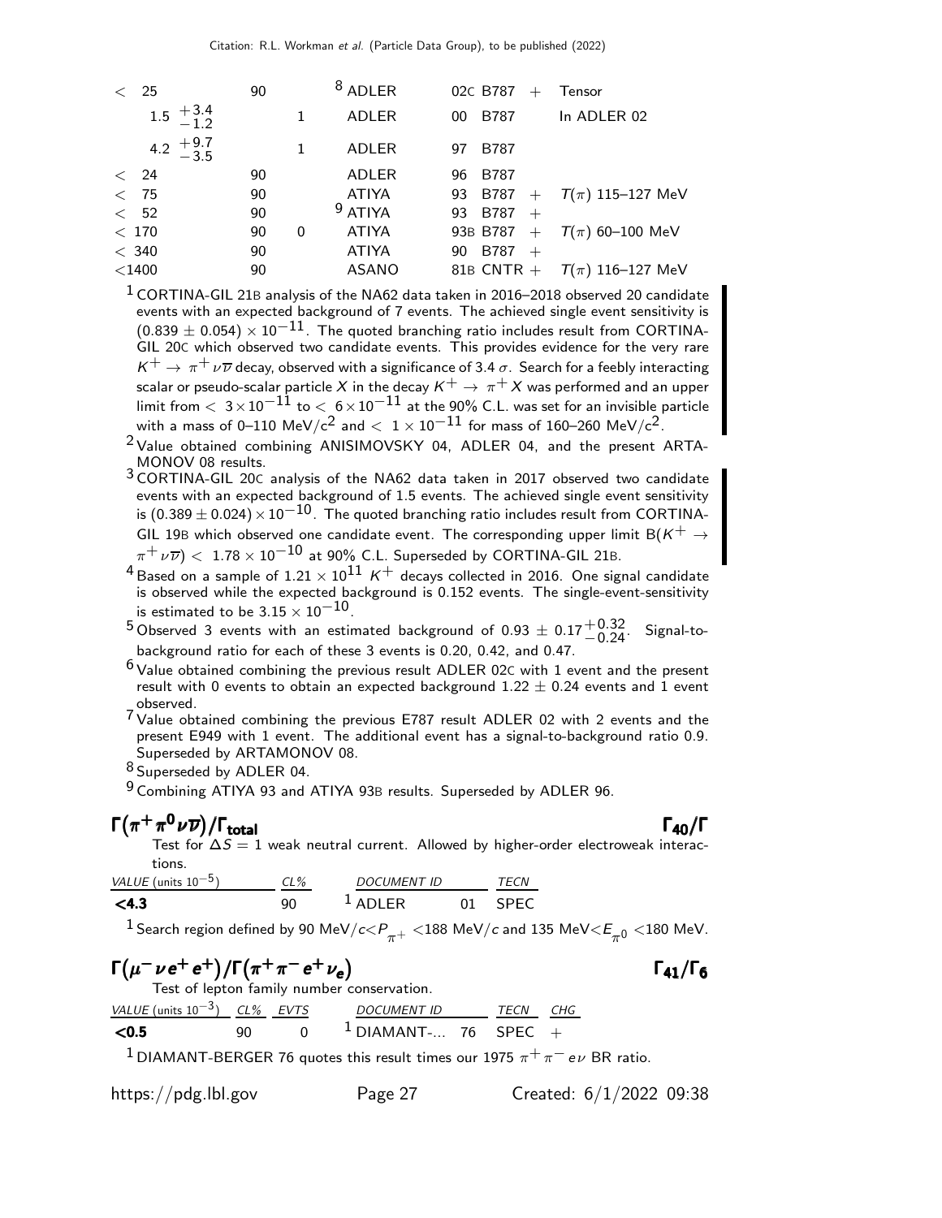| | | | | | | |
|---|---|---|---|---|---|---|
| < 25 | 90 | | [8] ADLER | 02C | B787 + | Tensor |
| $1.5\ ^{+3.4}_{-1.2}$ | | 1 | ADLER | 00 | B787 | In ADLER 02 |
| $4.2\ ^{+9.7}_{-3.5}$ | | 1 | ADLER | 97 | B787 | |
| < 24 | 90 | | ADLER | 96 | B787 | |
| < 75 | 90 | | ATIYA | 93 | B787 + | $T(\pi)$ 115–127 MeV |
| < 52 | 90 | | [9] ATIYA | 93 | B787 + | |
| < 170 | 90 | 0 | ATIYA | 93B | B787 + | $T(\pi)$ 60–100 MeV |
| < 340 | 90 | | ATIYA | 90 | B787 + | |
| <1400 | 90 | | ASANO | 81B | CNTR + | $T(\pi)$ 116–127 MeV |

[1] CORTINA-GIL 21B analysis of the NA62 data taken in 2016–2018 observed 20 candidate events with an expected background of 7 events. The achieved single event sensitivity is $(0.839 \pm 0.054) \times 10^{-11}$. The quoted branching ratio includes result from CORTINA-GIL 20C which observed two candidate events. This provides evidence for the very rare $K^+ \to \pi^+ \nu \overline{\nu}$ decay, observed with a significance of 3.4 $\sigma$. Search for a feebly interacting scalar or pseudo-scalar particle $X$ in the decay $K^+ \to \pi^+ X$ was performed and an upper limit from $< 3 \times 10^{-11}$ to $< 6 \times 10^{-11}$ at the 90% C.L. was set for an invisible particle with a mass of 0–110 MeV/c$^2$ and $< 1 \times 10^{-11}$ for mass of 160–260 MeV/c$^2$.

[2] Value obtained combining ANISIMOVSKY 04, ADLER 04, and the present ARTAMONOV 08 results.

[3] CORTINA-GIL 20C analysis of the NA62 data taken in 2017 observed two candidate events with an expected background of 1.5 events. The achieved single event sensitivity is $(0.389 \pm 0.024) \times 10^{-10}$. The quoted branching ratio includes result from CORTINA-GIL 19B which observed one candidate event. The corresponding upper limit B($K^+ \to \pi^+ \nu \overline{\nu}$) $< 1.78 \times 10^{-10}$ at 90% C.L. Superseded by CORTINA-GIL 21B.

[4] Based on a sample of $1.21 \times 10^{11}$ $K^+$ decays collected in 2016. One signal candidate is observed while the expected background is 0.152 events. The single-event-sensitivity is estimated to be $3.15 \times 10^{-10}$.

[5] Observed 3 events with an estimated background of $0.93 \pm 0.17^{+0.32}_{-0.24}$. Signal-to-background ratio for each of these 3 events is 0.20, 0.42, and 0.47.

[6] Value obtained combining the previous result ADLER 02C with 1 event and the present result with 0 events to obtain an expected background $1.22 \pm 0.24$ events and 1 event observed.

[7] Value obtained combining the previous E787 result ADLER 02 with 2 events and the present E949 with 1 event. The additional event has a signal-to-background ratio 0.9. Superseded by ARTAMONOV 08.

[8] Superseded by ADLER 04.

[9] Combining ATIYA 93 and ATIYA 93B results. Superseded by ADLER 96.

## $\Gamma(\pi^+ \pi^0 \nu \overline{\nu})/\Gamma_{\text{total}}$ $\qquad \Gamma_{40}/\Gamma$

Test for $\Delta S = 1$ weak neutral current. Allowed by higher-order electroweak interactions.

| VALUE (units $10^{-5}$) | CL% | DOCUMENT ID | | TECN |
|---|---|---|---|---|
| **<4.3** | 90 | [1] ADLER | 01 | SPEC |

[1] Search region defined by 90 MeV/$c < P_{\pi^+} <$188 MeV/$c$ and 135 MeV$< E_{\pi^0} <$180 MeV.

## $\Gamma(\mu^- \nu e^+ e^+)/\Gamma(\pi^+ \pi^- e^+ \nu_e)$ $\qquad \Gamma_{41}/\Gamma_6$

Test of lepton family number conservation.

| VALUE (units $10^{-3}$) | CL% | EVTS | DOCUMENT ID | | TECN | CHG |
|---|---|---|---|---|---|---|
| **<0.5** | 90 | 0 | [1] DIAMANT-... | 76 | SPEC | + |

[1] DIAMANT-BERGER 76 quotes this result times our 1975 $\pi^+ \pi^- e \nu$ BR ratio.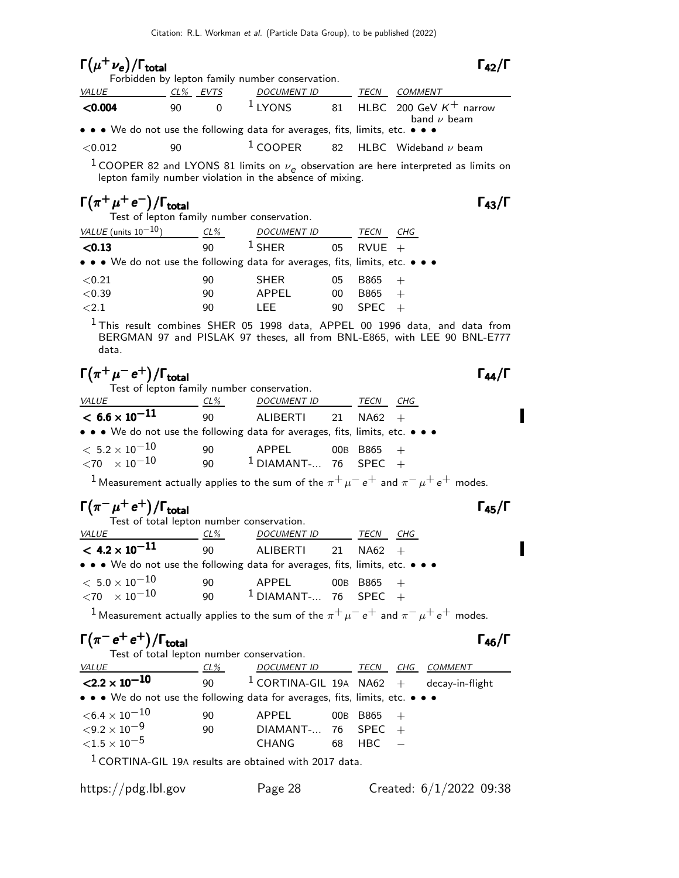### $\Gamma(\mu^+ \nu_e)/\Gamma_{\text{total}}$ $\Gamma_{42}/\Gamma$

Forbidden by lepton family number conservation.

| VALUE | CL% | EVTS | DOCUMENT ID | | TECN | COMMENT |
|---|---|---|---|---|---|---|
| **<0.004** | 90 | 0 | [1] LYONS | 81 | HLBC | 200 GeV $K^+$ narrow band $\nu$ beam |
| • • • We do not use the following data for averages, fits, limits, etc. • • • | | | | | | |
| <0.012 | 90 | | [1] COOPER | 82 | HLBC | Wideband $\nu$ beam |

[1] COOPER 82 and LYONS 81 limits on $\nu_e$ observation are here interpreted as limits on lepton family number violation in the absence of mixing.

### $\Gamma(\pi^+ \mu^+ e^-)/\Gamma_{\text{total}}$ $\Gamma_{43}/\Gamma$

Test of lepton family number conservation.

| VALUE (units $10^{-10}$) | CL% | DOCUMENT ID | | TECN | CHG |
|---|---|---|---|---|---|
| **<0.13** | 90 | [1] SHER | 05 | RVUE | + |
| • • • We do not use the following data for averages, fits, limits, etc. • • • | | | | | |
| <0.21 | 90 | SHER | 05 | B865 | + |
| <0.39 | 90 | APPEL | 00 | B865 | + |
| <2.1 | 90 | LEE | 90 | SPEC | + |

[1] This result combines SHER 05 1998 data, APPEL 00 1996 data, and data from BERGMAN 97 and PISLAK 97 theses, all from BNL-E865, with LEE 90 BNL-E777 data.

### $\Gamma(\pi^+ \mu^- e^+)/\Gamma_{\text{total}}$ $\Gamma_{44}/\Gamma$

Test of lepton family number conservation.

| VALUE | CL% | DOCUMENT ID | | TECN | CHG |
|---|---|---|---|---|---|
| **$< 6.6 \times 10^{-11}$** | 90 | ALIBERTI | 21 | NA62 | + |
| • • • We do not use the following data for averages, fits, limits, etc. • • • | | | | | |
| $< 5.2 \times 10^{-10}$ | 90 | APPEL | 00B | B865 | + |
| $<70 \times 10^{-10}$ | 90 | [1] DIAMANT-... | 76 | SPEC | + |

[1] Measurement actually applies to the sum of the $\pi^+ \mu^- e^+$ and $\pi^- \mu^+ e^+$ modes.

### $\Gamma(\pi^- \mu^+ e^+)/\Gamma_{\text{total}}$ $\Gamma_{45}/\Gamma$

Test of total lepton number conservation.

| VALUE | CL% | DOCUMENT ID | | TECN | CHG |
|---|---|---|---|---|---|
| **$< 4.2 \times 10^{-11}$** | 90 | ALIBERTI | 21 | NA62 | + |
| • • • We do not use the following data for averages, fits, limits, etc. • • • | | | | | |
| $< 5.0 \times 10^{-10}$ | 90 | APPEL | 00B | B865 | + |
| $<70 \times 10^{-10}$ | 90 | [1] DIAMANT-... | 76 | SPEC | + |

[1] Measurement actually applies to the sum of the $\pi^+ \mu^- e^+$ and $\pi^- \mu^+ e^+$ modes.

### $\Gamma(\pi^- e^+ e^+)/\Gamma_{\text{total}}$ $\Gamma_{46}/\Gamma$

Test of total lepton number conservation.

| VALUE | CL% | DOCUMENT ID | | TECN | CHG | COMMENT |
|---|---|---|---|---|---|---|
| **$<2.2 \times 10^{-10}$** | 90 | [1] CORTINA-GIL | 19A | NA62 | + | decay-in-flight |
| • • • We do not use the following data for averages, fits, limits, etc. • • • | | | | | | |
| $<6.4 \times 10^{-10}$ | 90 | APPEL | 00B | B865 | + | |
| $<9.2 \times 10^{-9}$ | 90 | DIAMANT-... | 76 | SPEC | + | |
| $<1.5 \times 10^{-5}$ | | CHANG | 68 | HBC | − | |

[1] CORTINA-GIL 19A results are obtained with 2017 data.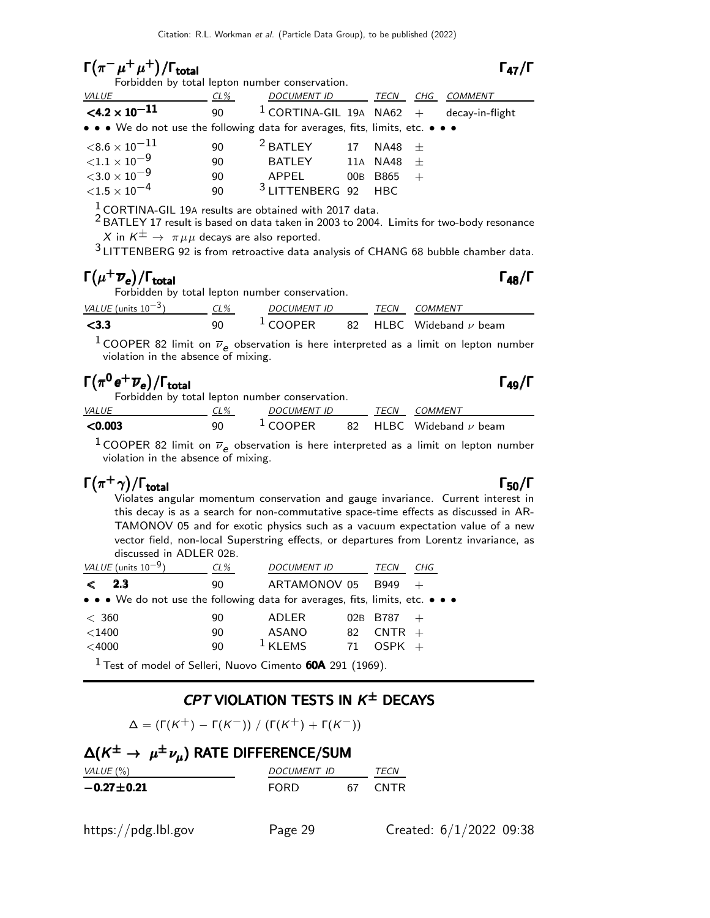## $\Gamma(\pi^-\mu^+\mu^+)/\Gamma_{total}$ — $\Gamma_{47}/\Gamma$

Forbidden by total lepton number conservation.

| VALUE | CL% | DOCUMENT ID | | TECN | CHG | COMMENT |
|---|---|---|---|---|---|---|
| **$<4.2 \times 10^{-11}$** | 90 | [1] CORTINA-GIL | 19A | NA62 | + | decay-in-flight |
| • • • We do not use the following data for averages, fits, limits, etc. • • • | | | | | | |
| $<8.6 \times 10^{-11}$ | 90 | [2] BATLEY | 17 | NA48 | ± | |
| $<1.1 \times 10^{-9}$ | 90 | BATLEY | 11A | NA48 | ± | |
| $<3.0 \times 10^{-9}$ | 90 | APPEL | 00B | B865 | + | |
| $<1.5 \times 10^{-4}$ | 90 | [3] LITTENBERG | 92 | HBC | | |

[1] CORTINA-GIL 19A results are obtained with 2017 data.
[2] BATLEY 17 result is based on data taken in 2003 to 2004. Limits for two-body resonance $X$ in $K^\pm \to \pi\mu\mu$ decays are also reported.
[3] LITTENBERG 92 is from retroactive data analysis of CHANG 68 bubble chamber data.

## $\Gamma(\mu^+\overline{\nu}_e)/\Gamma_{total}$ — $\Gamma_{48}/\Gamma$

Forbidden by total lepton number conservation.

| VALUE (units $10^{-3}$) | CL% | DOCUMENT ID | | TECN | COMMENT |
|---|---|---|---|---|---|
| **<3.3** | 90 | [1] COOPER | 82 | HLBC | Wideband $\nu$ beam |

[1] COOPER 82 limit on $\overline{\nu}_e$ observation is here interpreted as a limit on lepton number violation in the absence of mixing.

## $\Gamma(\pi^0 e^+\overline{\nu}_e)/\Gamma_{total}$ — $\Gamma_{49}/\Gamma$

Forbidden by total lepton number conservation.

| VALUE | CL% | DOCUMENT ID | | TECN | COMMENT |
|---|---|---|---|---|---|
| **<0.003** | 90 | [1] COOPER | 82 | HLBC | Wideband $\nu$ beam |

[1] COOPER 82 limit on $\overline{\nu}_e$ observation is here interpreted as a limit on lepton number violation in the absence of mixing.

## $\Gamma(\pi^+\gamma)/\Gamma_{total}$ — $\Gamma_{50}/\Gamma$

Violates angular momentum conservation and gauge invariance. Current interest in this decay is as a search for non-commutative space-time effects as discussed in ARTAMONOV 05 and for exotic physics such as a vacuum expectation value of a new vector field, non-local Superstring effects, or departures from Lorentz invariance, as discussed in ADLER 02B.

| VALUE (units $10^{-9}$) | CL% | DOCUMENT ID | | TECN | CHG |
|---|---|---|---|---|---|
| **$\leqslant$ 2.3** | 90 | ARTAMONOV | 05 | B949 | + |
| • • • We do not use the following data for averages, fits, limits, etc. • • • | | | | | |
| $<$ 360 | 90 | ADLER | 02B | B787 | + |
| $<$1400 | 90 | ASANO | 82 | CNTR | + |
| $<$4000 | 90 | [1] KLEMS | 71 | OSPK | + |

[1] Test of model of Selleri, Nuovo Cimento **60A** 291 (1969).

# *CPT* VIOLATION TESTS IN $K^\pm$ DECAYS

$$\Delta = (\Gamma(K^+) - \Gamma(K^-)) \;/\; (\Gamma(K^+) + \Gamma(K^-))$$

## $\Delta(K^\pm \to \mu^\pm\nu_\mu)$ RATE DIFFERENCE/SUM

| VALUE (%) | DOCUMENT ID | | TECN |
|---|---|---|---|
| **$-0.27\pm0.21$** | FORD | 67 | CNTR |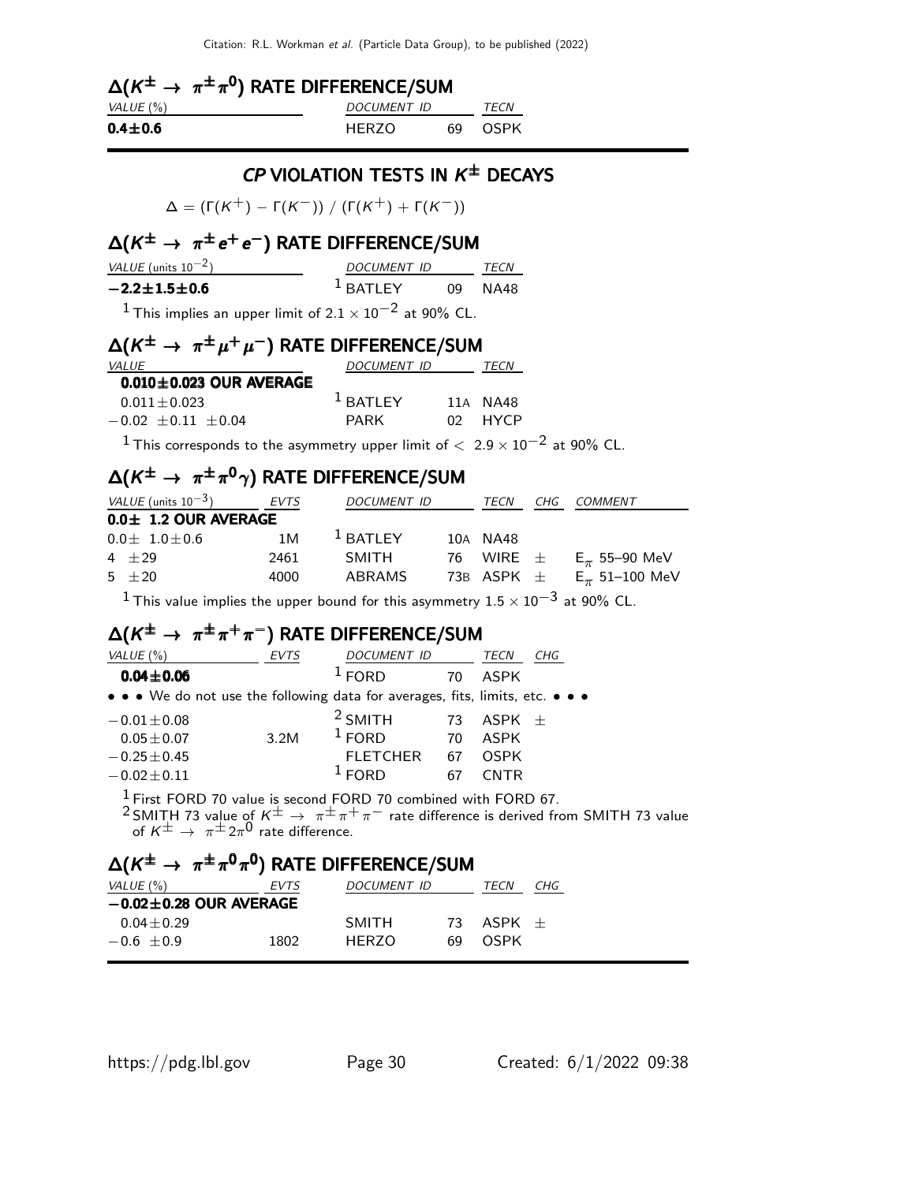## $\Delta(K^{\pm} \to \pi^{\pm}\pi^{0})$ RATE DIFFERENCE/SUM

| VALUE (%) | DOCUMENT ID | | TECN |
|---|---|---|---|
| **0.4±0.6** | HERZO | 69 | OSPK |

# CP VIOLATION TESTS IN $K^{\pm}$ DECAYS

$$\Delta = (\Gamma(K^{+}) - \Gamma(K^{-})) \,/\, (\Gamma(K^{+}) + \Gamma(K^{-}))$$

## $\Delta(K^{\pm} \to \pi^{\pm}e^{+}e^{-})$ RATE DIFFERENCE/SUM

| VALUE (units $10^{-2}$) | DOCUMENT ID | | TECN |
|---|---|---|---|
| **−2.2±1.5±0.6** | [1] BATLEY | 09 | NA48 |

[1] This implies an upper limit of $2.1 \times 10^{-2}$ at 90% CL.

## $\Delta(K^{\pm} \to \pi^{\pm}\mu^{+}\mu^{-})$ RATE DIFFERENCE/SUM

| VALUE | DOCUMENT ID | | TECN |
|---|---|---|---|
| **0.010±0.023 OUR AVERAGE** | | | |
| 0.011±0.023 | [1] BATLEY | 11A | NA48 |
| −0.02 ±0.11 ±0.04 | PARK | 02 | HYCP |

[1] This corresponds to the asymmetry upper limit of $< 2.9 \times 10^{-2}$ at 90% CL.

## $\Delta(K^{\pm} \to \pi^{\pm}\pi^{0}\gamma)$ RATE DIFFERENCE/SUM

| VALUE (units $10^{-3}$) | EVTS | DOCUMENT ID | | TECN | CHG | COMMENT |
|---|---|---|---|---|---|---|
| **0.0± 1.2 OUR AVERAGE** | | | | | | |
| 0.0± 1.0±0.6 | 1M | [1] BATLEY | 10A | NA48 | | |
| 4 ±29 | 2461 | SMITH | 76 | WIRE | ± | $E_{\pi}$ 55–90 MeV |
| 5 ±20 | 4000 | ABRAMS | 73B | ASPK | ± | $E_{\pi}$ 51–100 MeV |

[1] This value implies the upper bound for this asymmetry $1.5 \times 10^{-3}$ at 90% CL.

## $\Delta(K^{\pm} \to \pi^{\pm}\pi^{+}\pi^{-})$ RATE DIFFERENCE/SUM

| VALUE (%) | EVTS | DOCUMENT ID | | TECN | CHG |
|---|---|---|---|---|---|
| **0.04±0.06** | | [1] FORD | 70 | ASPK | |
| • • • We do not use the following data for averages, fits, limits, etc. • • • | | | | | |
| −0.01±0.08 | | [2] SMITH | 73 | ASPK | ± |
| 0.05±0.07 | 3.2M | [1] FORD | 70 | ASPK | |
| −0.25±0.45 | | FLETCHER | 67 | OSPK | |
| −0.02±0.11 | | [1] FORD | 67 | CNTR | |

[1] First FORD 70 value is second FORD 70 combined with FORD 67.

[2] SMITH 73 value of $K^{\pm} \to \pi^{\pm}\pi^{+}\pi^{-}$ rate difference is derived from SMITH 73 value of $K^{\pm} \to \pi^{\pm}2\pi^{0}$ rate difference.

## $\Delta(K^{\pm} \to \pi^{\pm}\pi^{0}\pi^{0})$ RATE DIFFERENCE/SUM

| VALUE (%) | EVTS | DOCUMENT ID | | TECN | CHG |
|---|---|---|---|---|---|
| **−0.02±0.28 OUR AVERAGE** | | | | | |
| 0.04±0.29 | | SMITH | 73 | ASPK | ± |
| −0.6 ±0.9 | 1802 | HERZO | 69 | OSPK | |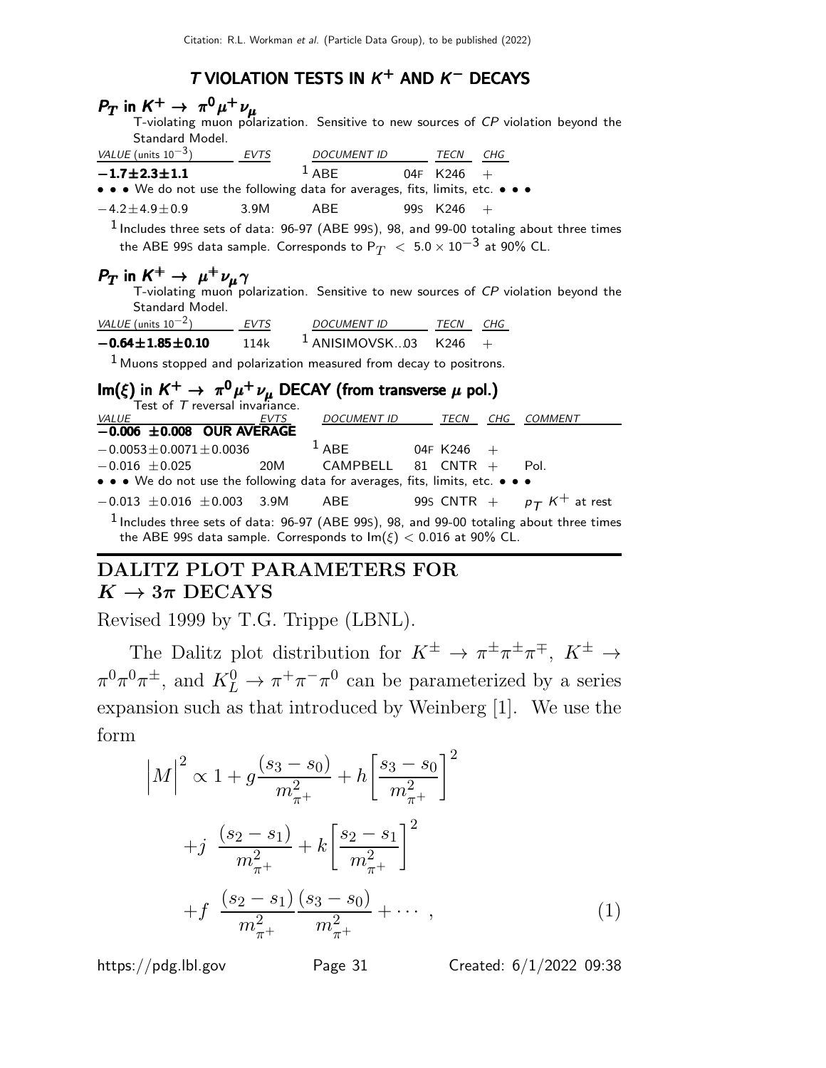## $T$ VIOLATION TESTS IN $K^+$ AND $K^-$ DECAYS

### $P_T$ in $K^+ \to \pi^0 \mu^+ \nu_\mu$

T-violating muon polarization. Sensitive to new sources of $CP$ violation beyond the Standard Model.

| VALUE (units $10^{-3}$) | EVTS | DOCUMENT ID | | TECN | CHG |
|---|---|---|---|---|---|
| **$-1.7 \pm 2.3 \pm 1.1$** | | [1] ABE | 04F | K246 | + |
| • • • We do not use the following data for averages, fits, limits, etc. • • • | | | | | |
| $-4.2 \pm 4.9 \pm 0.9$ | 3.9M | ABE | 99S | K246 | + |

[1] Includes three sets of data: 96-97 (ABE 99S), 98, and 99-00 totaling about three times the ABE 99S data sample. Corresponds to $P_T < 5.0 \times 10^{-3}$ at 90% CL.

### $P_T$ in $K^+ \to \mu^+ \nu_\mu \gamma$

T-violating muon polarization. Sensitive to new sources of $CP$ violation beyond the Standard Model.

| VALUE (units $10^{-2}$) | EVTS | DOCUMENT ID | | TECN | CHG |
|---|---|---|---|---|---|
| **$-0.64 \pm 1.85 \pm 0.10$** | 114k | [1] ANISIMOVSK... | 03 | K246 | + |

[1] Muons stopped and polarization measured from decay to positrons.

### Im($\xi$) in $K^+ \to \pi^0 \mu^+ \nu_\mu$ DECAY (from transverse $\mu$ pol.)

Test of $T$ reversal invariance.

| VALUE | EVTS | DOCUMENT ID | | TECN | CHG | COMMENT |
|---|---|---|---|---|---|---|
| **$-0.006 \pm 0.008$ OUR AVERAGE** | | | | | | |
| $-0.0053 \pm 0.0071 \pm 0.0036$ | | [1] ABE | 04F | K246 | + | |
| $-0.016 \pm 0.025$ | 20M | CAMPBELL | 81 | CNTR | + | Pol. |
| • • • We do not use the following data for averages, fits, limits, etc. • • • | | | | | | |
| $-0.013 \pm 0.016 \pm 0.003$ | 3.9M | ABE | 99S | CNTR | + | $p_T$ $K^+$ at rest |

[1] Includes three sets of data: 96-97 (ABE 99S), 98, and 99-00 totaling about three times the ABE 99S data sample. Corresponds to Im($\xi$) < 0.016 at 90% CL.

## DALITZ PLOT PARAMETERS FOR $K \to 3\pi$ DECAYS

Revised 1999 by T.G. Trippe (LBNL).

The Dalitz plot distribution for $K^\pm \to \pi^\pm\pi^\pm\pi^\mp$, $K^\pm \to \pi^0\pi^0\pi^\pm$, and $K_L^0 \to \pi^+\pi^-\pi^0$ can be parameterized by a series expansion such as that introduced by Weinberg [1]. We use the form

$$\left|M\right|^2 \propto 1 + g\frac{(s_3 - s_0)}{m_{\pi^+}^2} + h\left[\frac{s_3 - s_0}{m_{\pi^+}^2}\right]^2 + j\ \frac{(s_2 - s_1)}{m_{\pi^+}^2} + k\left[\frac{s_2 - s_1}{m_{\pi^+}^2}\right]^2 + f\ \frac{(s_2 - s_1)}{m_{\pi^+}^2}\frac{(s_3 - s_0)}{m_{\pi^+}^2} + \cdots\ , \qquad (1)$$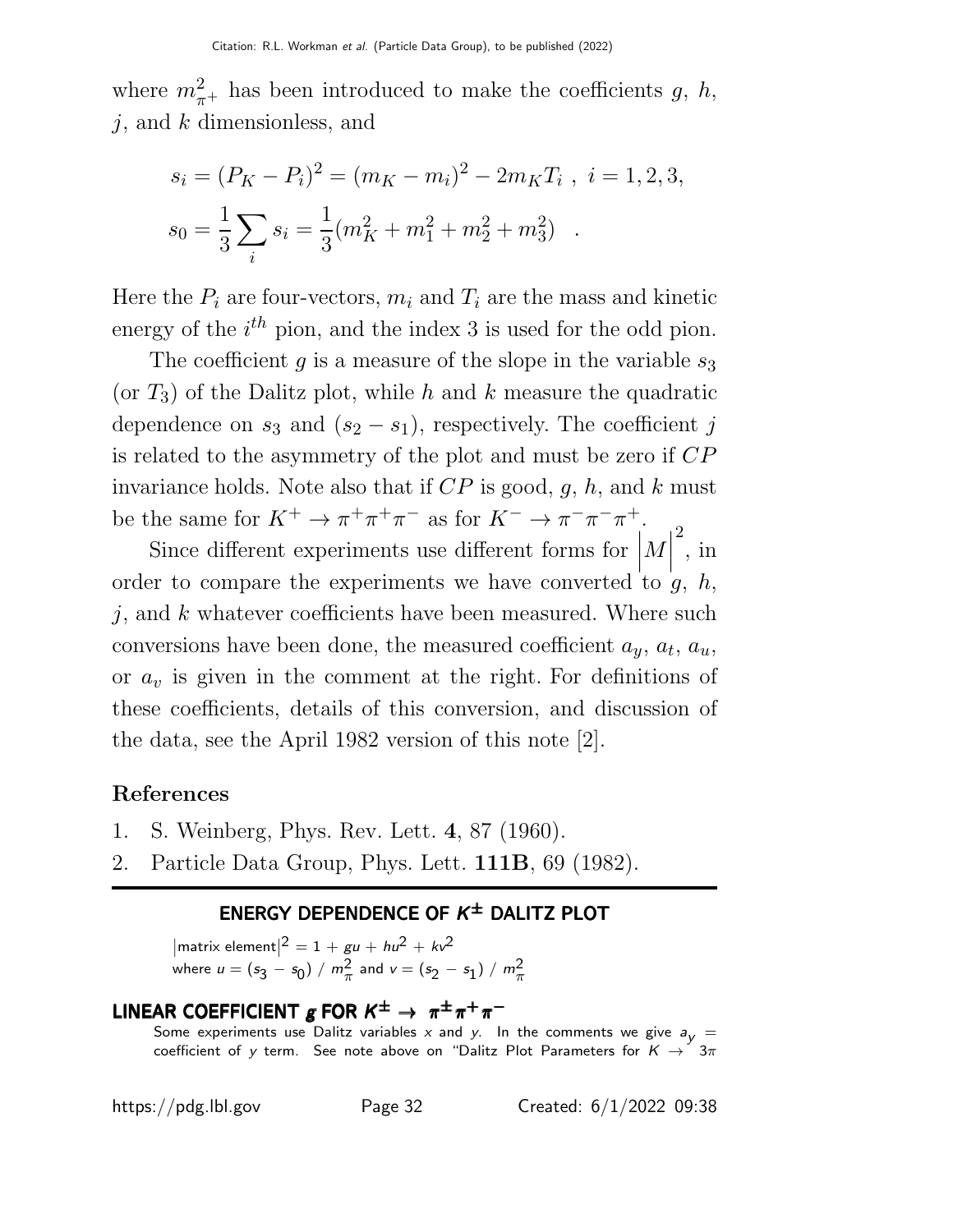where $m^2_{\pi^+}$ has been introduced to make the coefficients $g$, $h$, $j$, and $k$ dimensionless, and

$$s_i = (P_K - P_i)^2 = (m_K - m_i)^2 - 2m_K T_i \ , \ i = 1, 2, 3,$$

$$s_0 = \frac{1}{3}\sum_i s_i = \frac{1}{3}(m_K^2 + m_1^2 + m_2^2 + m_3^2) \quad .$$

Here the $P_i$ are four-vectors, $m_i$ and $T_i$ are the mass and kinetic energy of the $i^{th}$ pion, and the index 3 is used for the odd pion.

The coefficient $g$ is a measure of the slope in the variable $s_3$ (or $T_3$) of the Dalitz plot, while $h$ and $k$ measure the quadratic dependence on $s_3$ and $(s_2 - s_1)$, respectively. The coefficient $j$ is related to the asymmetry of the plot and must be zero if $CP$ invariance holds. Note also that if $CP$ is good, $g$, $h$, and $k$ must be the same for $K^+ \to \pi^+\pi^+\pi^-$ as for $K^- \to \pi^-\pi^-\pi^+$.

Since different experiments use different forms for $\left|M\right|^2$, in order to compare the experiments we have converted to $g$, $h$, $j$, and $k$ whatever coefficients have been measured. Where such conversions have been done, the measured coefficient $a_y$, $a_t$, $a_u$, or $a_v$ is given in the comment at the right. For definitions of these coefficients, details of this conversion, and discussion of the data, see the April 1982 version of this note [2].

## References

1. S. Weinberg, Phys. Rev. Lett. **4**, 87 (1960).
2. Particle Data Group, Phys. Lett. **111B**, 69 (1982).

---

## ENERGY DEPENDENCE OF $K^\pm$ DALITZ PLOT

$|\text{matrix element}|^2 = 1 + gu + hu^2 + kv^2$
where $u = (s_3 - s_0) / m^2_\pi$ and $v = (s_2 - s_1) / m^2_\pi$

## LINEAR COEFFICIENT $g$ FOR $K^\pm \to \pi^\pm\pi^+\pi^-$

Some experiments use Dalitz variables $x$ and $y$. In the comments we give $a_y$ = coefficient of $y$ term. See note above on "Dalitz Plot Parameters for $K \to 3\pi$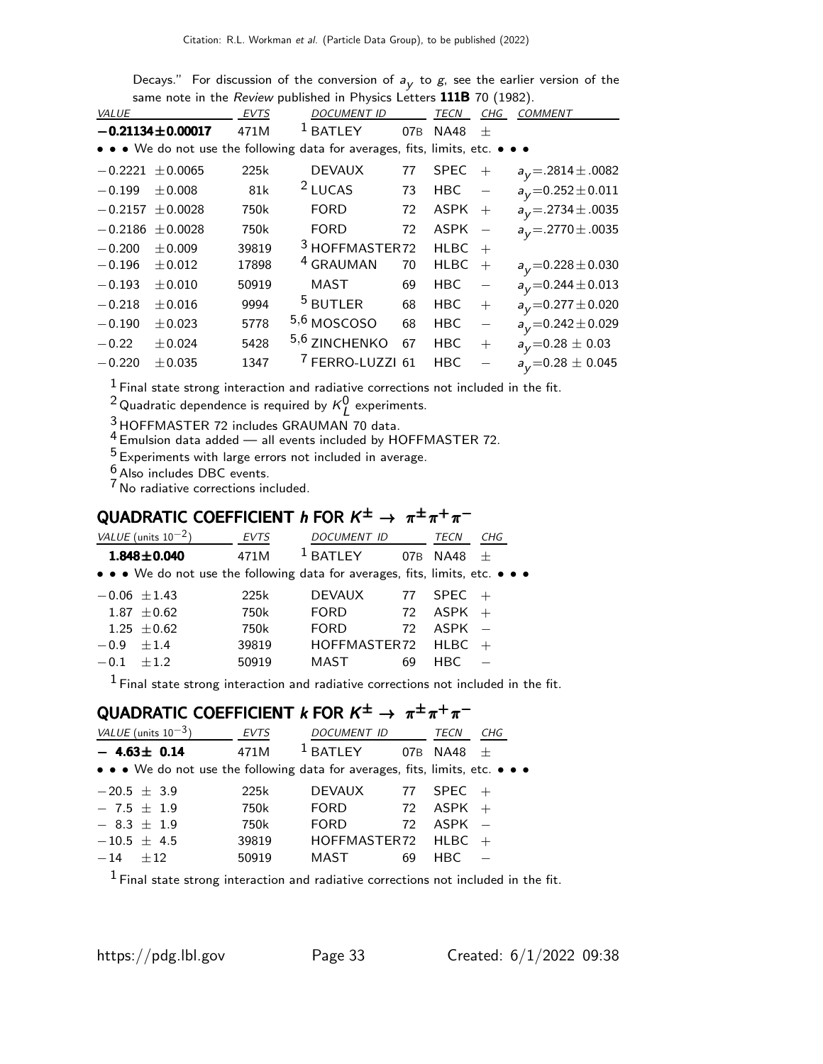Decays." For discussion of the conversion of $a_y$ to $g$, see the earlier version of the same note in the *Review* published in Physics Letters **111B** 70 (1982).

| VALUE | EVTS | DOCUMENT ID | | TECN | CHG | COMMENT |
|---|---|---|---|---|---|---|
| **−0.21134±0.00017** | 471M | [1] BATLEY | 07B | NA48 | ± | |
| • • • We do not use the following data for averages, fits, limits, etc. • • • | | | | | | |
| −0.2221 ±0.0065 | 225k | DEVAUX | 77 | SPEC | + | $a_y$=.2814±.0082 |
| −0.199 ±0.008 | 81k | [2] LUCAS | 73 | HBC | − | $a_y$=0.252±0.011 |
| −0.2157 ±0.0028 | 750k | FORD | 72 | ASPK | + | $a_y$=.2734±.0035 |
| −0.2186 ±0.0028 | 750k | FORD | 72 | ASPK | − | $a_y$=.2770±.0035 |
| −0.200 ±0.009 | 39819 | [3] HOFFMASTER | 72 | HLBC | + | |
| −0.196 ±0.012 | 17898 | [4] GRAUMAN | 70 | HLBC | + | $a_y$=0.228±0.030 |
| −0.193 ±0.010 | 50919 | MAST | 69 | HBC | − | $a_y$=0.244±0.013 |
| −0.218 ±0.016 | 9994 | [5] BUTLER | 68 | HBC | + | $a_y$=0.277±0.020 |
| −0.190 ±0.023 | 5778 | [5,6] MOSCOSO | 68 | HBC | − | $a_y$=0.242±0.029 |
| −0.22 ±0.024 | 5428 | [5,6] ZINCHENKO | 67 | HBC | + | $a_y$=0.28 ± 0.03 |
| −0.220 ±0.035 | 1347 | [7] FERRO-LUZZI | 61 | HBC | − | $a_y$=0.28 ± 0.045 |

[1] Final state strong interaction and radiative corrections not included in the fit.
[2] Quadratic dependence is required by $K^0_L$ experiments.
[3] HOFFMASTER 72 includes GRAUMAN 70 data.
[4] Emulsion data added — all events included by HOFFMASTER 72.
[5] Experiments with large errors not included in average.
[6] Also includes DBC events.
[7] No radiative corrections included.

## QUADRATIC COEFFICIENT $h$ FOR $K^\pm \to \pi^\pm \pi^+ \pi^-$

| VALUE (units $10^{-2}$) | EVTS | DOCUMENT ID | | TECN | CHG |
|---|---|---|---|---|---|
| **1.848±0.040** | 471M | [1] BATLEY | 07B | NA48 | ± |
| • • • We do not use the following data for averages, fits, limits, etc. • • • | | | | | |
| −0.06 ±1.43 | 225k | DEVAUX | 77 | SPEC | + |
| 1.87 ±0.62 | 750k | FORD | 72 | ASPK | + |
| 1.25 ±0.62 | 750k | FORD | 72 | ASPK | − |
| −0.9 ±1.4 | 39819 | HOFFMASTER | 72 | HLBC | + |
| −0.1 ±1.2 | 50919 | MAST | 69 | HBC | − |

[1] Final state strong interaction and radiative corrections not included in the fit.

## QUADRATIC COEFFICIENT $k$ FOR $K^\pm \to \pi^\pm \pi^+ \pi^-$

| VALUE (units $10^{-3}$) | EVTS | DOCUMENT ID | | TECN | CHG |
|---|---|---|---|---|---|
| **− 4.63± 0.14** | 471M | [1] BATLEY | 07B | NA48 | ± |
| • • • We do not use the following data for averages, fits, limits, etc. • • • | | | | | |
| −20.5 ± 3.9 | 225k | DEVAUX | 77 | SPEC | + |
| − 7.5 ± 1.9 | 750k | FORD | 72 | ASPK | + |
| − 8.3 ± 1.9 | 750k | FORD | 72 | ASPK | − |
| −10.5 ± 4.5 | 39819 | HOFFMASTER | 72 | HLBC | + |
| −14 ±12 | 50919 | MAST | 69 | HBC | − |

[1] Final state strong interaction and radiative corrections not included in the fit.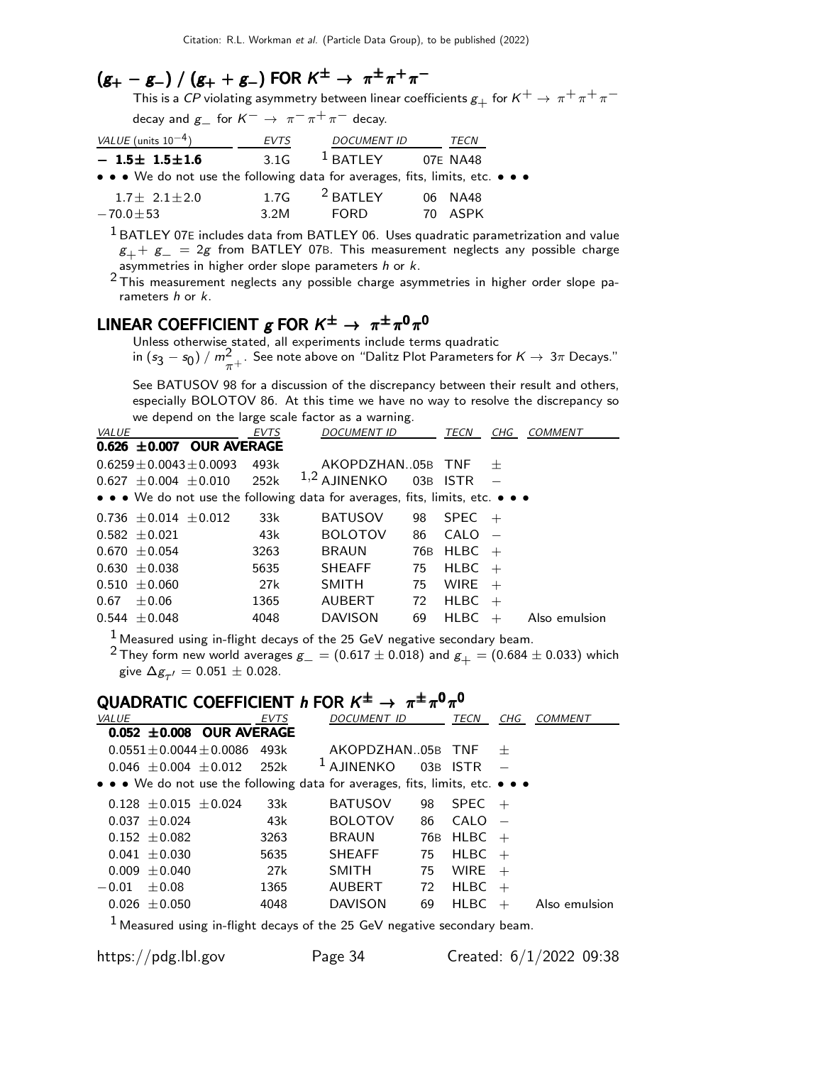## $(g_+ - g_-)$ / $(g_+ + g_-)$ FOR $K^\pm \to \pi^\pm \pi^+ \pi^-$

This is a *CP* violating asymmetry between linear coefficients $g_+$ for $K^+ \to \pi^+ \pi^+ \pi^-$ decay and $g_-$ for $K^- \to \pi^- \pi^+ \pi^-$ decay.

| VALUE (units $10^{-4}$) | EVTS | DOCUMENT ID | | TECN |
|---|---|---|---|---|
| **$-$ 1.5$\pm$ 1.5$\pm$1.6** | 3.1G | [1] BATLEY | 07E | NA48 |
| • • • We do not use the following data for averages, fits, limits, etc. • • • | | | | |
| 1.7$\pm$ 2.1$\pm$2.0 | 1.7G | [2] BATLEY | 06 | NA48 |
| $-$70.0$\pm$53 | 3.2M | FORD | 70 | ASPK |

[1] BATLEY 07E includes data from BATLEY 06. Uses quadratic parametrization and value $g_+ + g_- = 2g$ from BATLEY 07B. This measurement neglects any possible charge asymmetries in higher order slope parameters $h$ or $k$.

[2] This measurement neglects any possible charge asymmetries in higher order slope parameters $h$ or $k$.

## LINEAR COEFFICIENT $g$ FOR $K^\pm \to \pi^\pm \pi^0 \pi^0$

Unless otherwise stated, all experiments include terms quadratic in $(s_3 - s_0)$ / $m^2_{\pi^+}$. See note above on "Dalitz Plot Parameters for $K \to 3\pi$ Decays."

See BATUSOV 98 for a discussion of the discrepancy between their result and others, especially BOLOTOV 86. At this time we have no way to resolve the discrepancy so we depend on the large scale factor as a warning.

| VALUE | EVTS | DOCUMENT ID | | TECN | CHG | COMMENT |
|---|---|---|---|---|---|---|
| **0.626 $\pm$0.007 OUR AVERAGE** | | | | | | |
| 0.6259$\pm$0.0043$\pm$0.0093 | 493k | AKOPDZHAN... | 05B | TNF | $\pm$ | |
| 0.627 $\pm$0.004 $\pm$0.010 | 252k | [1,2] AJINENKO | 03B | ISTR | $-$ | |
| • • • We do not use the following data for averages, fits, limits, etc. • • • | | | | | | |
| 0.736 $\pm$0.014 $\pm$0.012 | 33k | BATUSOV | 98 | SPEC | + | |
| 0.582 $\pm$0.021 | 43k | BOLOTOV | 86 | CALO | $-$ | |
| 0.670 $\pm$0.054 | 3263 | BRAUN | 76B | HLBC | + | |
| 0.630 $\pm$0.038 | 5635 | SHEAFF | 75 | HLBC | + | |
| 0.510 $\pm$0.060 | 27k | SMITH | 75 | WIRE | + | |
| 0.67 $\pm$0.06 | 1365 | AUBERT | 72 | HLBC | + | |
| 0.544 $\pm$0.048 | 4048 | DAVISON | 69 | HLBC | + | Also emulsion |

[1] Measured using in-flight decays of the 25 GeV negative secondary beam.

[2] They form new world averages $g_- = (0.617 \pm 0.018)$ and $g_+ = (0.684 \pm 0.033)$ which give $\Delta g_{\tau'} = 0.051 \pm 0.028$.

## QUADRATIC COEFFICIENT $h$ FOR $K^\pm \to \pi^\pm \pi^0 \pi^0$

| VALUE | EVTS | DOCUMENT ID | | TECN | CHG | COMMENT |
|---|---|---|---|---|---|---|
| **0.052 $\pm$0.008 OUR AVERAGE** | | | | | | |
| 0.0551$\pm$0.0044$\pm$0.0086 | 493k | AKOPDZHAN... | 05B | TNF | $\pm$ | |
| 0.046 $\pm$0.004 $\pm$0.012 | 252k | [1] AJINENKO | 03B | ISTR | $-$ | |
| • • • We do not use the following data for averages, fits, limits, etc. • • • | | | | | | |
| 0.128 $\pm$0.015 $\pm$0.024 | 33k | BATUSOV | 98 | SPEC | + | |
| 0.037 $\pm$0.024 | 43k | BOLOTOV | 86 | CALO | $-$ | |
| 0.152 $\pm$0.082 | 3263 | BRAUN | 76B | HLBC | + | |
| 0.041 $\pm$0.030 | 5635 | SHEAFF | 75 | HLBC | + | |
| 0.009 $\pm$0.040 | 27k | SMITH | 75 | WIRE | + | |
| $-$0.01 $\pm$0.08 | 1365 | AUBERT | 72 | HLBC | + | |
| 0.026 $\pm$0.050 | 4048 | DAVISON | 69 | HLBC | + | Also emulsion |

[1] Measured using in-flight decays of the 25 GeV negative secondary beam.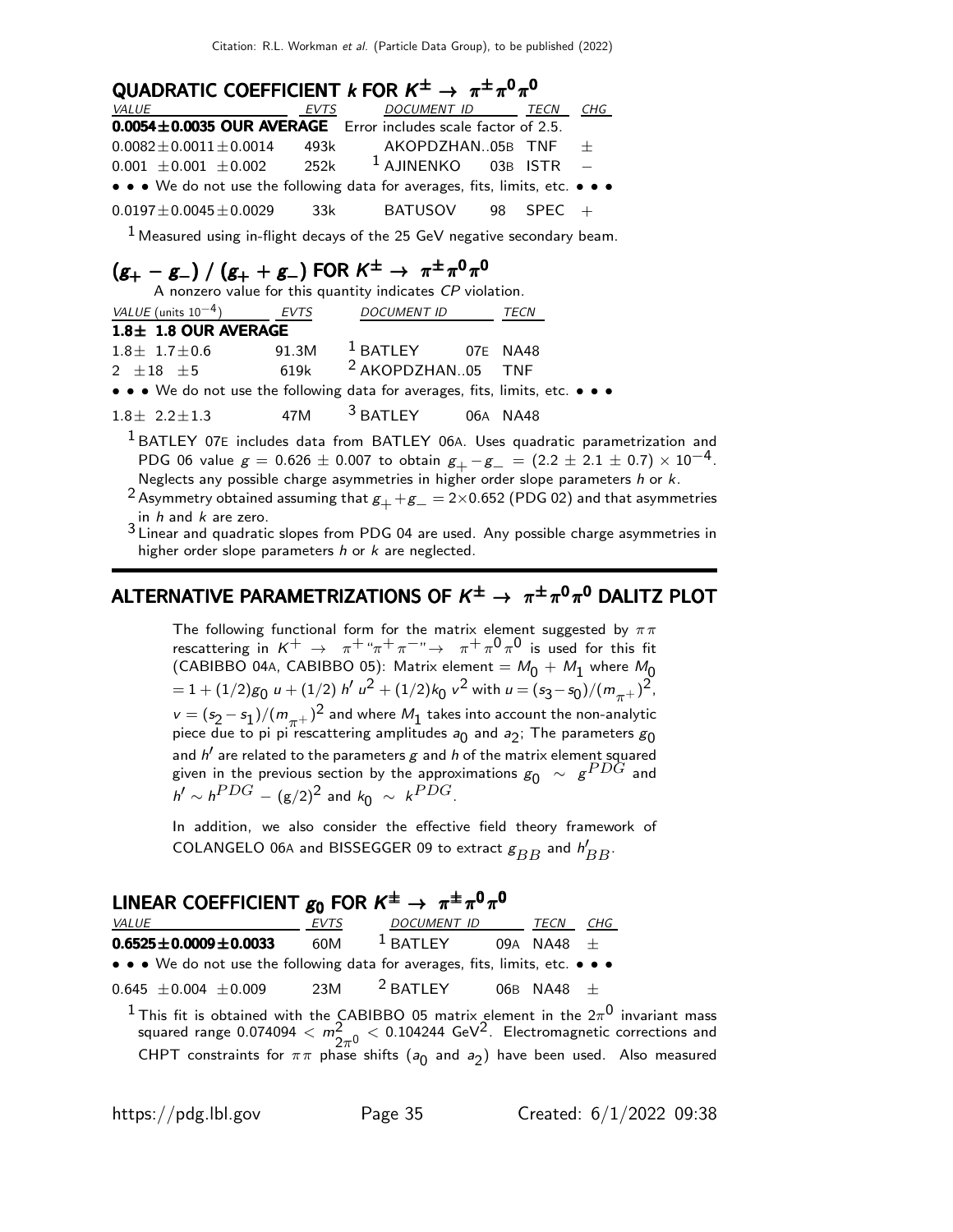## QUADRATIC COEFFICIENT $k$ FOR $K^{\pm} \rightarrow \pi^{\pm}\pi^0\pi^0$

| VALUE | EVTS | DOCUMENT ID | | TECN | CHG |
|---|---|---|---|---|---|
| **0.0054±0.0035 OUR AVERAGE** | Error includes scale factor of 2.5. | | | | |
| $0.0082 \pm 0.0011 \pm 0.0014$ | 493k | AKOPDZHAN..05B | | TNF | $\pm$ |
| $0.001 \pm 0.001 \pm 0.002$ | 252k | [1] AJINENKO | 03B | ISTR | $-$ |
| • • • We do not use the following data for averages, fits, limits, etc. • • • | | | | | |
| $0.0197 \pm 0.0045 \pm 0.0029$ | 33k | BATUSOV | 98 | SPEC | $+$ |

[1] Measured using in-flight decays of the 25 GeV negative secondary beam.

## $(g_+ - g_-)$ / $(g_+ + g_-)$ FOR $K^{\pm} \rightarrow \pi^{\pm}\pi^0\pi^0$

A nonzero value for this quantity indicates $CP$ violation.

| VALUE (units $10^{-4}$) | EVTS | DOCUMENT ID | | TECN |
|---|---|---|---|---|
| **1.8± 1.8 OUR AVERAGE** | | | | |
| $1.8 \pm 1.7 \pm 0.6$ | 91.3M | [1] BATLEY | 07E | NA48 |
| $2 \pm 18 \pm 5$ | 619k | [2] AKOPDZHAN..05 | | TNF |
| • • • We do not use the following data for averages, fits, limits, etc. • • • | | | | |
| $1.8 \pm 2.2 \pm 1.3$ | 47M | [3] BATLEY | 06A | NA48 |

[1] BATLEY 07E includes data from BATLEY 06A. Uses quadratic parametrization and PDG 06 value $g = 0.626 \pm 0.007$ to obtain $g_+ - g_- = (2.2 \pm 2.1 \pm 0.7) \times 10^{-4}$. Neglects any possible charge asymmetries in higher order slope parameters $h$ or $k$.

[2] Asymmetry obtained assuming that $g_+ + g_- = 2 \times 0.652$ (PDG 02) and that asymmetries in $h$ and $k$ are zero.

[3] Linear and quadratic slopes from PDG 04 are used. Any possible charge asymmetries in higher order slope parameters $h$ or $k$ are neglected.

# ALTERNATIVE PARAMETRIZATIONS OF $K^{\pm} \rightarrow \pi^{\pm}\pi^0\pi^0$ DALITZ PLOT

The following functional form for the matrix element suggested by $\pi\pi$ rescattering in $K^+ \rightarrow \pi^+ \text{“}\pi^+\pi^-\text{”} \rightarrow \pi^+\pi^0\pi^0$ is used for this fit (CABIBBO 04A, CABIBBO 05): Matrix element = $M_0 + M_1$ where $M_0 = 1 + (1/2) g_0\, u + (1/2)\, h'\, u^2 + (1/2) k_0\, v^2$ with $u = (s_3 - s_0)/(m_{\pi^+})^2$, $v = (s_2 - s_1)/(m_{\pi^+})^2$ and where $M_1$ takes into account the non-analytic piece due to pi pi rescattering amplitudes $a_0$ and $a_2$; The parameters $g_0$ and $h'$ are related to the parameters $g$ and $h$ of the matrix element squared given in the previous section by the approximations $g_0 \sim g^{PDG}$ and $h' \sim h^{PDG} - (g/2)^2$ and $k_0 \sim k^{PDG}$.

In addition, we also consider the effective field theory framework of COLANGELO 06A and BISSEGGER 09 to extract $g_{BB}$ and $h'_{BB}$.

## LINEAR COEFFICIENT $g_0$ FOR $K^{\pm} \rightarrow \pi^{\pm}\pi^0\pi^0$

| VALUE | EVTS | DOCUMENT ID | | TECN | CHG |
|---|---|---|---|---|---|
| **$0.6525 \pm 0.0009 \pm 0.0033$** | 60M | [1] BATLEY | 09A | NA48 | $\pm$ |
| • • • We do not use the following data for averages, fits, limits, etc. • • • | | | | | |
| $0.645 \pm 0.004 \pm 0.009$ | 23M | [2] BATLEY | 06B | NA48 | $\pm$ |

[1] This fit is obtained with the CABIBBO 05 matrix element in the $2\pi^0$ invariant mass squared range $0.074094 < m^2_{2\pi^0} < 0.104244$ GeV$^2$. Electromagnetic corrections and CHPT constraints for $\pi\pi$ phase shifts ($a_0$ and $a_2$) have been used. Also measured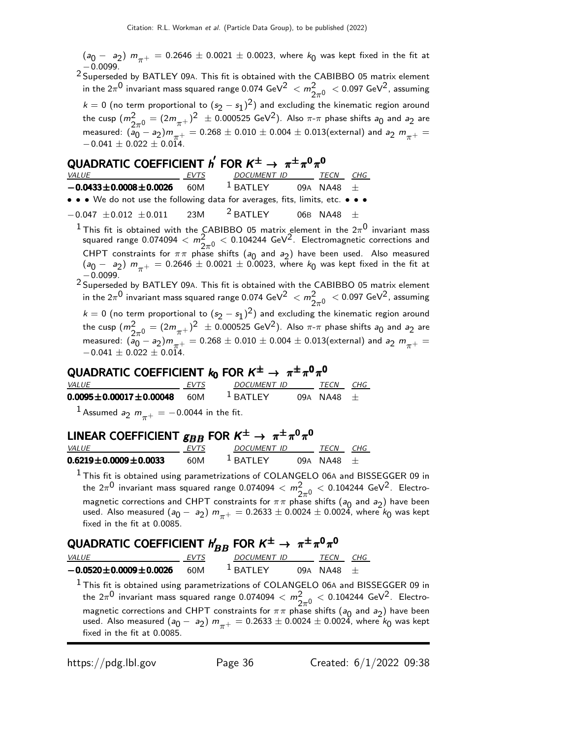$(a_0 - a_2)\ m_{\pi^+} = 0.2646 \pm 0.0021 \pm 0.0023$, where $k_0$ was kept fixed in the fit at $-0.0099$.

[2] Superseded by BATLEY 09A. This fit is obtained with the CABIBBO 05 matrix element in the $2\pi^0$ invariant mass squared range 0.074 GeV$^2$ $< m^2_{2\pi^0} <$ 0.097 GeV$^2$, assuming $k = 0$ (no term proportional to $(s_2 - s_1)^2$) and excluding the kinematic region around the cusp ($m^2_{2\pi^0} = (2m_{\pi^+})^2 \pm 0.000525$ GeV$^2$). Also $\pi$-$\pi$ phase shifts $a_0$ and $a_2$ are measured: $(a_0 - a_2)m_{\pi^+} = 0.268 \pm 0.010 \pm 0.004 \pm 0.013$(external) and $a_2\ m_{\pi^+} = -0.041 \pm 0.022 \pm 0.014$.

## QUADRATIC COEFFICIENT $h'$ FOR $K^\pm \to \pi^\pm \pi^0 \pi^0$

| VALUE | EVTS | DOCUMENT ID | | TECN | CHG |
|---|---|---|---|---|---|
| **$-0.0433 \pm 0.0008 \pm 0.0026$** | 60M | [1] BATLEY | 09A | NA48 | $\pm$ |
| • • • We do not use the following data for averages, fits, limits, etc. • • • | | | | | |
| $-0.047\ \pm 0.012\ \pm 0.011$ | 23M | [2] BATLEY | 06B | NA48 | $\pm$ |

[1] This fit is obtained with the CABIBBO 05 matrix element in the $2\pi^0$ invariant mass squared range $0.074094 < m^2_{2\pi^0} < 0.104244$ GeV$^2$. Electromagnetic corrections and CHPT constraints for $\pi\pi$ phase shifts ($a_0$ and $a_2$) have been used. Also measured $(a_0 - a_2)\ m_{\pi^+} = 0.2646 \pm 0.0021 \pm 0.0023$, where $k_0$ was kept fixed in the fit at $-0.0099$.

[2] Superseded by BATLEY 09A. This fit is obtained with the CABIBBO 05 matrix element in the $2\pi^0$ invariant mass squared range 0.074 GeV$^2$ $< m^2_{2\pi^0} <$ 0.097 GeV$^2$, assuming $k = 0$ (no term proportional to $(s_2 - s_1)^2$) and excluding the kinematic region around the cusp ($m^2_{2\pi^0} = (2m_{\pi^+})^2 \pm 0.000525$ GeV$^2$). Also $\pi$-$\pi$ phase shifts $a_0$ and $a_2$ are measured: $(a_0 - a_2)m_{\pi^+} = 0.268 \pm 0.010 \pm 0.004 \pm 0.013$(external) and $a_2\ m_{\pi^+} = -0.041 \pm 0.022 \pm 0.014$.

## QUADRATIC COEFFICIENT $k_0$ FOR $K^\pm \to \pi^\pm \pi^0 \pi^0$

| VALUE | EVTS | DOCUMENT ID | | TECN | CHG |
|---|---|---|---|---|---|
| **$0.0095 \pm 0.00017 \pm 0.00048$** | 60M | [1] BATLEY | 09A | NA48 | $\pm$ |

[1] Assumed $a_2\ m_{\pi^+} = -0.0044$ in the fit.

## LINEAR COEFFICIENT $g_{BB}$ FOR $K^\pm \to \pi^\pm \pi^0 \pi^0$

| VALUE | EVTS | DOCUMENT ID | | TECN | CHG |
|---|---|---|---|---|---|
| **$0.6219 \pm 0.0009 \pm 0.0033$** | 60M | [1] BATLEY | 09A | NA48 | $\pm$ |

[1] This fit is obtained using parametrizations of COLANGELO 06A and BISSEGGER 09 in the $2\pi^0$ invariant mass squared range $0.074094 < m^2_{2\pi^0} < 0.104244$ GeV$^2$. Electromagnetic corrections and CHPT constraints for $\pi\pi$ phase shifts ($a_0$ and $a_2$) have been used. Also measured $(a_0 - a_2)\ m_{\pi^+} = 0.2633 \pm 0.0024 \pm 0.0024$, where $k_0$ was kept fixed in the fit at 0.0085.

## QUADRATIC COEFFICIENT $h'_{BB}$ FOR $K^\pm \to \pi^\pm \pi^0 \pi^0$

| VALUE | EVTS | DOCUMENT ID | | TECN | CHG |
|---|---|---|---|---|---|
| **$-0.0520 \pm 0.0009 \pm 0.0026$** | 60M | [1] BATLEY | 09A | NA48 | $\pm$ |

[1] This fit is obtained using parametrizations of COLANGELO 06A and BISSEGGER 09 in the $2\pi^0$ invariant mass squared range $0.074094 < m^2_{2\pi^0} < 0.104244$ GeV$^2$. Electromagnetic corrections and CHPT constraints for $\pi\pi$ phase shifts ($a_0$ and $a_2$) have been used. Also measured $(a_0 - a_2)\ m_{\pi^+} = 0.2633 \pm 0.0024 \pm 0.0024$, where $k_0$ was kept fixed in the fit at 0.0085.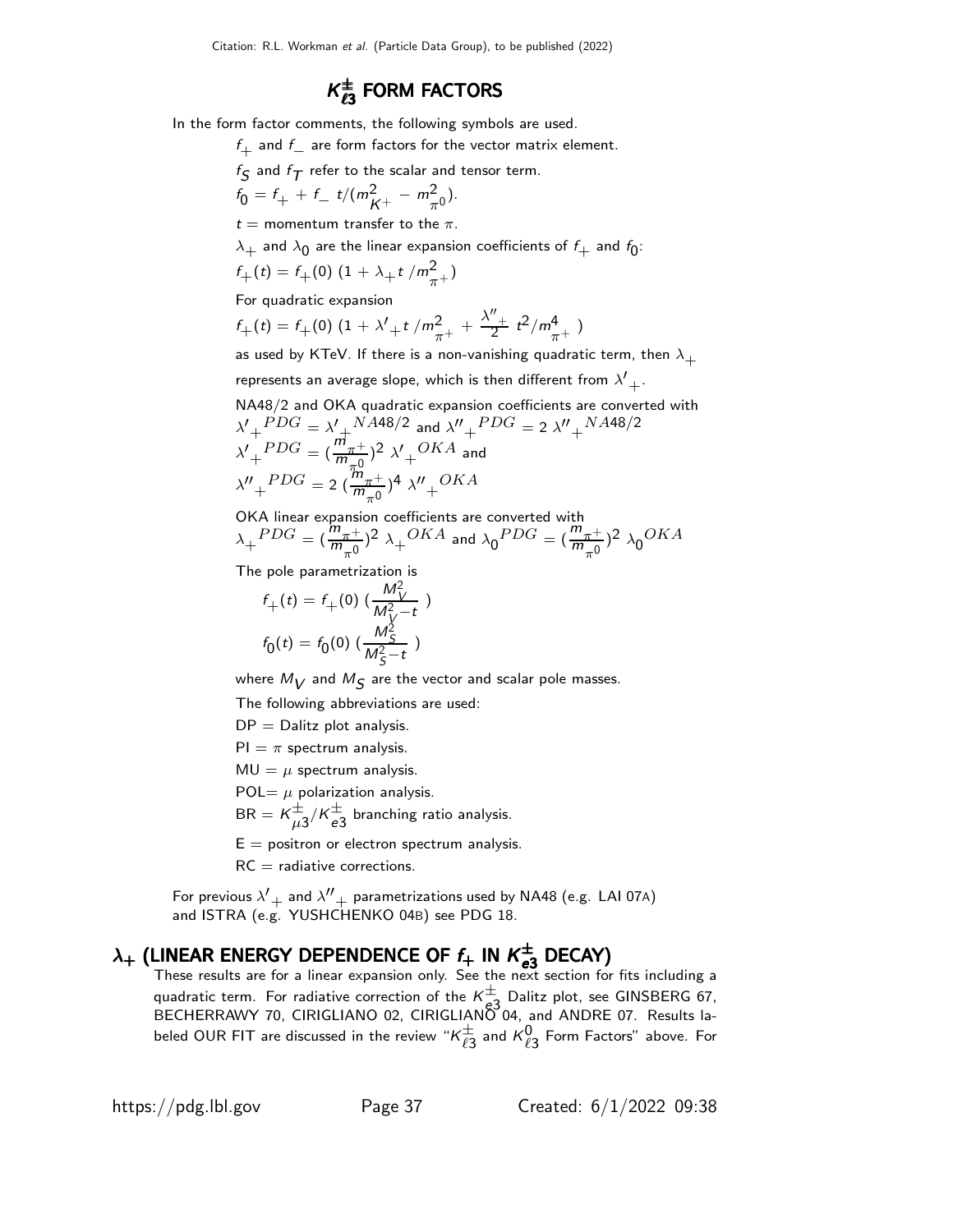# $K^{\pm}_{\ell 3}$ FORM FACTORS

In the form factor comments, the following symbols are used.

$f_+$ and $f_-$ are form factors for the vector matrix element.

$f_S$ and $f_T$ refer to the scalar and tensor term.

$f_0 = f_+ + f_-\ t/(m^2_{K^+} - m^2_{\pi^0})$.

$t$ = momentum transfer to the $\pi$.

$\lambda_+$ and $\lambda_0$ are the linear expansion coefficients of $f_+$ and $f_0$:

$f_+(t) = f_+(0)\ (1 + \lambda_+ t\ /m^2_{\pi^+})$

For quadratic expansion

$f_+(t) = f_+(0)\ (1 + \lambda'_+ t\ /m^2_{\pi^+} + \frac{\lambda''_+}{2}\ t^2/m^4_{\pi^+}\ )$

as used by KTeV. If there is a non-vanishing quadratic term, then $\lambda_+$ represents an average slope, which is then different from $\lambda'_+$.

NA48/2 and OKA quadratic expansion coefficients are converted with

$\lambda'_+{}^{PDG} = \lambda'_+{}^{NA48/2}$ and $\lambda''_+{}^{PDG} = 2\ \lambda''_+{}^{NA48/2}$

$\lambda'_+{}^{PDG} = (\frac{m_{\pi^+}}{m_{\pi^0}})^2\ \lambda'_+{}^{OKA}$ and

$\lambda''_+{}^{PDG} = 2\ (\frac{m_{\pi^+}}{m_{\pi^0}})^4\ \lambda''_+{}^{OKA}$

OKA linear expansion coefficients are converted with

$\lambda_+{}^{PDG} = (\frac{m_{\pi^+}}{m_{\pi^0}})^2\ \lambda_+{}^{OKA}$ and $\lambda_0{}^{PDG} = (\frac{m_{\pi^+}}{m_{\pi^0}})^2\ \lambda_0{}^{OKA}$

The pole parametrization is

$$f_+(t) = f_+(0)\ (\frac{M^2_V}{M^2_V - t}\ )$$

$$f_0(t) = f_0(0)\ (\frac{M^2_S}{M^2_S - t}\ )$$

where $M_V$ and $M_S$ are the vector and scalar pole masses.

The following abbreviations are used:

DP = Dalitz plot analysis.

PI = $\pi$ spectrum analysis.

MU = $\mu$ spectrum analysis.

POL= $\mu$ polarization analysis.

BR = $K^{\pm}_{\mu 3}/K^{\pm}_{e3}$ branching ratio analysis.

E = positron or electron spectrum analysis.

RC = radiative corrections.

For previous $\lambda'_+$ and $\lambda''_+$ parametrizations used by NA48 (e.g. LAI 07A) and ISTRA (e.g. YUSHCHENKO 04B) see PDG 18.

## $\lambda_+$ (LINEAR ENERGY DEPENDENCE OF $f_+$ IN $K^{\pm}_{e3}$ DECAY)

These results are for a linear expansion only. See the next section for fits including a quadratic term. For radiative correction of the $K^{\pm}_{e3}$ Dalitz plot, see GINSBERG 67, BECHERRAWY 70, CIRIGLIANO 02, CIRIGLIANO 04, and ANDRE 07. Results labeled OUR FIT are discussed in the review "$K^{\pm}_{\ell 3}$ and $K^0_{\ell 3}$ Form Factors" above. For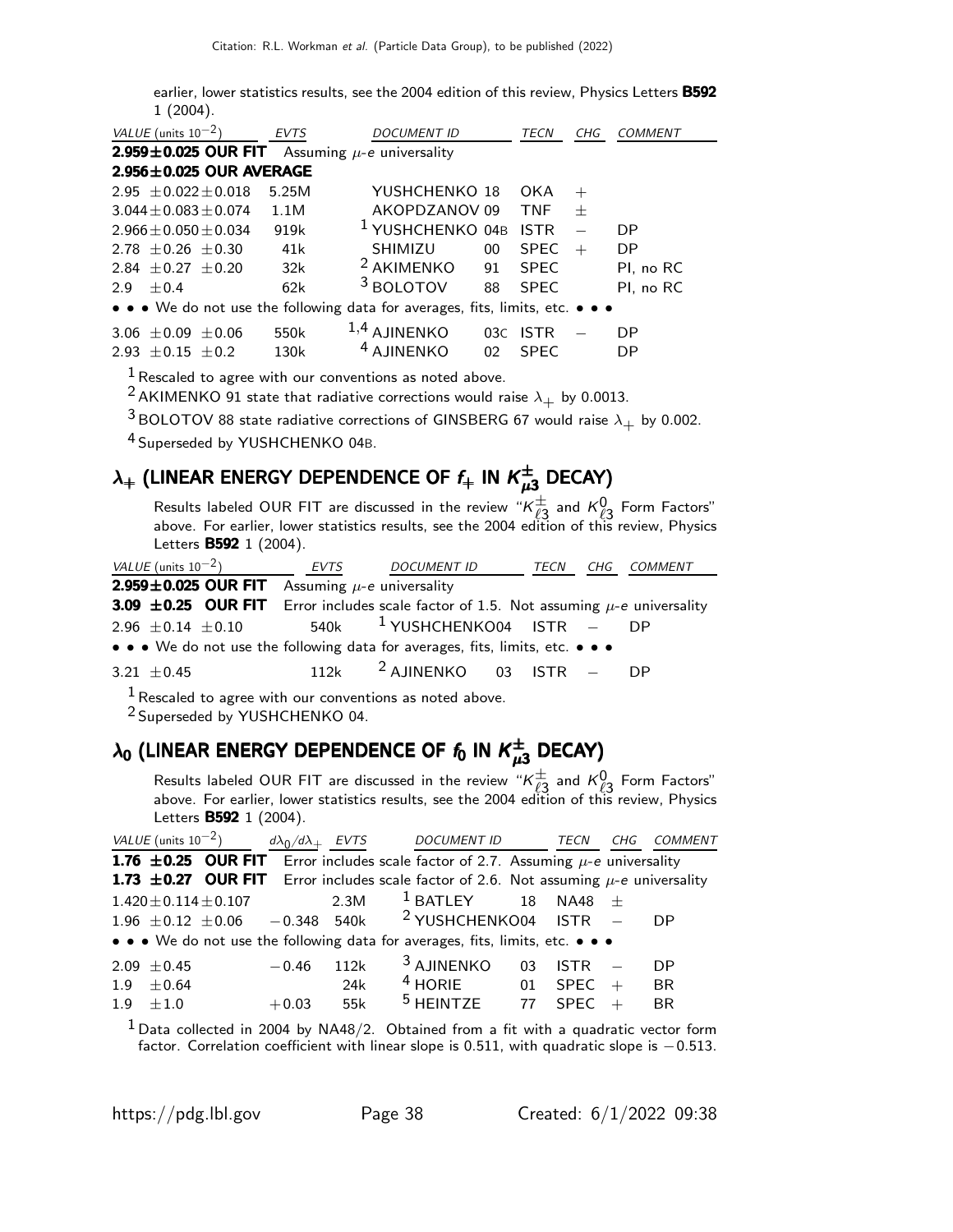earlier, lower statistics results, see the 2004 edition of this review, Physics Letters **B592** 1 (2004).

| VALUE (units $10^{-2}$) | EVTS | DOCUMENT ID | | TECN | CHG | COMMENT |
|---|---|---|---|---|---|---|
| **2.959±0.025 OUR FIT** | Assuming $\mu$-$e$ universality | | | | | |
| **2.956±0.025 OUR AVERAGE** | | | | | | |
| 2.95 ±0.022±0.018 | 5.25M | YUSHCHENKO | 18 | OKA | + | |
| 3.044±0.083±0.074 | 1.1M | AKOPDZANOV | 09 | TNF | ± | |
| 2.966±0.050±0.034 | 919k | [1] YUSHCHENKO | 04B | ISTR | − | DP |
| 2.78 ±0.26 ±0.30 | 41k | SHIMIZU | 00 | SPEC | + | DP |
| 2.84 ±0.27 ±0.20 | 32k | [2] AKIMENKO | 91 | SPEC | | PI, no RC |
| 2.9 ±0.4 | 62k | [3] BOLOTOV | 88 | SPEC | | PI, no RC |
| • • • We do not use the following data for averages, fits, limits, etc. • • • | | | | | | |
| 3.06 ±0.09 ±0.06 | 550k | [1,4] AJINENKO | 03C | ISTR | − | DP |
| 2.93 ±0.15 ±0.2 | 130k | [4] AJINENKO | 02 | SPEC | | DP |

[1] Rescaled to agree with our conventions as noted above.

[2] AKIMENKO 91 state that radiative corrections would raise $\lambda_+$ by 0.0013.

[3] BOLOTOV 88 state radiative corrections of GINSBERG 67 would raise $\lambda_+$ by 0.002.

[4] Superseded by YUSHCHENKO 04B.

## $\lambda_+$ (LINEAR ENERGY DEPENDENCE OF $f_+$ IN $K^\pm_{\mu 3}$ DECAY)

Results labeled OUR FIT are discussed in the review "$K^\pm_{\ell 3}$ and $K^0_{\ell 3}$ Form Factors" above. For earlier, lower statistics results, see the 2004 edition of this review, Physics Letters **B592** 1 (2004).

| VALUE (units $10^{-2}$) | EVTS | DOCUMENT ID | | TECN | CHG | COMMENT |
|---|---|---|---|---|---|---|
| **2.959±0.025 OUR FIT** | Assuming $\mu$-$e$ universality | | | | | |
| **3.09 ±0.25 OUR FIT** | Error includes scale factor of 1.5. Not assuming $\mu$-$e$ universality | | | | | |
| 2.96 ±0.14 ±0.10 | 540k | [1] YUSHCHENKO | 04 | ISTR | − | DP |
| • • • We do not use the following data for averages, fits, limits, etc. • • • | | | | | | |
| 3.21 ±0.45 | 112k | [2] AJINENKO | 03 | ISTR | − | DP |

[1] Rescaled to agree with our conventions as noted above.

[2] Superseded by YUSHCHENKO 04.

## $\lambda_0$ (LINEAR ENERGY DEPENDENCE OF $f_0$ IN $K^\pm_{\mu 3}$ DECAY)

Results labeled OUR FIT are discussed in the review "$K^\pm_{\ell 3}$ and $K^0_{\ell 3}$ Form Factors" above. For earlier, lower statistics results, see the 2004 edition of this review, Physics Letters **B592** 1 (2004).

| VALUE (units $10^{-2}$) | $d\lambda_0/d\lambda_+$ | EVTS | DOCUMENT ID | | TECN | CHG | COMMENT |
|---|---|---|---|---|---|---|---|
| **1.76 ±0.25 OUR FIT** | Error includes scale factor of 2.7. Assuming $\mu$-$e$ universality | | | | | | |
| **1.73 ±0.27 OUR FIT** | Error includes scale factor of 2.6. Not assuming $\mu$-$e$ universality | | | | | | |
| 1.420±0.114±0.107 | | 2.3M | [1] BATLEY | 18 | NA48 | ± | |
| 1.96 ±0.12 ±0.06 | −0.348 | 540k | [2] YUSHCHENKO | 04 | ISTR | − | DP |
| • • • We do not use the following data for averages, fits, limits, etc. • • • | | | | | | | |
| 2.09 ±0.45 | −0.46 | 112k | [3] AJINENKO | 03 | ISTR | − | DP |
| 1.9 ±0.64 | | 24k | [4] HORIE | 01 | SPEC | + | BR |
| 1.9 ±1.0 | +0.03 | 55k | [5] HEINTZE | 77 | SPEC | + | BR |

[1] Data collected in 2004 by NA48/2. Obtained from a fit with a quadratic vector form factor. Correlation coefficient with linear slope is 0.511, with quadratic slope is −0.513.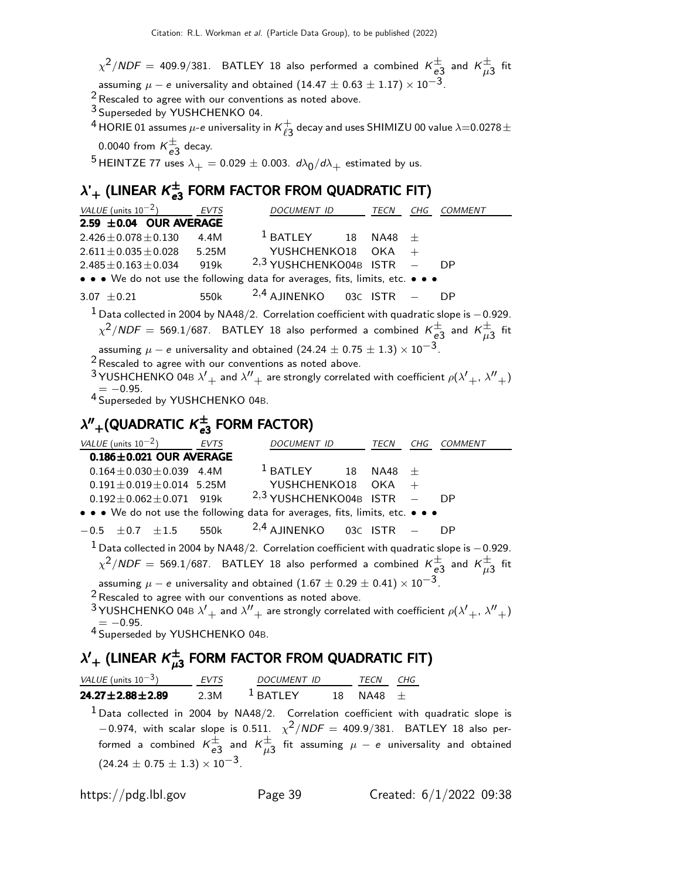$\chi^2/NDF$ = 409.9/381. BATLEY 18 also performed a combined $K^\pm_{e3}$ and $K^\pm_{\mu3}$ fit assuming $\mu - e$ universality and obtained $(14.47 \pm 0.63 \pm 1.17) \times 10^{-3}$.

[2] Rescaled to agree with our conventions as noted above.

[3] Superseded by YUSHCHENKO 04.

[4] HORIE 01 assumes $\mu$-$e$ universality in $K^+_{\ell3}$ decay and uses SHIMIZU 00 value $\lambda$=0.0278$\pm$ 0.0040 from $K^\pm_{e3}$ decay.

[5] HEINTZE 77 uses $\lambda_+ = 0.029 \pm 0.003$. $d\lambda_0/d\lambda_+$ estimated by us.

## $\lambda'_+$ (LINEAR $K^\pm_{e3}$ FORM FACTOR FROM QUADRATIC FIT)

| VALUE (units $10^{-2}$) | EVTS | DOCUMENT ID | | TECN | CHG | COMMENT |
|---|---|---|---|---|---|---|
| **2.59 ±0.04 OUR AVERAGE** | | | | | | |
| 2.426±0.078±0.130 | 4.4M | [1] BATLEY | 18 | NA48 | ± | |
| 2.611±0.035±0.028 | 5.25M | YUSHCHENKO | 18 | OKA | + | |
| 2.485±0.163±0.034 | 919k | [2,3] YUSHCHENKO | 04B | ISTR | − | DP |
| • • • We do not use the following data for averages, fits, limits, etc. • • • | | | | | | |
| 3.07 ±0.21 | 550k | [2,4] AJINENKO | 03C | ISTR | − | DP |

[1] Data collected in 2004 by NA48/2. Correlation coefficient with quadratic slope is −0.929. $\chi^2/NDF$ = 569.1/687. BATLEY 18 also performed a combined $K^\pm_{e3}$ and $K^\pm_{\mu3}$ fit assuming $\mu - e$ universality and obtained $(24.24 \pm 0.75 \pm 1.3) \times 10^{-3}$.

[2] Rescaled to agree with our conventions as noted above.

[3] YUSHCHENKO 04B $\lambda'_+$ and $\lambda''_+$ are strongly correlated with coefficient $\rho(\lambda'_+, \lambda''_+)$ = −0.95.

[4] Superseded by YUSHCHENKO 04B.

## $\lambda''_+$(QUADRATIC $K^\pm_{e3}$ FORM FACTOR)

| VALUE (units $10^{-2}$) | EVTS | DOCUMENT ID | | TECN | CHG | COMMENT |
|---|---|---|---|---|---|---|
| **0.186±0.021 OUR AVERAGE** | | | | | | |
| 0.164±0.030±0.039 | 4.4M | [1] BATLEY | 18 | NA48 | ± | |
| 0.191±0.019±0.014 | 5.25M | YUSHCHENKO | 18 | OKA | + | |
| 0.192±0.062±0.071 | 919k | [2,3] YUSHCHENKO | 04B | ISTR | − | DP |
| • • • We do not use the following data for averages, fits, limits, etc. • • • | | | | | | |
| −0.5 ±0.7 ±1.5 | 550k | [2,4] AJINENKO | 03C | ISTR | − | DP |

[1] Data collected in 2004 by NA48/2. Correlation coefficient with quadratic slope is −0.929. $\chi^2/NDF$ = 569.1/687. BATLEY 18 also performed a combined $K^\pm_{e3}$ and $K^\pm_{\mu3}$ fit assuming $\mu - e$ universality and obtained $(1.67 \pm 0.29 \pm 0.41) \times 10^{-3}$.

[2] Rescaled to agree with our conventions as noted above.

[3] YUSHCHENKO 04B $\lambda'_+$ and $\lambda''_+$ are strongly correlated with coefficient $\rho(\lambda'_+, \lambda''_+)$ = −0.95.

[4] Superseded by YUSHCHENKO 04B.

## $\lambda'_+$ (LINEAR $K^\pm_{\mu3}$ FORM FACTOR FROM QUADRATIC FIT)

| VALUE (units $10^{-3}$) | EVTS | DOCUMENT ID | | TECN | CHG |
|---|---|---|---|---|---|
| **24.27±2.88±2.89** | 2.3M | [1] BATLEY | 18 | NA48 | ± |

[1] Data collected in 2004 by NA48/2. Correlation coefficient with quadratic slope is −0.974, with scalar slope is 0.511. $\chi^2/NDF$ = 409.9/381. BATLEY 18 also performed a combined $K^\pm_{e3}$ and $K^\pm_{\mu3}$ fit assuming $\mu - e$ universality and obtained $(24.24 \pm 0.75 \pm 1.3) \times 10^{-3}$.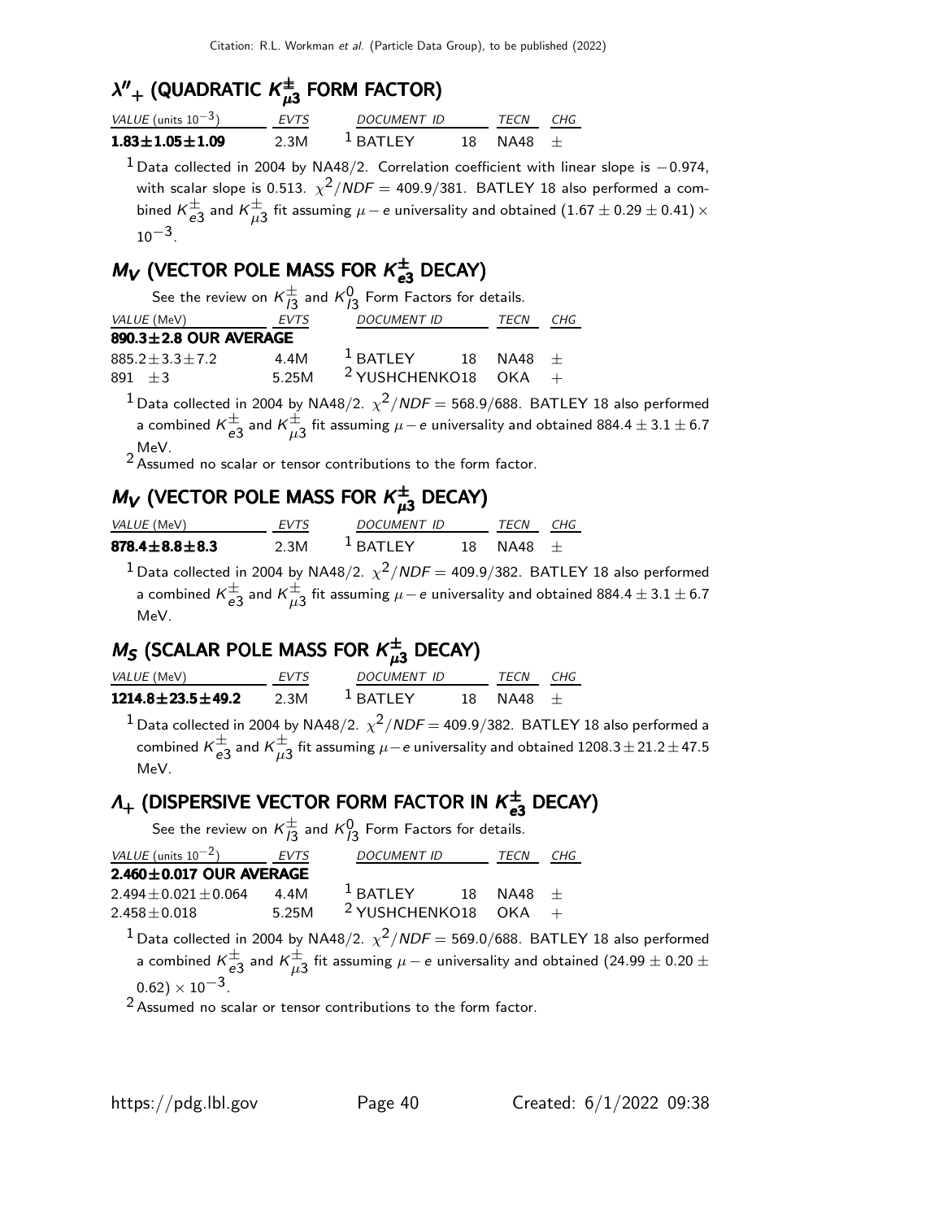## $\lambda''_+$ (QUADRATIC $K^{\pm}_{\mu3}$ FORM FACTOR)

| VALUE (units $10^{-3}$) | EVTS | DOCUMENT ID | | TECN | CHG |
|---|---|---|---|---|---|
| **1.83±1.05±1.09** | 2.3M | [1] BATLEY | 18 | NA48 | $\pm$ |

[1] Data collected in 2004 by NA48/2. Correlation coefficient with linear slope is $-0.974$, with scalar slope is 0.513. $\chi^2/NDF = 409.9/381$. BATLEY 18 also performed a combined $K^{\pm}_{e3}$ and $K^{\pm}_{\mu3}$ fit assuming $\mu - e$ universality and obtained $(1.67 \pm 0.29 \pm 0.41) \times 10^{-3}$.

## $M_V$ (VECTOR POLE MASS FOR $K^{\pm}_{e3}$ DECAY)

See the review on $K^{\pm}_{l3}$ and $K^0_{l3}$ Form Factors for details.

| VALUE (MeV) | EVTS | DOCUMENT ID | | TECN | CHG |
|---|---|---|---|---|---|
| **890.3±2.8 OUR AVERAGE** | | | | | |
| 885.2±3.3±7.2 | 4.4M | [1] BATLEY | 18 | NA48 | $\pm$ |
| 891 ±3 | 5.25M | [2] YUSHCHENKO18 | | OKA | $+$ |

[1] Data collected in 2004 by NA48/2. $\chi^2/NDF = 568.9/688$. BATLEY 18 also performed a combined $K^{\pm}_{e3}$ and $K^{\pm}_{\mu3}$ fit assuming $\mu - e$ universality and obtained $884.4 \pm 3.1 \pm 6.7$ MeV.

[2] Assumed no scalar or tensor contributions to the form factor.

## $M_V$ (VECTOR POLE MASS FOR $K^{\pm}_{\mu3}$ DECAY)

| VALUE (MeV) | EVTS | DOCUMENT ID | | TECN | CHG |
|---|---|---|---|---|---|
| **878.4±8.8±8.3** | 2.3M | [1] BATLEY | 18 | NA48 | $\pm$ |

[1] Data collected in 2004 by NA48/2. $\chi^2/NDF = 409.9/382$. BATLEY 18 also performed a combined $K^{\pm}_{e3}$ and $K^{\pm}_{\mu3}$ fit assuming $\mu - e$ universality and obtained $884.4 \pm 3.1 \pm 6.7$ MeV.

## $M_S$ (SCALAR POLE MASS FOR $K^{\pm}_{\mu3}$ DECAY)

| VALUE (MeV) | EVTS | DOCUMENT ID | | TECN | CHG |
|---|---|---|---|---|---|
| **1214.8±23.5±49.2** | 2.3M | [1] BATLEY | 18 | NA48 | $\pm$ |

[1] Data collected in 2004 by NA48/2. $\chi^2/NDF = 409.9/382$. BATLEY 18 also performed a combined $K^{\pm}_{e3}$ and $K^{\pm}_{\mu3}$ fit assuming $\mu - e$ universality and obtained $1208.3 \pm 21.2 \pm 47.5$ MeV.

## $\Lambda_+$ (DISPERSIVE VECTOR FORM FACTOR IN $K^{\pm}_{e3}$ DECAY)

See the review on $K^{\pm}_{l3}$ and $K^0_{l3}$ Form Factors for details.

| VALUE (units $10^{-2}$) | EVTS | DOCUMENT ID | | TECN | CHG |
|---|---|---|---|---|---|
| **2.460±0.017 OUR AVERAGE** | | | | | |
| 2.494±0.021±0.064 | 4.4M | [1] BATLEY | 18 | NA48 | $\pm$ |
| 2.458±0.018 | 5.25M | [2] YUSHCHENKO18 | | OKA | $+$ |

[1] Data collected in 2004 by NA48/2. $\chi^2/NDF = 569.0/688$. BATLEY 18 also performed a combined $K^{\pm}_{e3}$ and $K^{\pm}_{\mu3}$ fit assuming $\mu - e$ universality and obtained $(24.99 \pm 0.20 \pm 0.62) \times 10^{-3}$.

[2] Assumed no scalar or tensor contributions to the form factor.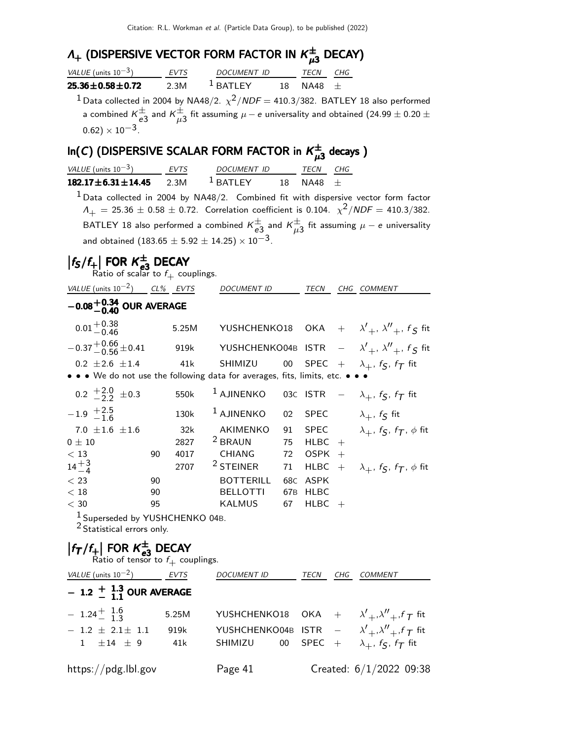## $\Lambda_+$ (DISPERSIVE VECTOR FORM FACTOR IN $K^{\pm}_{\mu3}$ DECAY)

| VALUE (units $10^{-3}$) | EVTS | DOCUMENT ID | | TECN | CHG |
|---|---|---|---|---|---|
| **25.36±0.58±0.72** | 2.3M | [1] BATLEY | 18 | NA48 | $\pm$ |

[1] Data collected in 2004 by NA48/2. $\chi^2/NDF = 410.3/382$. BATLEY 18 also performed a combined $K^{\pm}_{e3}$ and $K^{\pm}_{\mu3}$ fit assuming $\mu - e$ universality and obtained $(24.99 \pm 0.20 \pm 0.62) \times 10^{-3}$.

## ln(C) (DISPERSIVE SCALAR FORM FACTOR in $K^{\pm}_{\mu3}$ decays )

| VALUE (units $10^{-3}$) | EVTS | DOCUMENT ID | | TECN | CHG |
|---|---|---|---|---|---|
| **182.17±6.31±14.45** | 2.3M | [1] BATLEY | 18 | NA48 | $\pm$ |

[1] Data collected in 2004 by NA48/2. Combined fit with dispersive vector form factor $\Lambda_+ = 25.36 \pm 0.58 \pm 0.72$. Correlation coefficient is 0.104. $\chi^2/NDF = 410.3/382$. BATLEY 18 also performed a combined $K^{\pm}_{e3}$ and $K^{\pm}_{\mu3}$ fit assuming $\mu - e$ universality and obtained $(183.65 \pm 5.92 \pm 14.25) \times 10^{-3}$.

## $|f_S/f_+|$ FOR $K^{\pm}_{e3}$ DECAY

Ratio of scalar to $f_+$ couplings.

| VALUE (units $10^{-2}$) | CL% | EVTS | DOCUMENT ID | | TECN | CHG | COMMENT |
|---|---|---|---|---|---|---|---|
| **$-0.08^{+0.34}_{-0.40}$ OUR AVERAGE** | | | | | | | |
| $0.01^{+0.38}_{-0.46}$ | | 5.25M | YUSHCHENKO | 18 | OKA | + | $\lambda'_+$, $\lambda''_+$, $f_S$ fit |
| $-0.37^{+0.66}_{-0.56}\pm0.41$ | | 919k | YUSHCHENKO | 04B | ISTR | $-$ | $\lambda'_+$, $\lambda''_+$, $f_S$ fit |
| $0.2\ \pm2.6\ \pm1.4$ | | 41k | SHIMIZU | 00 | SPEC | + | $\lambda_+$, $f_S$, $f_T$ fit |
| • • • We do not use the following data for averages, fits, limits, etc. • • • | | | | | | | |
| $0.2\ ^{+2.0}_{-2.2}\ \pm0.3$ | | 550k | [1] AJINENKO | 03C | ISTR | $-$ | $\lambda_+$, $f_S$, $f_T$ fit |
| $-1.9\ ^{+2.5}_{-1.6}$ | | 130k | [1] AJINENKO | 02 | SPEC | | $\lambda_+$, $f_S$ fit |
| $7.0\ \pm1.6\ \pm1.6$ | | 32k | AKIMENKO | 91 | SPEC | | $\lambda_+$, $f_S$, $f_T$, $\phi$ fit |
| $0 \pm 10$ | | 2827 | [2] BRAUN | 75 | HLBC | + | |
| $< 13$ | 90 | 4017 | CHIANG | 72 | OSPK | + | |
| $14^{+3}_{-4}$ | | 2707 | [2] STEINER | 71 | HLBC | + | $\lambda_+$, $f_S$, $f_T$, $\phi$ fit |
| $< 23$ | 90 | | BOTTERILL | 68C | ASPK | | |
| $< 18$ | 90 | | BELLOTTI | 67B | HLBC | | |
| $< 30$ | 95 | | KALMUS | 67 | HLBC | + | |

[1] Superseded by YUSHCHENKO 04B.
[2] Statistical errors only.

## $|f_T/f_+|$ FOR $K^{\pm}_{e3}$ DECAY

Ratio of tensor to $f_+$ couplings.

| VALUE (units $10^{-2}$) | EVTS | DOCUMENT ID | | TECN | CHG | COMMENT |
|---|---|---|---|---|---|---|
| **$-\ 1.2\ ^{+\ 1.3}_{-\ 1.1}$ OUR AVERAGE** | | | | | | |
| $-\ 1.24^{+\ 1.6}_{-\ 1.3}$ | 5.25M | YUSHCHENKO | 18 | OKA | + | $\lambda'_+$,$\lambda''_+$,$f_T$ fit |
| $-\ 1.2\ \pm\ 2.1\pm\ 1.1$ | 919k | YUSHCHENKO | 04B | ISTR | $-$ | $\lambda'_+$,$\lambda''_+$,$f_T$ fit |
| $1\ \ \ \pm14\ \ \pm\ 9$ | 41k | SHIMIZU | 00 | SPEC | + | $\lambda_+$, $f_S$, $f_T$ fit |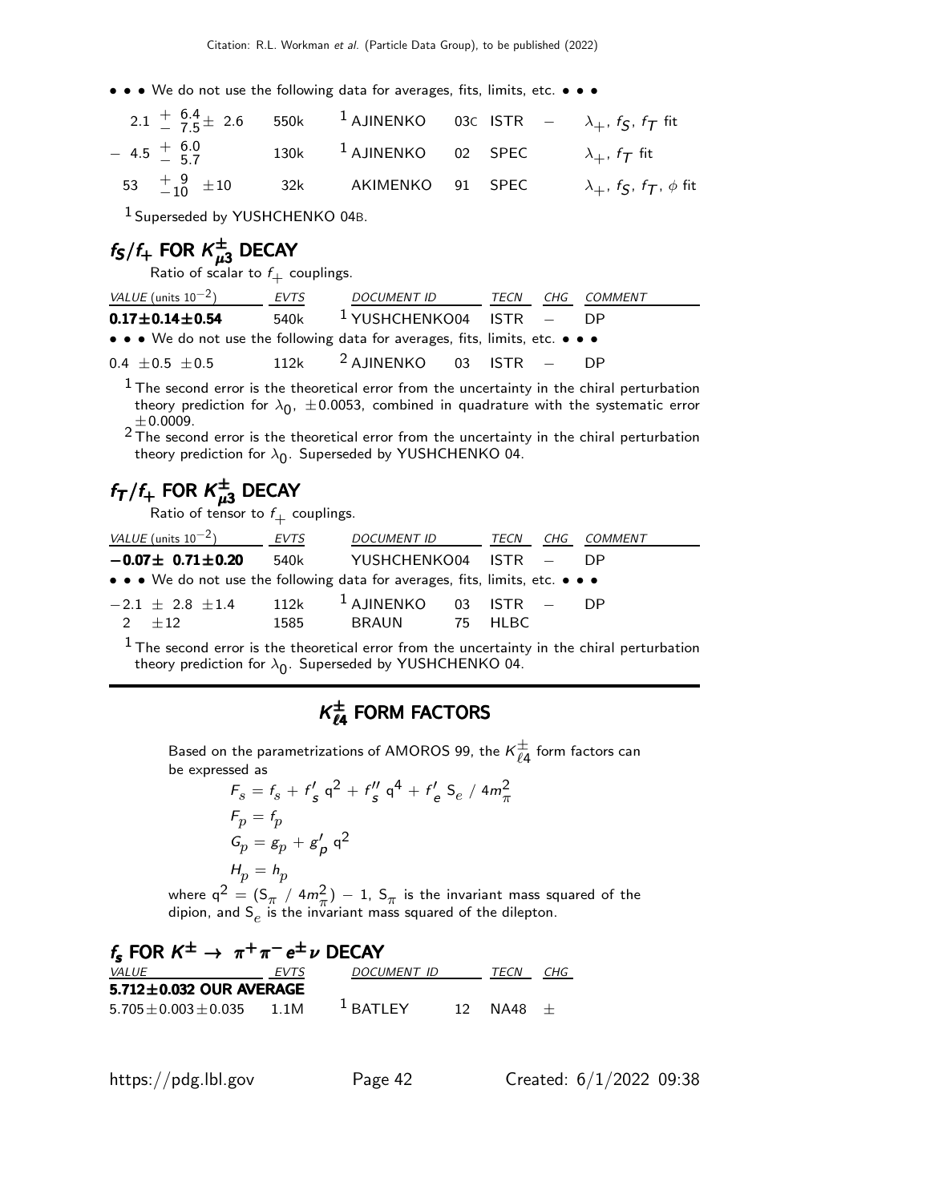• • • We do not use the following data for averages, fits, limits, etc. • • •

| | | | | | | |
|---|---|---|---|---|---|---|
| $2.1\ ^{+6.4}_{-7.5} \pm 2.6$ | 550k | [1] AJINENKO | 03C | ISTR | $-$ | $\lambda_+$, $f_S$, $f_T$ fit |
| $-4.5\ ^{+6.0}_{-5.7}$ | 130k | [1] AJINENKO | 02 | SPEC | | $\lambda_+$, $f_T$ fit |
| $53\ ^{+9}_{-10} \pm 10$ | 32k | AKIMENKO | 91 | SPEC | | $\lambda_+$, $f_S$, $f_T$, $\phi$ fit |

[1] Superseded by YUSHCHENKO 04B.

## $f_S/f_+$ FOR $K^{\pm}_{\mu 3}$ DECAY

Ratio of scalar to $f_+$ couplings.

| VALUE (units $10^{-2}$) | EVTS | DOCUMENT ID | | TECN | CHG | COMMENT |
|---|---|---|---|---|---|---|
| **0.17±0.14±0.54** | 540k | [1] YUSHCHENKO | 04 | ISTR | $-$ | DP |
| • • • We do not use the following data for averages, fits, limits, etc. • • • | | | | | | |
| $0.4 \pm 0.5 \pm 0.5$ | 112k | [2] AJINENKO | 03 | ISTR | $-$ | DP |

[1] The second error is the theoretical error from the uncertainty in the chiral perturbation theory prediction for $\lambda_0$, $\pm 0.0053$, combined in quadrature with the systematic error $\pm 0.0009$.

[2] The second error is the theoretical error from the uncertainty in the chiral perturbation theory prediction for $\lambda_0$. Superseded by YUSHCHENKO 04.

## $f_T/f_+$ FOR $K^{\pm}_{\mu 3}$ DECAY

Ratio of tensor to $f_+$ couplings.

| VALUE (units $10^{-2}$) | EVTS | DOCUMENT ID | | TECN | CHG | COMMENT |
|---|---|---|---|---|---|---|
| **$-$0.07± 0.71±0.20** | 540k | YUSHCHENKO | 04 | ISTR | $-$ | DP |
| • • • We do not use the following data for averages, fits, limits, etc. • • • | | | | | | |
| $-2.1 \pm 2.8 \pm 1.4$ | 112k | [1] AJINENKO | 03 | ISTR | $-$ | DP |
| $2 \pm 12$ | 1585 | BRAUN | 75 | HLBC | | |

[1] The second error is the theoretical error from the uncertainty in the chiral perturbation theory prediction for $\lambda_0$. Superseded by YUSHCHENKO 04.

# $K^{\pm}_{\ell 4}$ FORM FACTORS

Based on the parametrizations of AMOROS 99, the $K^{\pm}_{\ell 4}$ form factors can be expressed as

$$F_s = f_s + f'_s\, q^2 + f''_s\, q^4 + f'_e\, S_e \,/\, 4m^2_\pi$$

$$F_p = f_p$$

$$G_p = g_p + g'_p\, q^2$$

$$H_p = h_p$$

where $q^2 = (S_\pi \,/\, 4m^2_\pi) - 1$, $S_\pi$ is the invariant mass squared of the dipion, and $S_e$ is the invariant mass squared of the dilepton.

## $f_s$ FOR $K^{\pm} \rightarrow \pi^+ \pi^- e^{\pm} \nu$ DECAY

| VALUE | EVTS | DOCUMENT ID | | TECN | CHG |
|---|---|---|---|---|---|
| **5.712±0.032 OUR AVERAGE** | | | | | |
| $5.705 \pm 0.003 \pm 0.035$ | 1.1M | [1] BATLEY | 12 | NA48 | $\pm$ |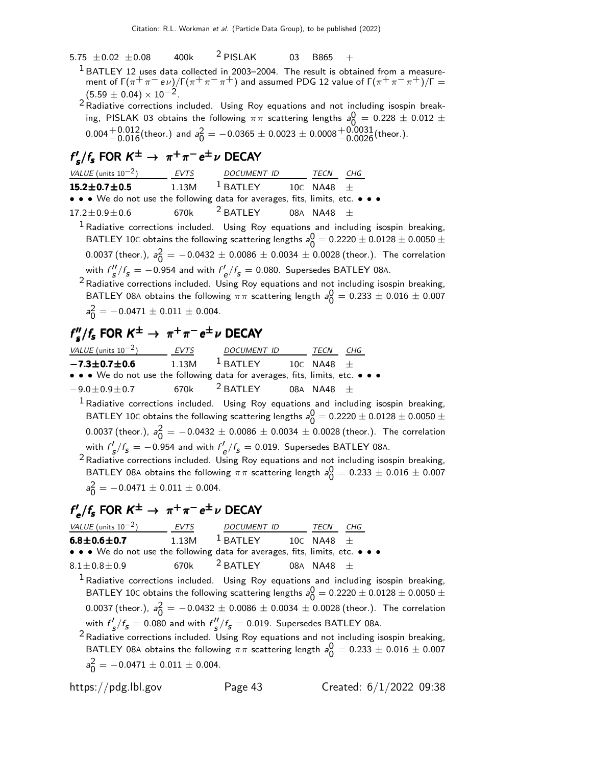| | | | | | |
|---|---|---|---|---|---|
| 5.75 ±0.02 ±0.08 | 400k | [2] PISLAK | 03 | B865 | + |

[1] BATLEY 12 uses data collected in 2003–2004. The result is obtained from a measurement of $\Gamma(\pi^+\pi^- e\nu)/\Gamma(\pi^+\pi^-\pi^+)$ and assumed PDG 12 value of $\Gamma(\pi^+\pi^-\pi^+)/\Gamma = (5.59 \pm 0.04) \times 10^{-2}$.

[2] Radiative corrections included. Using Roy equations and not including isospin breaking, PISLAK 03 obtains the following $\pi\pi$ scattering lengths $a_0^0 = 0.228 \pm 0.012 \pm 0.004^{+0.012}_{-0.016}$(theor.) and $a_0^2 = -0.0365 \pm 0.0023 \pm 0.0008^{+0.0031}_{-0.0026}$(theor.).

## $f'_s/f_s$ FOR $K^\pm \rightarrow \pi^+\pi^- e^\pm \nu$ DECAY

| VALUE (units $10^{-2}$) | EVTS | DOCUMENT ID | | TECN | CHG |
|---|---|---|---|---|---|
| **15.2±0.7±0.5** | 1.13M | [1] BATLEY | 10C | NA48 | ± |
| • • • We do not use the following data for averages, fits, limits, etc. • • • | | | | | |
| 17.2±0.9±0.6 | 670k | [2] BATLEY | 08A | NA48 | ± |

[1] Radiative corrections included. Using Roy equations and including isospin breaking, BATLEY 10C obtains the following scattering lengths $a_0^0 = 0.2220 \pm 0.0128 \pm 0.0050 \pm 0.0037$ (theor.), $a_0^2 = -0.0432 \pm 0.0086 \pm 0.0034 \pm 0.0028$ (theor.). The correlation with $f''_s/f_s = -0.954$ and with $f'_e/f_s = 0.080$. Supersedes BATLEY 08A.

[2] Radiative corrections included. Using Roy equations and not including isospin breaking, BATLEY 08A obtains the following $\pi\pi$ scattering length $a_0^0 = 0.233 \pm 0.016 \pm 0.007$ $a_0^2 = -0.0471 \pm 0.011 \pm 0.004$.

## $f''_s/f_s$ FOR $K^\pm \rightarrow \pi^+\pi^- e^\pm \nu$ DECAY

| VALUE (units $10^{-2}$) | EVTS | DOCUMENT ID | | TECN | CHG |
|---|---|---|---|---|---|
| **−7.3±0.7±0.6** | 1.13M | [1] BATLEY | 10C | NA48 | ± |
| • • • We do not use the following data for averages, fits, limits, etc. • • • | | | | | |
| −9.0±0.9±0.7 | 670k | [2] BATLEY | 08A | NA48 | ± |

[1] Radiative corrections included. Using Roy equations and including isospin breaking, BATLEY 10C obtains the following scattering lengths $a_0^0 = 0.2220 \pm 0.0128 \pm 0.0050 \pm 0.0037$ (theor.), $a_0^2 = -0.0432 \pm 0.0086 \pm 0.0034 \pm 0.0028$ (theor.). The correlation with $f'_s/f_s = -0.954$ and with $f'_e/f_s = 0.019$. Supersedes BATLEY 08A.

[2] Radiative corrections included. Using Roy equations and not including isospin breaking, BATLEY 08A obtains the following $\pi\pi$ scattering length $a_0^0 = 0.233 \pm 0.016 \pm 0.007$ $a_0^2 = -0.0471 \pm 0.011 \pm 0.004$.

## $f'_e/f_s$ FOR $K^\pm \rightarrow \pi^+\pi^- e^\pm \nu$ DECAY

| VALUE (units $10^{-2}$) | EVTS | DOCUMENT ID | | TECN | CHG |
|---|---|---|---|---|---|
| **6.8±0.6±0.7** | 1.13M | [1] BATLEY | 10C | NA48 | ± |
| • • • We do not use the following data for averages, fits, limits, etc. • • • | | | | | |
| 8.1±0.8±0.9 | 670k | [2] BATLEY | 08A | NA48 | ± |

[1] Radiative corrections included. Using Roy equations and including isospin breaking, BATLEY 10C obtains the following scattering lengths $a_0^0 = 0.2220 \pm 0.0128 \pm 0.0050 \pm 0.0037$ (theor.), $a_0^2 = -0.0432 \pm 0.0086 \pm 0.0034 \pm 0.0028$ (theor.). The correlation with $f'_s/f_s = 0.080$ and with $f''_s/f_s = 0.019$. Supersedes BATLEY 08A.

[2] Radiative corrections included. Using Roy equations and not including isospin breaking, BATLEY 08A obtains the following $\pi\pi$ scattering length $a_0^0 = 0.233 \pm 0.016 \pm 0.007$ $a_0^2 = -0.0471 \pm 0.011 \pm 0.004$.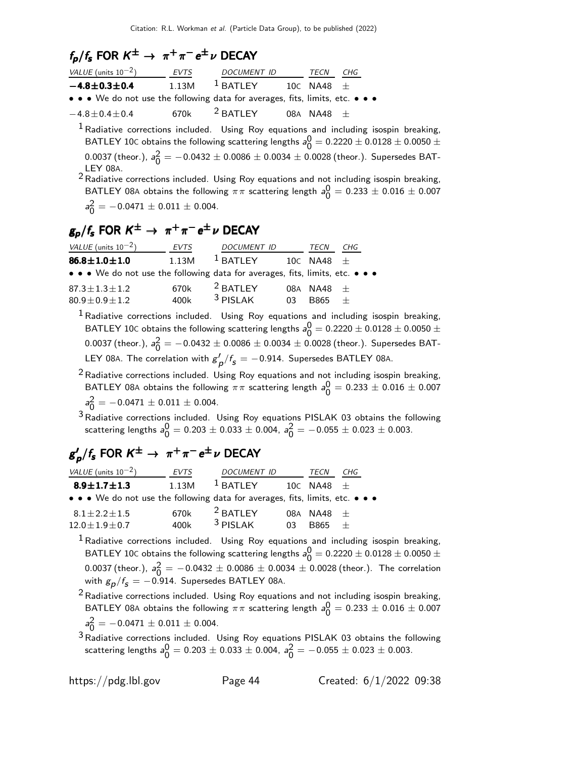## $f_p/f_s$ FOR $K^{\pm} \rightarrow \pi^+\pi^- e^{\pm}\nu$ DECAY

| VALUE (units $10^{-2}$) | EVTS | DOCUMENT ID | | TECN | CHG |
|---|---|---|---|---|---|
| **$-4.8\pm0.3\pm0.4$** | 1.13M | [1] BATLEY | 10C | NA48 | $\pm$ |
| • • • We do not use the following data for averages, fits, limits, etc. • • • | | | | | |
| $-4.8\pm0.4\pm0.4$ | 670k | [2] BATLEY | 08A | NA48 | $\pm$ |

[1] Radiative corrections included. Using Roy equations and including isospin breaking, BATLEY 10C obtains the following scattering lengths $a_0^0 = 0.2220 \pm 0.0128 \pm 0.0050 \pm 0.0037$ (theor.), $a_0^2 = -0.0432 \pm 0.0086 \pm 0.0034 \pm 0.0028$ (theor.). Supersedes BATLEY 08A.

[2] Radiative corrections included. Using Roy equations and not including isospin breaking, BATLEY 08A obtains the following $\pi\pi$ scattering length $a_0^0 = 0.233 \pm 0.016 \pm 0.007$ $a_0^2 = -0.0471 \pm 0.011 \pm 0.004$.

## $g_p/f_s$ FOR $K^{\pm} \rightarrow \pi^+\pi^- e^{\pm}\nu$ DECAY

| VALUE (units $10^{-2}$) | EVTS | DOCUMENT ID | | TECN | CHG |
|---|---|---|---|---|---|
| **$86.8\pm1.0\pm1.0$** | 1.13M | [1] BATLEY | 10C | NA48 | $\pm$ |
| • • • We do not use the following data for averages, fits, limits, etc. • • • | | | | | |
| $87.3\pm1.3\pm1.2$ | 670k | [2] BATLEY | 08A | NA48 | $\pm$ |
| $80.9\pm0.9\pm1.2$ | 400k | [3] PISLAK | 03 | B865 | $\pm$ |

[1] Radiative corrections included. Using Roy equations and including isospin breaking, BATLEY 10C obtains the following scattering lengths $a_0^0 = 0.2220 \pm 0.0128 \pm 0.0050 \pm 0.0037$ (theor.), $a_0^2 = -0.0432 \pm 0.0086 \pm 0.0034 \pm 0.0028$ (theor.). Supersedes BATLEY 08A. The correlation with $g'_p/f_s = -0.914$. Supersedes BATLEY 08A.

[2] Radiative corrections included. Using Roy equations and not including isospin breaking, BATLEY 08A obtains the following $\pi\pi$ scattering length $a_0^0 = 0.233 \pm 0.016 \pm 0.007$ $a_0^2 = -0.0471 \pm 0.011 \pm 0.004$.

[3] Radiative corrections included. Using Roy equations PISLAK 03 obtains the following scattering lengths $a_0^0 = 0.203 \pm 0.033 \pm 0.004$, $a_0^2 = -0.055 \pm 0.023 \pm 0.003$.

## $g'_p/f_s$ FOR $K^{\pm} \rightarrow \pi^+\pi^- e^{\pm}\nu$ DECAY

| VALUE (units $10^{-2}$) | EVTS | DOCUMENT ID | | TECN | CHG |
|---|---|---|---|---|---|
| **$8.9\pm1.7\pm1.3$** | 1.13M | [1] BATLEY | 10C | NA48 | $\pm$ |
| • • • We do not use the following data for averages, fits, limits, etc. • • • | | | | | |
| $8.1\pm2.2\pm1.5$ | 670k | [2] BATLEY | 08A | NA48 | $\pm$ |
| $12.0\pm1.9\pm0.7$ | 400k | [3] PISLAK | 03 | B865 | $\pm$ |

[1] Radiative corrections included. Using Roy equations and including isospin breaking, BATLEY 10C obtains the following scattering lengths $a_0^0 = 0.2220 \pm 0.0128 \pm 0.0050 \pm 0.0037$ (theor.), $a_0^2 = -0.0432 \pm 0.0086 \pm 0.0034 \pm 0.0028$ (theor.). The correlation with $g_p/f_s = -0.914$. Supersedes BATLEY 08A.

[2] Radiative corrections included. Using Roy equations and not including isospin breaking, BATLEY 08A obtains the following $\pi\pi$ scattering length $a_0^0 = 0.233 \pm 0.016 \pm 0.007$ $a_0^2 = -0.0471 \pm 0.011 \pm 0.004$.

[3] Radiative corrections included. Using Roy equations PISLAK 03 obtains the following scattering lengths $a_0^0 = 0.203 \pm 0.033 \pm 0.004$, $a_0^2 = -0.055 \pm 0.023 \pm 0.003$.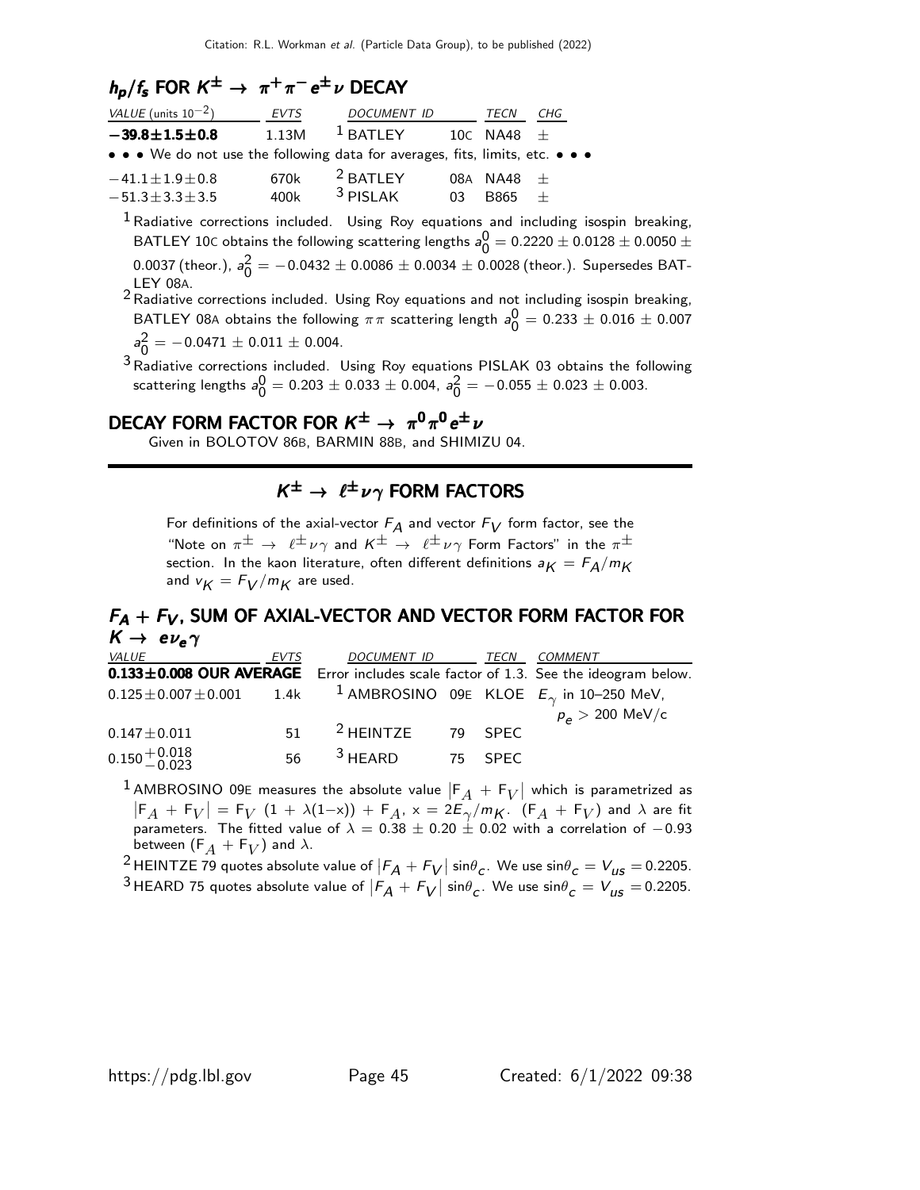## $h_p/f_s$ FOR $K^{\pm} \rightarrow \pi^+ \pi^- e^{\pm} \nu$ DECAY

| VALUE (units $10^{-2}$) | EVTS | DOCUMENT ID | | TECN | CHG |
|---|---|---|---|---|---|
| **$-39.8 \pm 1.5 \pm 0.8$** | 1.13M | [1] BATLEY | 10C | NA48 | $\pm$ |
| • • • We do not use the following data for averages, fits, limits, etc. • • • | | | | | |
| $-41.1 \pm 1.9 \pm 0.8$ | 670k | [2] BATLEY | 08A | NA48 | $\pm$ |
| $-51.3 \pm 3.3 \pm 3.5$ | 400k | [3] PISLAK | 03 | B865 | $\pm$ |

[1] Radiative corrections included. Using Roy equations and including isospin breaking, BATLEY 10C obtains the following scattering lengths $a_0^0 = 0.2220 \pm 0.0128 \pm 0.0050 \pm 0.0037$ (theor.), $a_0^2 = -0.0432 \pm 0.0086 \pm 0.0034 \pm 0.0028$ (theor.). Supersedes BATLEY 08A.

[2] Radiative corrections included. Using Roy equations and not including isospin breaking, BATLEY 08A obtains the following $\pi\pi$ scattering length $a_0^0 = 0.233 \pm 0.016 \pm 0.007$ $a_0^2 = -0.0471 \pm 0.011 \pm 0.004$.

[3] Radiative corrections included. Using Roy equations PISLAK 03 obtains the following scattering lengths $a_0^0 = 0.203 \pm 0.033 \pm 0.004$, $a_0^2 = -0.055 \pm 0.023 \pm 0.003$.

## DECAY FORM FACTOR FOR $K^{\pm} \rightarrow \pi^0 \pi^0 e^{\pm} \nu$

Given in BOLOTOV 86B, BARMIN 88B, and SHIMIZU 04.

# $K^{\pm} \rightarrow \ell^{\pm} \nu \gamma$ FORM FACTORS

For definitions of the axial-vector $F_A$ and vector $F_V$ form factor, see the "Note on $\pi^{\pm} \rightarrow \ell^{\pm} \nu \gamma$ and $K^{\pm} \rightarrow \ell^{\pm} \nu \gamma$ Form Factors" in the $\pi^{\pm}$ section. In the kaon literature, often different definitions $a_K = F_A/m_K$ and $v_K = F_V/m_K$ are used.

## $F_A + F_V$, SUM OF AXIAL-VECTOR AND VECTOR FORM FACTOR FOR $K \rightarrow e \nu_e \gamma$

| VALUE | EVTS | DOCUMENT ID | | TECN | COMMENT |
|---|---|---|---|---|---|
| **$0.133 \pm 0.008$ OUR AVERAGE** | Error includes scale factor of 1.3. See the ideogram below. | | | | |
| $0.125 \pm 0.007 \pm 0.001$ | 1.4k | [1] AMBROSINO | 09E | KLOE | $E_{\gamma}$ in 10–250 MeV, $p_e > 200$ MeV/c |
| $0.147 \pm 0.011$ | 51 | [2] HEINTZE | 79 | SPEC | |
| $0.150^{+0.018}_{-0.023}$ | 56 | [3] HEARD | 75 | SPEC | |

[1] AMBROSINO 09E measures the absolute value $|F_A + F_V|$ which is parametrized as $|F_A + F_V| = F_V\ (1 + \lambda(1-x)) + F_A$, $x = 2E_{\gamma}/m_K$. $(F_A + F_V)$ and $\lambda$ are fit parameters. The fitted value of $\lambda = 0.38 \pm 0.20 \pm 0.02$ with a correlation of $-0.93$ between $(F_A + F_V)$ and $\lambda$.

[2] HEINTZE 79 quotes absolute value of $|F_A + F_V| \sin\theta_c$. We use $\sin\theta_c = V_{us} = 0.2205$.

[3] HEARD 75 quotes absolute value of $|F_A + F_V| \sin\theta_c$. We use $\sin\theta_c = V_{us} = 0.2205$.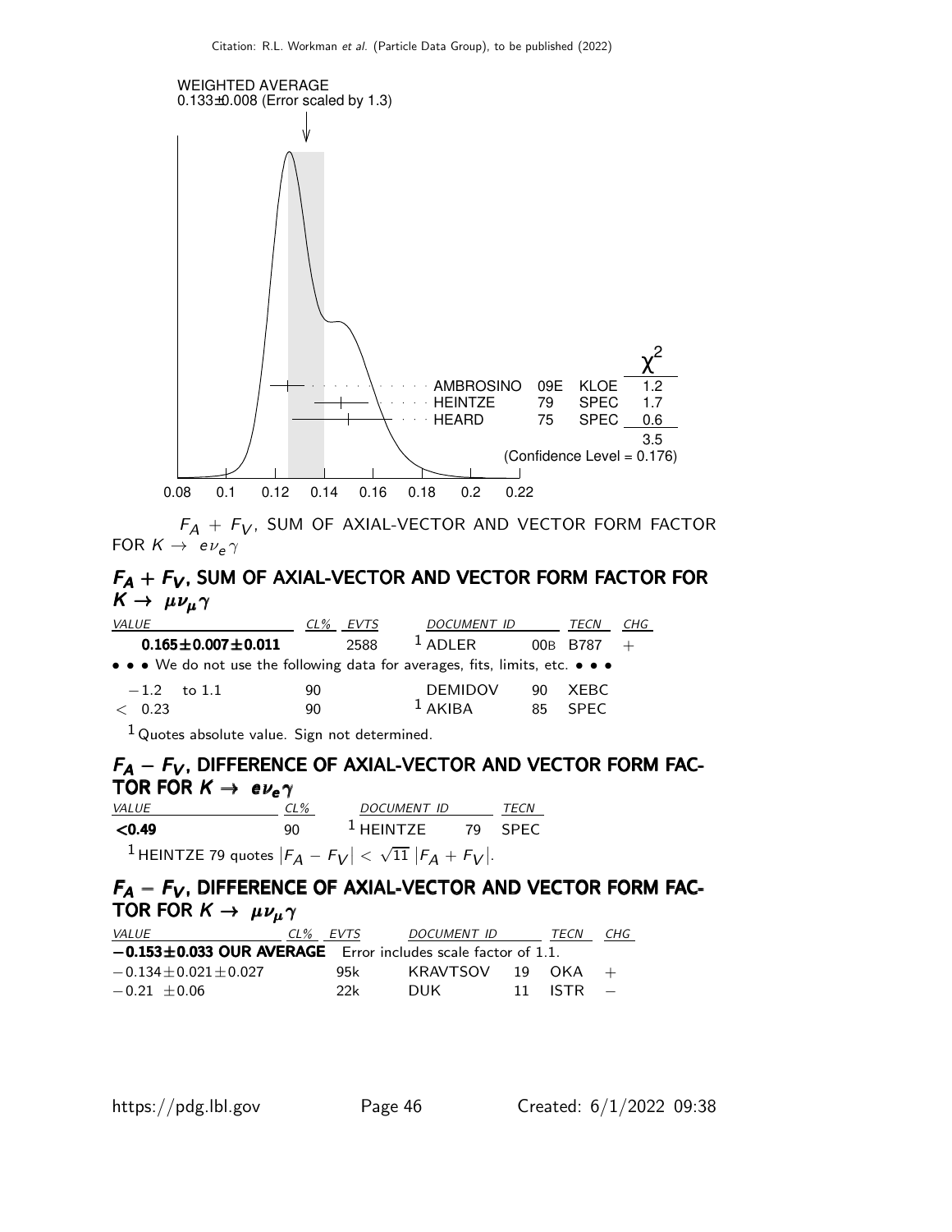WEIGHTED AVERAGE
0.133±0.008 (Error scaled by 1.3)

| | | | $\chi^2$ |
|---|---|---|---|
| AMBROSINO | 09E | KLOE | 1.2 |
| HEINTZE | 79 | SPEC | 1.7 |
| HEARD | 75 | SPEC | 0.6 |
| | | | 3.5 |

(Confidence Level = 0.176)

0.08 0.1 0.12 0.14 0.16 0.18 0.2 0.22

$F_A + F_V$, SUM OF AXIAL-VECTOR AND VECTOR FORM FACTOR FOR $K \rightarrow e \nu_e \gamma$

## $F_A + F_V$, SUM OF AXIAL-VECTOR AND VECTOR FORM FACTOR FOR $K \rightarrow \mu \nu_\mu \gamma$

| VALUE | CL% | EVTS | DOCUMENT ID | | TECN | CHG |
|---|---|---|---|---|---|---|
| **0.165±0.007±0.011** | | 2588 | [1] ADLER | 00B | B787 | + |
| • • • We do not use the following data for averages, fits, limits, etc. • • • | | | | | | |
| −1.2 to 1.1 | 90 | | DEMIDOV | 90 | XEBC | |
| < 0.23 | 90 | | [1] AKIBA | 85 | SPEC | |

[1] Quotes absolute value. Sign not determined.

## $F_A - F_V$, DIFFERENCE OF AXIAL-VECTOR AND VECTOR FORM FACTOR FOR $K \rightarrow e \nu_e \gamma$

| VALUE | CL% | DOCUMENT ID | | TECN |
|---|---|---|---|---|
| **<0.49** | 90 | [1] HEINTZE | 79 | SPEC |

[1] HEINTZE 79 quotes $|F_A - F_V| < \sqrt{11}\,|F_A + F_V|$.

## $F_A - F_V$, DIFFERENCE OF AXIAL-VECTOR AND VECTOR FORM FACTOR FOR $K \rightarrow \mu \nu_\mu \gamma$

| VALUE | CL% | EVTS | DOCUMENT ID | | TECN | CHG |
|---|---|---|---|---|---|---|
| **−0.153±0.033 OUR AVERAGE** Error includes scale factor of 1.1. | | | | | | |
| −0.134±0.021±0.027 | | 95k | KRAVTSOV | 19 | OKA | + |
| −0.21 ±0.06 | | 22k | DUK | 11 | ISTR | − |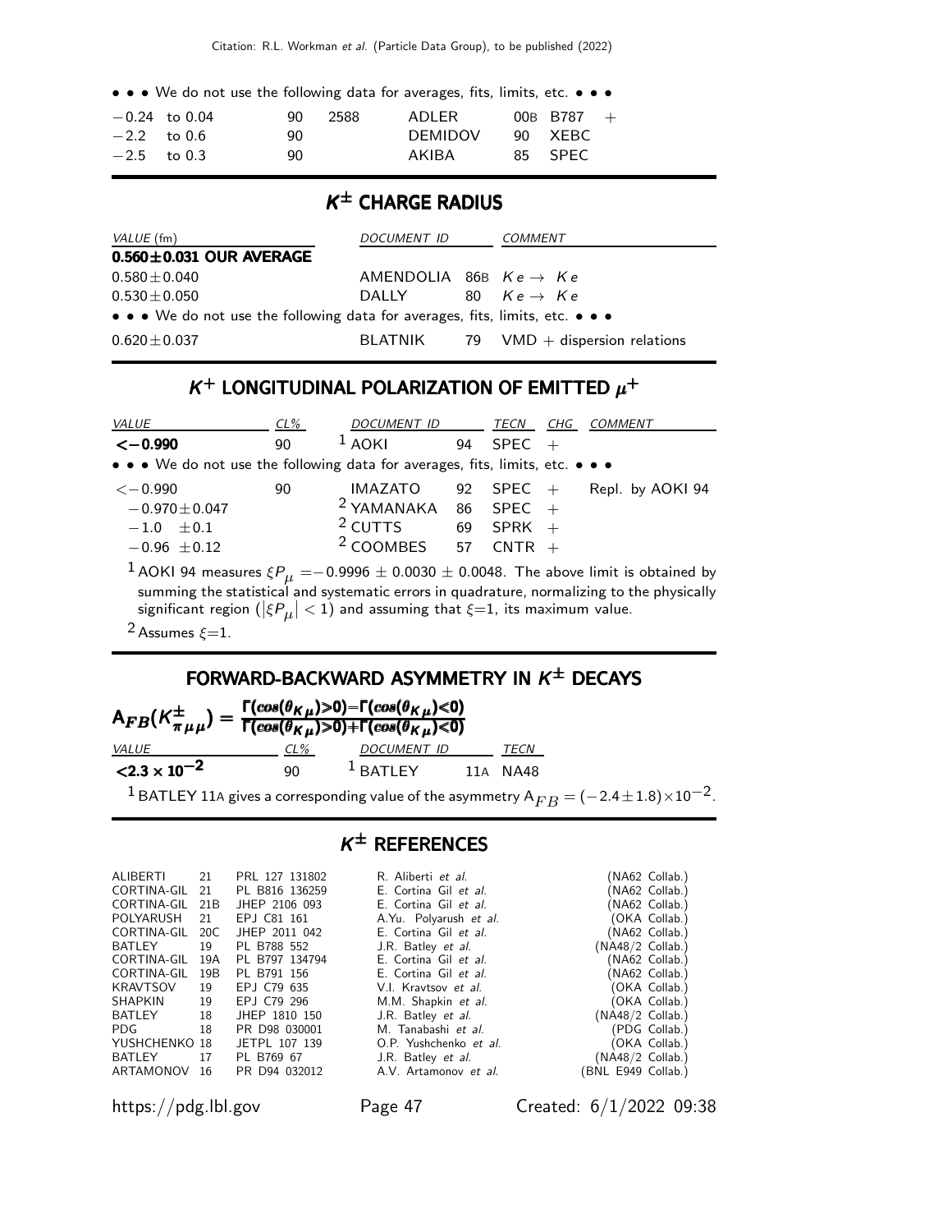• • • We do not use the following data for averages, fits, limits, etc. • • •

| | | | | | | |
|---|---|---|---|---|---|---|
| −0.24 to 0.04 | 90 | 2588 | ADLER | 00B | B787 | + |
| −2.2 to 0.6 | 90 | | DEMIDOV | 90 | XEBC | |
| −2.5 to 0.3 | 90 | | AKIBA | 85 | SPEC | |

## $K^{\pm}$ CHARGE RADIUS

| VALUE (fm) | DOCUMENT ID | | COMMENT |
|---|---|---|---|
| **0.560±0.031 OUR AVERAGE** | | | |
| 0.580±0.040 | AMENDOLIA | 86B | $K e \to K e$ |
| 0.530±0.050 | DALLY | 80 | $K e \to K e$ |
| • • • We do not use the following data for averages, fits, limits, etc. • • • | | | |
| 0.620±0.037 | BLATNIK | 79 | VMD + dispersion relations |

## $K^+$ LONGITUDINAL POLARIZATION OF EMITTED $\mu^+$

| VALUE | CL% | DOCUMENT ID | | TECN | CHG | COMMENT |
|---|---|---|---|---|---|---|
| **<−0.990** | 90 | [1] AOKI | 94 | SPEC | + | |
| • • • We do not use the following data for averages, fits, limits, etc. • • • | | | | | | |
| <−0.990 | 90 | IMAZATO | 92 | SPEC | + | Repl. by AOKI 94 |
| −0.970±0.047 | | [2] YAMANAKA | 86 | SPEC | + | |
| −1.0 ±0.1 | | [2] CUTTS | 69 | SPRK | + | |
| −0.96 ±0.12 | | [2] COOMBES | 57 | CNTR | + | |

[1] AOKI 94 measures $\xi P_\mu = -0.9996 \pm 0.0030 \pm 0.0048$. The above limit is obtained by summing the statistical and systematic errors in quadrature, normalizing to the physically significant region ($|\xi P_\mu| < 1$) and assuming that $\xi$=1, its maximum value.

[2] Assumes $\xi$=1.

## FORWARD-BACKWARD ASYMMETRY IN $K^{\pm}$ DECAYS

$$A_{FB}(K^{\pm}_{\pi\mu\mu}) = \frac{\Gamma(\cos(\theta_{K\mu})>0) - \Gamma(\cos(\theta_{K\mu})<0)}{\Gamma(\cos(\theta_{K\mu})>0) + \Gamma(\cos(\theta_{K\mu})<0)}$$

| VALUE | CL% | DOCUMENT ID | | TECN |
|---|---|---|---|---|
| **$<2.3 \times 10^{-2}$** | 90 | [1] BATLEY | 11A | NA48 |

[1] BATLEY 11A gives a corresponding value of the asymmetry $A_{FB} = (-2.4 \pm 1.8) \times 10^{-2}$.

## $K^{\pm}$ REFERENCES

| | | | | |
|---|---|---|---|---|
| ALIBERTI | 21 | PRL 127 131802 | R. Aliberti *et al.* | (NA62 Collab.) |
| CORTINA-GIL | 21 | PL B816 136259 | E. Cortina Gil *et al.* | (NA62 Collab.) |
| CORTINA-GIL | 21B | JHEP 2106 093 | E. Cortina Gil *et al.* | (NA62 Collab.) |
| POLYARUSH | 21 | EPJ C81 161 | A.Yu. Polyarush *et al.* | (OKA Collab.) |
| CORTINA-GIL | 20C | JHEP 2011 042 | E. Cortina Gil *et al.* | (NA62 Collab.) |
| BATLEY | 19 | PL B788 552 | J.R. Batley *et al.* | (NA48/2 Collab.) |
| CORTINA-GIL | 19A | PL B797 134794 | E. Cortina Gil *et al.* | (NA62 Collab.) |
| CORTINA-GIL | 19B | PL B791 156 | E. Cortina Gil *et al.* | (NA62 Collab.) |
| KRAVTSOV | 19 | EPJ C79 635 | V.I. Kravtsov *et al.* | (OKA Collab.) |
| SHAPKIN | 19 | EPJ C79 296 | M.M. Shapkin *et al.* | (OKA Collab.) |
| BATLEY | 18 | JHEP 1810 150 | J.R. Batley *et al.* | (NA48/2 Collab.) |
| PDG | 18 | PR D98 030001 | M. Tanabashi *et al.* | (PDG Collab.) |
| YUSHCHENKO | 18 | JETPL 107 139 | O.P. Yushchenko *et al.* | (OKA Collab.) |
| BATLEY | 17 | PL B769 67 | J.R. Batley *et al.* | (NA48/2 Collab.) |
| ARTAMONOV | 16 | PR D94 032012 | A.V. Artamonov *et al.* | (BNL E949 Collab.) |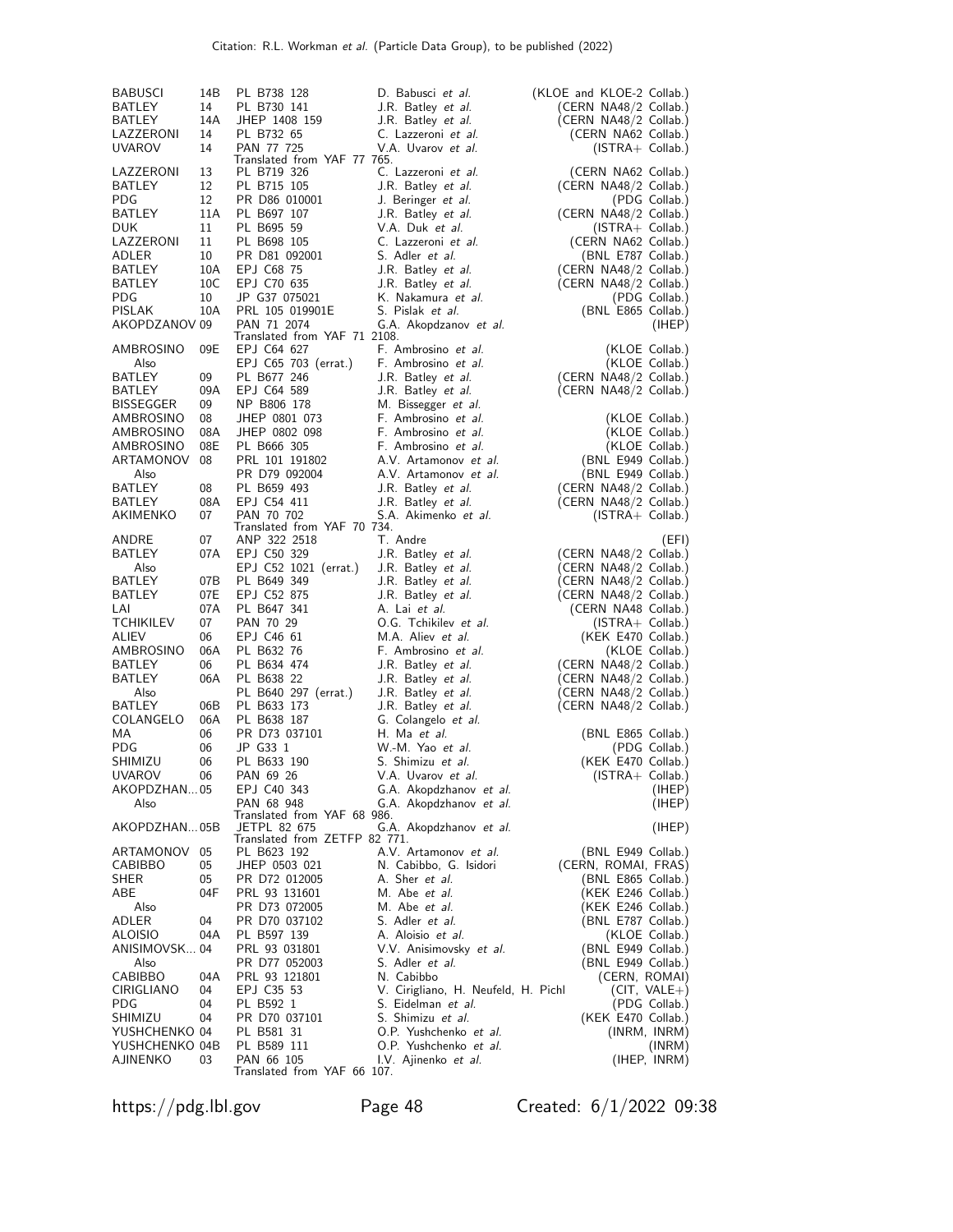| | | | | |
|---|---|---|---|---|
| BABUSCI | 14B | PL B738 128 | D. Babusci *et al.* | (KLOE and KLOE-2 Collab.) |
| BATLEY | 14 | PL B730 141 | J.R. Batley *et al.* | (CERN NA48/2 Collab.) |
| BATLEY | 14A | JHEP 1408 159 | J.R. Batley *et al.* | (CERN NA48/2 Collab.) |
| LAZZERONI | 14 | PL B732 65 | C. Lazzeroni *et al.* | (CERN NA62 Collab.) |
| UVAROV | 14 | PAN 77 725 | V.A. Uvarov *et al.* | (ISTRA+ Collab.) |
| | | Translated from YAF 77 765. | | |
| LAZZERONI | 13 | PL B719 326 | C. Lazzeroni *et al.* | (CERN NA62 Collab.) |
| BATLEY | 12 | PL B715 105 | J.R. Batley *et al.* | (CERN NA48/2 Collab.) |
| PDG | 12 | PR D86 010001 | J. Beringer *et al.* | (PDG Collab.) |
| BATLEY | 11A | PL B697 107 | J.R. Batley *et al.* | (CERN NA48/2 Collab.) |
| DUK | 11 | PL B695 59 | V.A. Duk *et al.* | (ISTRA+ Collab.) |
| LAZZERONI | 11 | PL B698 105 | C. Lazzeroni *et al.* | (CERN NA62 Collab.) |
| ADLER | 10 | PR D81 092001 | S. Adler *et al.* | (BNL E787 Collab.) |
| BATLEY | 10A | EPJ C68 75 | J.R. Batley *et al.* | (CERN NA48/2 Collab.) |
| BATLEY | 10C | EPJ C70 635 | J.R. Batley *et al.* | (CERN NA48/2 Collab.) |
| PDG | 10 | JP G37 075021 | K. Nakamura *et al.* | (PDG Collab.) |
| PISLAK | 10A | PRL 105 019901E | S. Pislak *et al.* | (BNL E865 Collab.) |
| AKOPDZANOV | 09 | PAN 71 2074 | G.A. Akopdzanov *et al.* | (IHEP) |
| | | Translated from YAF 71 2108. | | |
| AMBROSINO | 09E | EPJ C64 627 | F. Ambrosino *et al.* | (KLOE Collab.) |
| Also | | EPJ C65 703 (errat.) | F. Ambrosino *et al.* | (KLOE Collab.) |
| BATLEY | 09 | PL B677 246 | J.R. Batley *et al.* | (CERN NA48/2 Collab.) |
| BATLEY | 09A | EPJ C64 589 | J.R. Batley *et al.* | (CERN NA48/2 Collab.) |
| BISSEGGER | 09 | NP B806 178 | M. Bissegger *et al.* | |
| AMBROSINO | 08 | JHEP 0801 073 | F. Ambrosino *et al.* | (KLOE Collab.) |
| AMBROSINO | 08A | JHEP 0802 098 | F. Ambrosino *et al.* | (KLOE Collab.) |
| AMBROSINO | 08E | PL B666 305 | F. Ambrosino *et al.* | (KLOE Collab.) |
| ARTAMONOV | 08 | PRL 101 191802 | A.V. Artamonov *et al.* | (BNL E949 Collab.) |
| Also | | PR D79 092004 | A.V. Artamonov *et al.* | (BNL E949 Collab.) |
| BATLEY | 08 | PL B659 493 | J.R. Batley *et al.* | (CERN NA48/2 Collab.) |
| BATLEY | 08A | EPJ C54 411 | J.R. Batley *et al.* | (CERN NA48/2 Collab.) |
| AKIMENKO | 07 | PAN 70 702 | S.A. Akimenko *et al.* | (ISTRA+ Collab.) |
| | | Translated from YAF 70 734. | | |
| ANDRE | 07 | ANP 322 2518 | T. Andre | (EFI) |
| BATLEY | 07A | EPJ C50 329 | J.R. Batley *et al.* | (CERN NA48/2 Collab.) |
| Also | | EPJ C52 1021 (errat.) | J.R. Batley *et al.* | (CERN NA48/2 Collab.) |
| BATLEY | 07B | PL B649 349 | J.R. Batley *et al.* | (CERN NA48/2 Collab.) |
| BATLEY | 07E | EPJ C52 875 | J.R. Batley *et al.* | (CERN NA48/2 Collab.) |
| LAI | 07A | PL B647 341 | A. Lai *et al.* | (CERN NA48 Collab.) |
| TCHIKILEV | 07 | PAN 70 29 | O.G. Tchikilev *et al.* | (ISTRA+ Collab.) |
| ALIEV | 06 | EPJ C46 61 | M.A. Aliev *et al.* | (KEK E470 Collab.) |
| AMBROSINO | 06A | PL B632 76 | F. Ambrosino *et al.* | (KLOE Collab.) |
| BATLEY | 06 | PL B634 474 | J.R. Batley *et al.* | (CERN NA48/2 Collab.) |
| BATLEY | 06A | PL B638 22 | J.R. Batley *et al.* | (CERN NA48/2 Collab.) |
| Also | | PL B640 297 (errat.) | J.R. Batley *et al.* | (CERN NA48/2 Collab.) |
| BATLEY | 06B | PL B633 173 | J.R. Batley *et al.* | (CERN NA48/2 Collab.) |
| COLANGELO | 06A | PL B638 187 | G. Colangelo *et al.* | |
| MA | 06 | PR D73 037101 | H. Ma *et al.* | (BNL E865 Collab.) |
| PDG | 06 | JP G33 1 | W.-M. Yao *et al.* | (PDG Collab.) |
| SHIMIZU | 06 | PL B633 190 | S. Shimizu *et al.* | (KEK E470 Collab.) |
| UVAROV | 06 | PAN 69 26 | V.A. Uvarov *et al.* | (ISTRA+ Collab.) |
| AKOPDZHAN... | 05 | EPJ C40 343 | G.A. Akopdzhanov *et al.* | (IHEP) |
| Also | | PAN 68 948 | G.A. Akopdzhanov *et al.* | (IHEP) |
| | | Translated from YAF 68 986. | | |
| AKOPDZHAN... | 05B | JETPL 82 675 | G.A. Akopdzhanov *et al.* | (IHEP) |
| | | Translated from ZETFP 82 771. | | |
| ARTAMONOV | 05 | PL B623 192 | A.V. Artamonov *et al.* | (BNL E949 Collab.) |
| CABIBBO | 05 | JHEP 0503 021 | N. Cabibbo, G. Isidori | (CERN, ROMAI, FRAS) |
| SHER | 05 | PR D72 012005 | A. Sher *et al.* | (BNL E865 Collab.) |
| ABE | 04F | PRL 93 131601 | M. Abe *et al.* | (KEK E246 Collab.) |
| Also | | PR D73 072005 | M. Abe *et al.* | (KEK E246 Collab.) |
| ADLER | 04 | PR D70 037102 | S. Adler *et al.* | (BNL E787 Collab.) |
| ALOISIO | 04A | PL B597 139 | A. Aloisio *et al.* | (KLOE Collab.) |
| ANISIMOVSK... | 04 | PRL 93 031801 | V.V. Anisimovsky *et al.* | (BNL E949 Collab.) |
| Also | | PR D77 052003 | S. Adler *et al.* | (BNL E949 Collab.) |
| CABIBBO | 04A | PRL 93 121801 | N. Cabibbo | (CERN, ROMAI) |
| CIRIGLIANO | 04 | EPJ C35 53 | V. Cirigliano, H. Neufeld, H. Pichl | (CIT, VALE+) |
| PDG | 04 | PL B592 1 | S. Eidelman *et al.* | (PDG Collab.) |
| SHIMIZU | 04 | PR D70 037101 | S. Shimizu *et al.* | (KEK E470 Collab.) |
| YUSHCHENKO | 04 | PL B581 31 | O.P. Yushchenko *et al.* | (INRM, INRM) |
| YUSHCHENKO | 04B | PL B589 111 | O.P. Yushchenko *et al.* | (INRM) |
| AJINENKO | 03 | PAN 66 105 | I.V. Ajinenko *et al.* | (IHEP, INRM) |
| | | Translated from YAF 66 107. | | |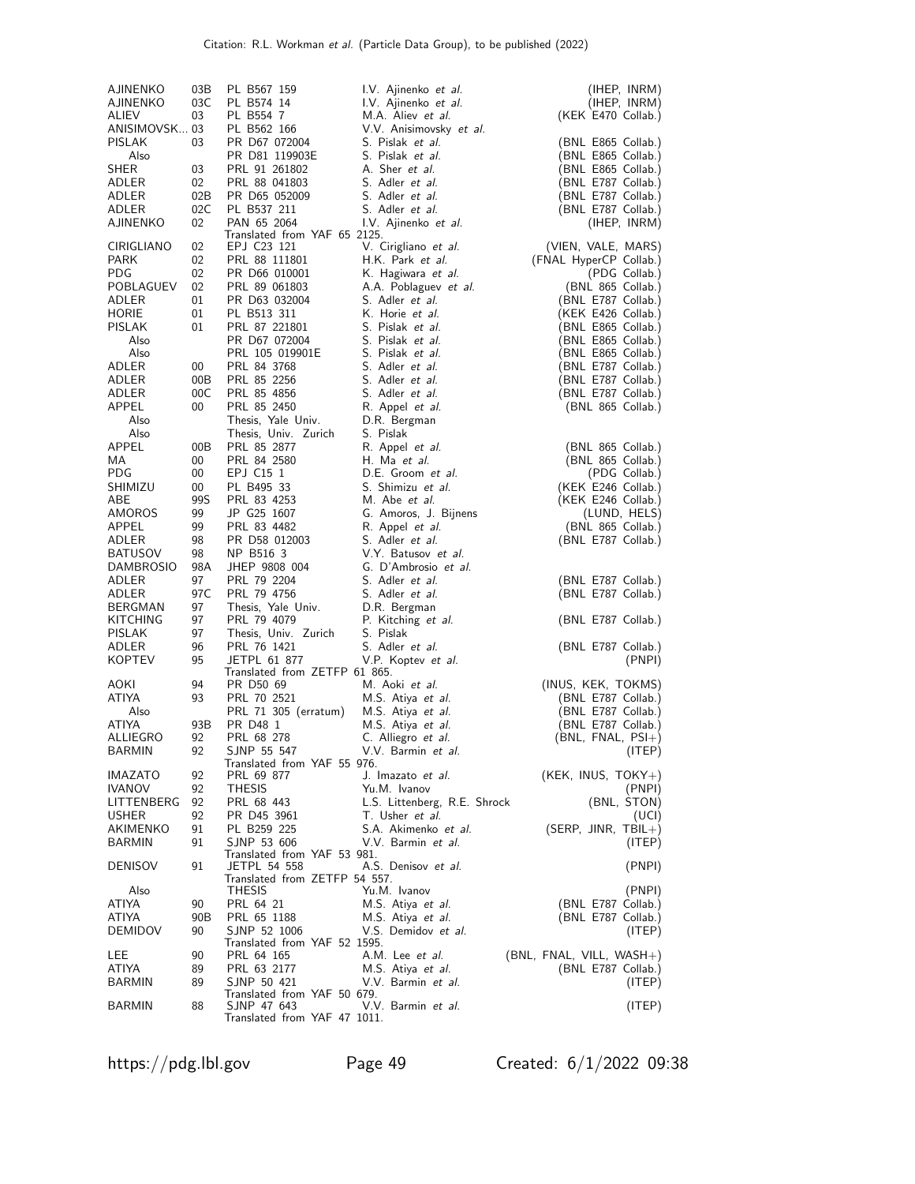| | | | | |
|---|---|---|---|---|
| AJINENKO | 03B | PL B567 159 | I.V. Ajinenko *et al.* | (IHEP, INRM) |
| AJINENKO | 03C | PL B574 14 | I.V. Ajinenko *et al.* | (IHEP, INRM) |
| ALIEV | 03 | PL B554 7 | M.A. Aliev *et al.* | (KEK E470 Collab.) |
| ANISIMOVSK... | 03 | PL B562 166 | V.V. Anisimovsky *et al.* | |
| PISLAK | 03 | PR D67 072004 | S. Pislak *et al.* | (BNL E865 Collab.) |
| Also | | PR D81 119903E | S. Pislak *et al.* | (BNL E865 Collab.) |
| SHER | 03 | PRL 91 261802 | A. Sher *et al.* | (BNL E865 Collab.) |
| ADLER | 02 | PRL 88 041803 | S. Adler *et al.* | (BNL E787 Collab.) |
| ADLER | 02B | PR D65 052009 | S. Adler *et al.* | (BNL E787 Collab.) |
| ADLER | 02C | PL B537 211 | S. Adler *et al.* | (BNL E787 Collab.) |
| AJINENKO | 02 | PAN 65 2064 | I.V. Ajinenko *et al.* | (IHEP, INRM) |
| | | Translated from YAF 65 2125. | | |
| CIRIGLIANO | 02 | EPJ C23 121 | V. Cirigliano *et al.* | (VIEN, VALE, MARS) |
| PARK | 02 | PRL 88 111801 | H.K. Park *et al.* | (FNAL HyperCP Collab.) |
| PDG | 02 | PR D66 010001 | K. Hagiwara *et al.* | (PDG Collab.) |
| POBLAGUEV | 02 | PRL 89 061803 | A.A. Poblaguev *et al.* | (BNL 865 Collab.) |
| ADLER | 01 | PR D63 032004 | S. Adler *et al.* | (BNL E787 Collab.) |
| HORIE | 01 | PL B513 311 | K. Horie *et al.* | (KEK E426 Collab.) |
| PISLAK | 01 | PRL 87 221801 | S. Pislak *et al.* | (BNL E865 Collab.) |
| Also | | PR D67 072004 | S. Pislak *et al.* | (BNL E865 Collab.) |
| Also | | PRL 105 019901E | S. Pislak *et al.* | (BNL E865 Collab.) |
| ADLER | 00 | PRL 84 3768 | S. Adler *et al.* | (BNL E787 Collab.) |
| ADLER | 00B | PRL 85 2256 | S. Adler *et al.* | (BNL E787 Collab.) |
| ADLER | 00C | PRL 85 4856 | S. Adler *et al.* | (BNL E787 Collab.) |
| APPEL | 00 | PRL 85 2450 | R. Appel *et al.* | (BNL 865 Collab.) |
| Also | | Thesis, Yale Univ. | D.R. Bergman | |
| Also | | Thesis, Univ. Zurich | S. Pislak | |
| APPEL | 00B | PRL 85 2877 | R. Appel *et al.* | (BNL 865 Collab.) |
| MA | 00 | PRL 84 2580 | H. Ma *et al.* | (BNL 865 Collab.) |
| PDG | 00 | EPJ C15 1 | D.E. Groom *et al.* | (PDG Collab.) |
| SHIMIZU | 00 | PL B495 33 | S. Shimizu *et al.* | (KEK E246 Collab.) |
| ABE | 99S | PRL 83 4253 | M. Abe *et al.* | (KEK E246 Collab.) |
| AMOROS | 99 | JP G25 1607 | G. Amoros, J. Bijnens | (LUND, HELS) |
| APPEL | 99 | PRL 83 4482 | R. Appel *et al.* | (BNL 865 Collab.) |
| ADLER | 98 | PR D58 012003 | S. Adler *et al.* | (BNL E787 Collab.) |
| BATUSOV | 98 | NP B516 3 | V.Y. Batusov *et al.* | |
| DAMBROSIO | 98A | JHEP 9808 004 | G. D'Ambrosio *et al.* | |
| ADLER | 97 | PRL 79 2204 | S. Adler *et al.* | (BNL E787 Collab.) |
| ADLER | 97C | PRL 79 4756 | S. Adler *et al.* | (BNL E787 Collab.) |
| BERGMAN | 97 | Thesis, Yale Univ. | D.R. Bergman | |
| KITCHING | 97 | PRL 79 4079 | P. Kitching *et al.* | (BNL E787 Collab.) |
| PISLAK | 97 | Thesis, Univ. Zurich | S. Pislak | |
| ADLER | 96 | PRL 76 1421 | S. Adler *et al.* | (BNL E787 Collab.) |
| KOPTEV | 95 | JETPL 61 877 | V.P. Koptev *et al.* | (PNPI) |
| | | Translated from ZETFP 61 865. | | |
| AOKI | 94 | PR D50 69 | M. Aoki *et al.* | (INUS, KEK, TOKMS) |
| ATIYA | 93 | PRL 70 2521 | M.S. Atiya *et al.* | (BNL E787 Collab.) |
| Also | | PRL 71 305 (erratum) | M.S. Atiya *et al.* | (BNL E787 Collab.) |
| ATIYA | 93B | PR D48 1 | M.S. Atiya *et al.* | (BNL E787 Collab.) |
| ALLIEGRO | 92 | PRL 68 278 | C. Alliegro *et al.* | (BNL, FNAL, PSI+) |
| BARMIN | 92 | SJNP 55 547 | V.V. Barmin *et al.* | (ITEP) |
| | | Translated from YAF 55 976. | | |
| IMAZATO | 92 | PRL 69 877 | J. Imazato *et al.* | (KEK, INUS, TOKY+) |
| IVANOV | 92 | THESIS | Yu.M. Ivanov | (PNPI) |
| LITTENBERG | 92 | PRL 68 443 | L.S. Littenberg, R.E. Shrock | (BNL, STON) |
| USHER | 92 | PR D45 3961 | T. Usher *et al.* | (UCI) |
| AKIMENKO | 91 | PL B259 225 | S.A. Akimenko *et al.* | (SERP, JINR, TBIL+) |
| BARMIN | 91 | SJNP 53 606 | V.V. Barmin *et al.* | (ITEP) |
| | | Translated from YAF 53 981. | | |
| DENISOV | 91 | JETPL 54 558 | A.S. Denisov *et al.* | (PNPI) |
| | | Translated from ZETFP 54 557. | | |
| Also | | THESIS | Yu.M. Ivanov | (PNPI) |
| ATIYA | 90 | PRL 64 21 | M.S. Atiya *et al.* | (BNL E787 Collab.) |
| ATIYA | 90B | PRL 65 1188 | M.S. Atiya *et al.* | (BNL E787 Collab.) |
| DEMIDOV | 90 | SJNP 52 1006 | V.S. Demidov *et al.* | (ITEP) |
| | | Translated from YAF 52 1595. | | |
| LEE | 90 | PRL 64 165 | A.M. Lee *et al.* | (BNL, FNAL, VILL, WASH+) |
| ATIYA | 89 | PRL 63 2177 | M.S. Atiya *et al.* | (BNL E787 Collab.) |
| BARMIN | 89 | SJNP 50 421 | V.V. Barmin *et al.* | (ITEP) |
| | | Translated from YAF 50 679. | | |
| BARMIN | 88 | SJNP 47 643 | V.V. Barmin *et al.* | (ITEP) |
| | | Translated from YAF 47 1011. | | |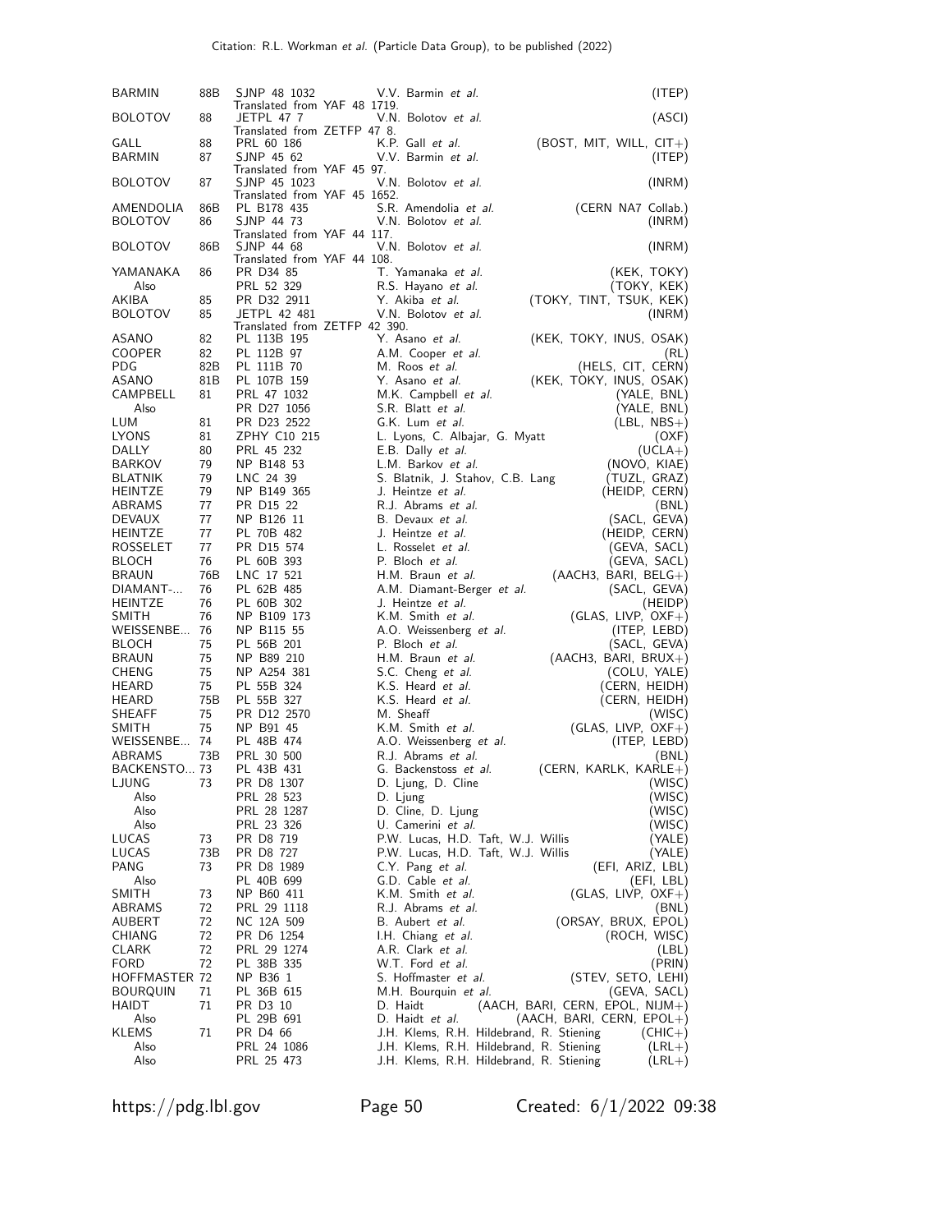| | | | | |
|---|---|---|---|---|
| BARMIN | 88B | SJNP 48 1032 | V.V. Barmin *et al.* | (ITEP) |
| | | Translated from YAF 48 1719. | | |
| BOLOTOV | 88 | JETPL 47 7 | V.N. Bolotov *et al.* | (ASCI) |
| | | Translated from ZETFP 47 8. | | |
| GALL | 88 | PRL 60 186 | K.P. Gall *et al.* | (BOST, MIT, WILL, CIT+) |
| BARMIN | 87 | SJNP 45 62 | V.V. Barmin *et al.* | (ITEP) |
| | | Translated from YAF 45 97. | | |
| BOLOTOV | 87 | SJNP 45 1023 | V.N. Bolotov *et al.* | (INRM) |
| | | Translated from YAF 45 1652. | | |
| AMENDOLIA | 86B | PL B178 435 | S.R. Amendolia *et al.* | (CERN NA7 Collab.) |
| BOLOTOV | 86 | SJNP 44 73 | V.N. Bolotov *et al.* | (INRM) |
| | | Translated from YAF 44 117. | | |
| BOLOTOV | 86B | SJNP 44 68 | V.N. Bolotov *et al.* | (INRM) |
| | | Translated from YAF 44 108. | | |
| YAMANAKA | 86 | PR D34 85 | T. Yamanaka *et al.* | (KEK, TOKY) |
| Also | | PRL 52 329 | R.S. Hayano *et al.* | (TOKY, KEK) |
| AKIBA | 85 | PR D32 2911 | Y. Akiba *et al.* | (TOKY, TINT, TSUK, KEK) |
| BOLOTOV | 85 | JETPL 42 481 | V.N. Bolotov *et al.* | (INRM) |
| | | Translated from ZETFP 42 390. | | |
| ASANO | 82 | PL 113B 195 | Y. Asano *et al.* | (KEK, TOKY, INUS, OSAK) |
| COOPER | 82 | PL 112B 97 | A.M. Cooper *et al.* | (RL) |
| PDG | 82B | PL 111B 70 | M. Roos *et al.* | (HELS, CIT, CERN) |
| ASANO | 81B | PL 107B 159 | Y. Asano *et al.* | (KEK, TOKY, INUS, OSAK) |
| CAMPBELL | 81 | PRL 47 1032 | M.K. Campbell *et al.* | (YALE, BNL) |
| Also | | PR D27 1056 | S.R. Blatt *et al.* | (YALE, BNL) |
| LUM | 81 | PR D23 2522 | G.K. Lum *et al.* | (LBL, NBS+) |
| LYONS | 81 | ZPHY C10 215 | L. Lyons, C. Albajar, G. Myatt | (OXF) |
| DALLY | 80 | PRL 45 232 | E.B. Dally *et al.* | (UCLA+) |
| BARKOV | 79 | NP B148 53 | L.M. Barkov *et al.* | (NOVO, KIAE) |
| BLATNIK | 79 | LNC 24 39 | S. Blatnik, J. Stahov, C.B. Lang | (TUZL, GRAZ) |
| HEINTZE | 79 | NP B149 365 | J. Heintze *et al.* | (HEIDP, CERN) |
| ABRAMS | 77 | PR D15 22 | R.J. Abrams *et al.* | (BNL) |
| DEVAUX | 77 | NP B126 11 | B. Devaux *et al.* | (SACL, GEVA) |
| HEINTZE | 77 | PL 70B 482 | J. Heintze *et al.* | (HEIDP, CERN) |
| ROSSELET | 77 | PR D15 574 | L. Rosselet *et al.* | (GEVA, SACL) |
| BLOCH | 76 | PL 60B 393 | P. Bloch *et al.* | (GEVA, SACL) |
| BRAUN | 76B | LNC 17 521 | H.M. Braun *et al.* | (AACH3, BARI, BELG+) |
| DIAMANT-... | 76 | PL 62B 485 | A.M. Diamant-Berger *et al.* | (SACL, GEVA) |
| HEINTZE | 76 | PL 60B 302 | J. Heintze *et al.* | (HEIDP) |
| SMITH | 76 | NP B109 173 | K.M. Smith *et al.* | (GLAS, LIVP, OXF+) |
| WEISSENBE... | 76 | NP B115 55 | A.O. Weissenberg *et al.* | (ITEP, LEBD) |
| BLOCH | 75 | PL 56B 201 | P. Bloch *et al.* | (SACL, GEVA) |
| BRAUN | 75 | NP B89 210 | H.M. Braun *et al.* | (AACH3, BARI, BRUX+) |
| CHENG | 75 | NP A254 381 | S.C. Cheng *et al.* | (COLU, YALE) |
| HEARD | 75 | PL 55B 324 | K.S. Heard *et al.* | (CERN, HEIDH) |
| HEARD | 75B | PL 55B 327 | K.S. Heard *et al.* | (CERN, HEIDH) |
| SHEAFF | 75 | PR D12 2570 | M. Sheaff | (WISC) |
| SMITH | 75 | NP B91 45 | K.M. Smith *et al.* | (GLAS, LIVP, OXF+) |
| WEISSENBE... | 74 | PL 48B 474 | A.O. Weissenberg *et al.* | (ITEP, LEBD) |
| ABRAMS | 73B | PRL 30 500 | R.J. Abrams *et al.* | (BNL) |
| BACKENSTO... | 73 | PL 43B 431 | G. Backenstoss *et al.* | (CERN, KARLK, KARLE+) |
| LJUNG | 73 | PR D8 1307 | D. Ljung, D. Cline | (WISC) |
| Also | | PRL 28 523 | D. Ljung | (WISC) |
| Also | | PRL 28 1287 | D. Cline, D. Ljung | (WISC) |
| Also | | PRL 23 326 | U. Camerini *et al.* | (WISC) |
| LUCAS | 73 | PR D8 719 | P.W. Lucas, H.D. Taft, W.J. Willis | (YALE) |
| LUCAS | 73B | PR D8 727 | P.W. Lucas, H.D. Taft, W.J. Willis | (YALE) |
| PANG | 73 | PR D8 1989 | C.Y. Pang *et al.* | (EFI, ARIZ, LBL) |
| Also | | PL 40B 699 | G.D. Cable *et al.* | (EFI, LBL) |
| SMITH | 73 | NP B60 411 | K.M. Smith *et al.* | (GLAS, LIVP, OXF+) |
| ABRAMS | 72 | PRL 29 1118 | R.J. Abrams *et al.* | (BNL) |
| AUBERT | 72 | NC 12A 509 | B. Aubert *et al.* | (ORSAY, BRUX, EPOL) |
| CHIANG | 72 | PR D6 1254 | I.H. Chiang *et al.* | (ROCH, WISC) |
| CLARK | 72 | PRL 29 1274 | A.R. Clark *et al.* | (LBL) |
| FORD | 72 | PL 38B 335 | W.T. Ford *et al.* | (PRIN) |
| HOFFMASTER | 72 | NP B36 1 | S. Hoffmaster *et al.* | (STEV, SETO, LEHI) |
| BOURQUIN | 71 | PL 36B 615 | M.H. Bourquin *et al.* | (GEVA, SACL) |
| HAIDT | 71 | PR D3 10 | D. Haidt | (AACH, BARI, CERN, EPOL, NIJM+) |
| Also | | PL 29B 691 | D. Haidt *et al.* | (AACH, BARI, CERN, EPOL+) |
| KLEMS | 71 | PR D4 66 | J.H. Klems, R.H. Hildebrand, R. Stiening | (CHIC+) |
| Also | | PRL 24 1086 | J.H. Klems, R.H. Hildebrand, R. Stiening | (LRL+) |
| Also | | PRL 25 473 | J.H. Klems, R.H. Hildebrand, R. Stiening | (LRL+) |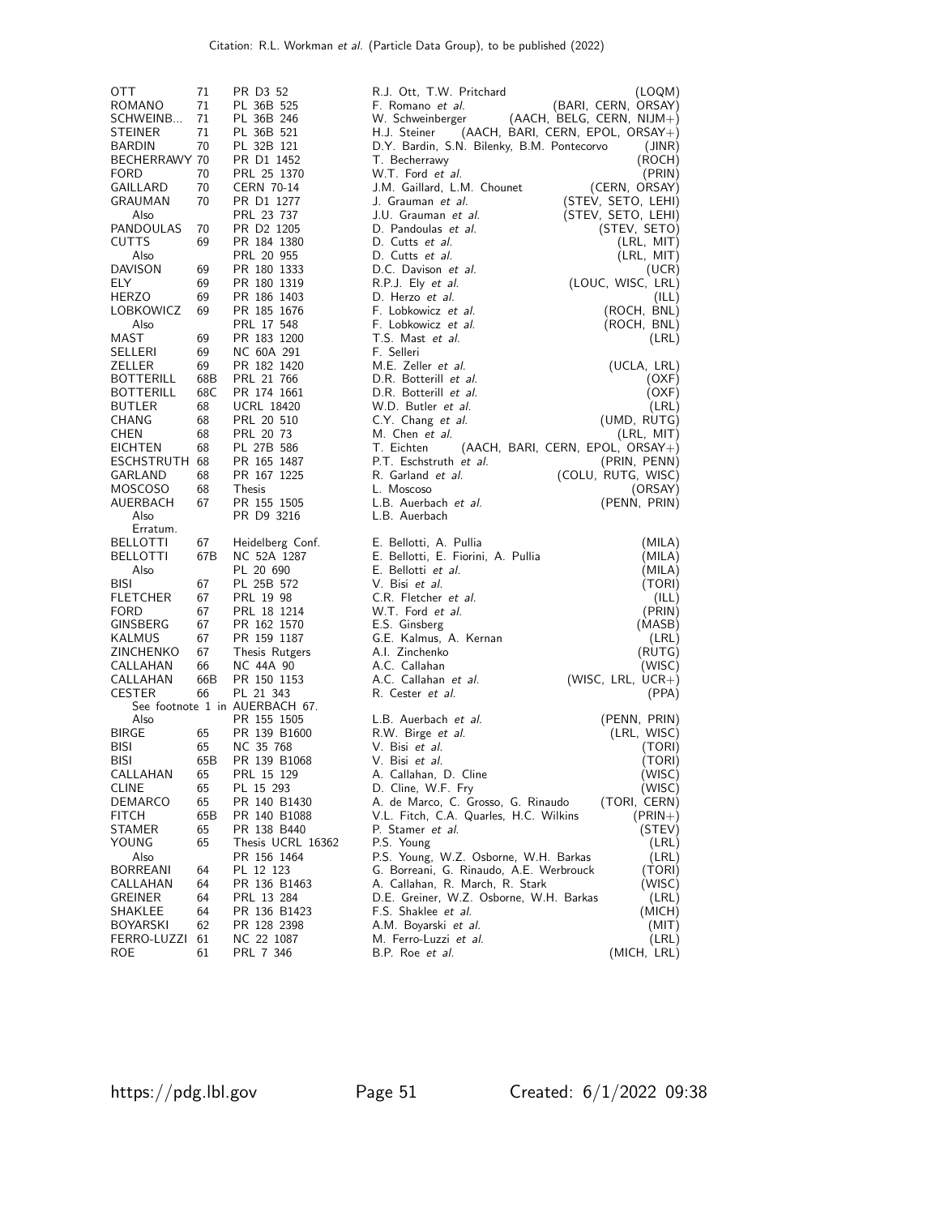| | | | | |
|---|---|---|---|---|
| OTT | 71 | PR D3 52 | R.J. Ott, T.W. Pritchard | (LOQM) |
| ROMANO | 71 | PL 36B 525 | F. Romano *et al.* | (BARI, CERN, ORSAY) |
| SCHWEINB... | 71 | PL 36B 246 | W. Schweinberger | (AACH, BELG, CERN, NIJM+) |
| STEINER | 71 | PL 36B 521 | H.J. Steiner | (AACH, BARI, CERN, EPOL, ORSAY+) |
| BARDIN | 70 | PL 32B 121 | D.Y. Bardin, S.N. Bilenky, B.M. Pontecorvo | (JINR) |
| BECHERRAWY | 70 | PR D1 1452 | T. Becherrawy | (ROCH) |
| FORD | 70 | PRL 25 1370 | W.T. Ford *et al.* | (PRIN) |
| GAILLARD | 70 | CERN 70-14 | J.M. Gaillard, L.M. Chounet | (CERN, ORSAY) |
| GRAUMAN | 70 | PR D1 1277 | J. Grauman *et al.* | (STEV, SETO, LEHI) |
| Also | | PRL 23 737 | J.U. Grauman *et al.* | (STEV, SETO, LEHI) |
| PANDOULAS | 70 | PR D2 1205 | D. Pandoulas *et al.* | (STEV, SETO) |
| CUTTS | 69 | PR 184 1380 | D. Cutts *et al.* | (LRL, MIT) |
| Also | | PRL 20 955 | D. Cutts *et al.* | (LRL, MIT) |
| DAVISON | 69 | PR 180 1333 | D.C. Davison *et al.* | (UCR) |
| ELY | 69 | PR 180 1319 | R.P.J. Ely *et al.* | (LOUC, WISC, LRL) |
| HERZO | 69 | PR 186 1403 | D. Herzo *et al.* | (ILL) |
| LOBKOWICZ | 69 | PR 185 1676 | F. Lobkowicz *et al.* | (ROCH, BNL) |
| Also | | PRL 17 548 | F. Lobkowicz *et al.* | (ROCH, BNL) |
| MAST | 69 | PR 183 1200 | T.S. Mast *et al.* | (LRL) |
| SELLERI | 69 | NC 60A 291 | F. Selleri | |
| ZELLER | 69 | PR 182 1420 | M.E. Zeller *et al.* | (UCLA, LRL) |
| BOTTERILL | 68B | PRL 21 766 | D.R. Botterill *et al.* | (OXF) |
| BOTTERILL | 68C | PR 174 1661 | D.R. Botterill *et al.* | (OXF) |
| BUTLER | 68 | UCRL 18420 | W.D. Butler *et al.* | (LRL) |
| CHANG | 68 | PRL 20 510 | C.Y. Chang *et al.* | (UMD, RUTG) |
| CHEN | 68 | PRL 20 73 | M. Chen *et al.* | (LRL, MIT) |
| EICHTEN | 68 | PL 27B 586 | T. Eichten | (AACH, BARI, CERN, EPOL, ORSAY+) |
| ESCHSTRUTH | 68 | PR 165 1487 | P.T. Eschstruth *et al.* | (PRIN, PENN) |
| GARLAND | 68 | PR 167 1225 | R. Garland *et al.* | (COLU, RUTG, WISC) |
| MOSCOSO | 68 | Thesis | L. Moscoso | (ORSAY) |
| AUERBACH | 67 | PR 155 1505 | L.B. Auerbach *et al.* | (PENN, PRIN) |
| Also | | PR D9 3216 | L.B. Auerbach | |
| Erratum. | | | | |
| BELLOTTI | 67 | Heidelberg Conf. | E. Bellotti, A. Pullia | (MILA) |
| BELLOTTI | 67B | NC 52A 1287 | E. Bellotti, E. Fiorini, A. Pullia | (MILA) |
| Also | | PL 20 690 | E. Bellotti *et al.* | (MILA) |
| BISI | 67 | PL 25B 572 | V. Bisi *et al.* | (TORI) |
| FLETCHER | 67 | PRL 19 98 | C.R. Fletcher *et al.* | (ILL) |
| FORD | 67 | PRL 18 1214 | W.T. Ford *et al.* | (PRIN) |
| GINSBERG | 67 | PR 162 1570 | E.S. Ginsberg | (MASB) |
| KALMUS | 67 | PR 159 1187 | G.E. Kalmus, A. Kernan | (LRL) |
| ZINCHENKO | 67 | Thesis Rutgers | A.I. Zinchenko | (RUTG) |
| CALLAHAN | 66 | NC 44A 90 | A.C. Callahan | (WISC) |
| CALLAHAN | 66B | PR 150 1153 | A.C. Callahan *et al.* | (WISC, LRL, UCR+) |
| CESTER | 66 | PL 21 343 | R. Cester *et al.* | (PPA) |
| See footnote 1 in AUERBACH 67. | | | | |
| Also | | PR 155 1505 | L.B. Auerbach *et al.* | (PENN, PRIN) |
| BIRGE | 65 | PR 139 B1600 | R.W. Birge *et al.* | (LRL, WISC) |
| BISI | 65 | NC 35 768 | V. Bisi *et al.* | (TORI) |
| BISI | 65B | PR 139 B1068 | V. Bisi *et al.* | (TORI) |
| CALLAHAN | 65 | PRL 15 129 | A. Callahan, D. Cline | (WISC) |
| CLINE | 65 | PL 15 293 | D. Cline, W.F. Fry | (WISC) |
| DEMARCO | 65 | PR 140 B1430 | A. de Marco, C. Grosso, G. Rinaudo | (TORI, CERN) |
| FITCH | 65B | PR 140 B1088 | V.L. Fitch, C.A. Quarles, H.C. Wilkins | (PRIN+) |
| STAMER | 65 | PR 138 B440 | P. Stamer *et al.* | (STEV) |
| YOUNG | 65 | Thesis UCRL 16362 | P.S. Young | (LRL) |
| Also | | PR 156 1464 | P.S. Young, W.Z. Osborne, W.H. Barkas | (LRL) |
| BORREANI | 64 | PL 12 123 | G. Borreani, G. Rinaudo, A.E. Werbrouck | (TORI) |
| CALLAHAN | 64 | PR 136 B1463 | A. Callahan, R. March, R. Stark | (WISC) |
| GREINER | 64 | PRL 13 284 | D.E. Greiner, W.Z. Osborne, W.H. Barkas | (LRL) |
| SHAKLEE | 64 | PR 136 B1423 | F.S. Shaklee *et al.* | (MICH) |
| BOYARSKI | 62 | PR 128 2398 | A.M. Boyarski *et al.* | (MIT) |
| FERRO-LUZZI | 61 | NC 22 1087 | M. Ferro-Luzzi *et al.* | (LRL) |
| ROE | 61 | PRL 7 346 | B.P. Roe *et al.* | (MICH, LRL) |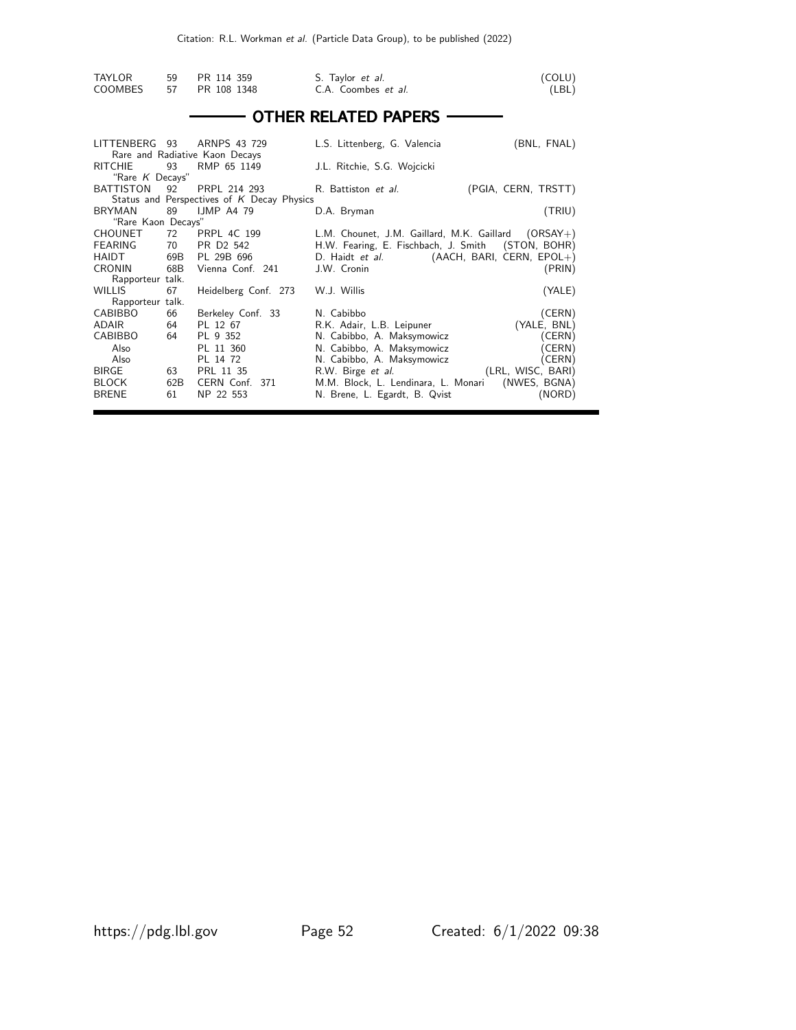| | | | | |
|---|---|---|---|---|
| TAYLOR | 59 | PR 114 359 | S. Taylor *et al.* | (COLU) |
| COOMBES | 57 | PR 108 1348 | C.A. Coombes *et al.* | (LBL) |

## OTHER RELATED PAPERS

| | | | | |
|---|---|---|---|---|
| LITTENBERG | 93 | ARNPS 43 729 | L.S. Littenberg, G. Valencia | (BNL, FNAL) |
| Rare and Radiative Kaon Decays | | | | |
| RITCHIE | 93 | RMP 65 1149 | J.L. Ritchie, S.G. Wojcicki | |
| "Rare *K* Decays" | | | | |
| BATTISTON | 92 | PRPL 214 293 | R. Battiston *et al.* | (PGIA, CERN, TRSTT) |
| Status and Perspectives of *K* Decay Physics | | | | |
| BRYMAN | 89 | IJMP A4 79 | D.A. Bryman | (TRIU) |
| "Rare Kaon Decays" | | | | |
| CHOUNET | 72 | PRPL 4C 199 | L.M. Chounet, J.M. Gaillard, M.K. Gaillard | (ORSAY+) |
| FEARING | 70 | PR D2 542 | H.W. Fearing, E. Fischbach, J. Smith | (STON, BOHR) |
| HAIDT | 69B | PL 29B 696 | D. Haidt *et al.* | (AACH, BARI, CERN, EPOL+) |
| CRONIN | 68B | Vienna Conf. 241 | J.W. Cronin | (PRIN) |
| Rapporteur talk. | | | | |
| WILLIS | 67 | Heidelberg Conf. 273 | W.J. Willis | (YALE) |
| Rapporteur talk. | | | | |
| CABIBBO | 66 | Berkeley Conf. 33 | N. Cabibbo | (CERN) |
| ADAIR | 64 | PL 12 67 | R.K. Adair, L.B. Leipuner | (YALE, BNL) |
| CABIBBO | 64 | PL 9 352 | N. Cabibbo, A. Maksymowicz | (CERN) |
| Also | | PL 11 360 | N. Cabibbo, A. Maksymowicz | (CERN) |
| Also | | PL 14 72 | N. Cabibbo, A. Maksymowicz | (CERN) |
| BIRGE | 63 | PRL 11 35 | R.W. Birge *et al.* | (LRL, WISC, BARI) |
| BLOCK | 62B | CERN Conf. 371 | M.M. Block, L. Lendinara, L. Monari | (NWES, BGNA) |
| BRENE | 61 | NP 22 553 | N. Brene, L. Egardt, B. Qvist | (NORD) |